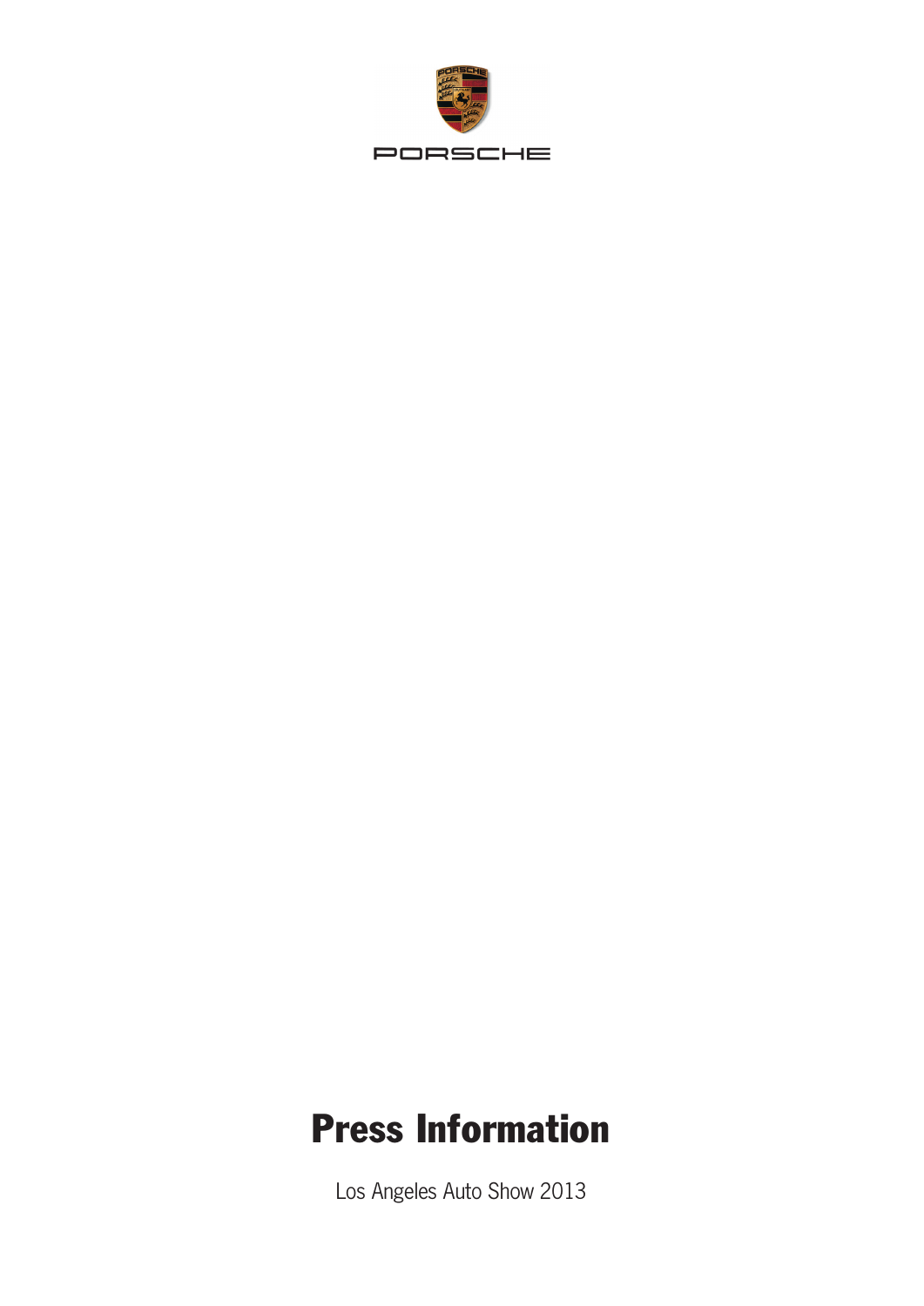PORSCHE

# Press Information

Los Angeles Auto Show 2013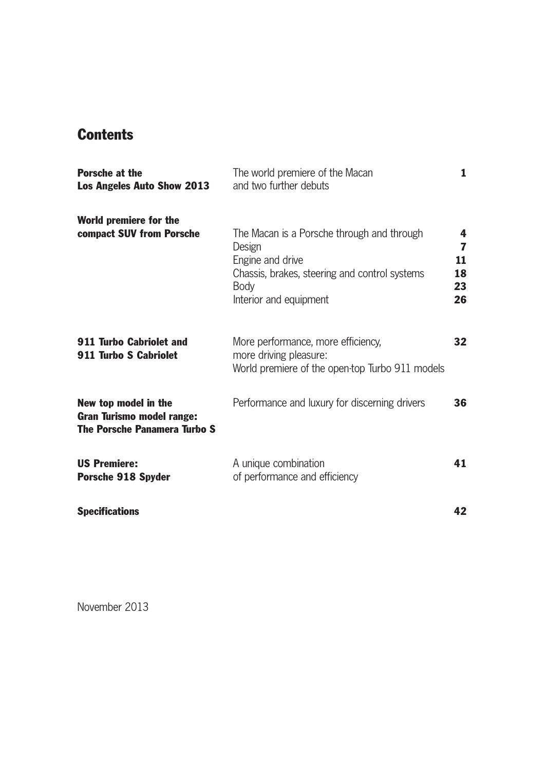# Contents

| | | |
|---|---|---|
| **Porsche at the Los Angeles Auto Show 2013** | The world premiere of the Macan and two further debuts | **1** |
| **World premiere for the compact SUV from Porsche** | The Macan is a Porsche through and through | **4** |
| | Design | **7** |
| | Engine and drive | **11** |
| | Chassis, brakes, steering and control systems | **18** |
| | Body | **23** |
| | Interior and equipment | **26** |
| **911 Turbo Cabriolet and 911 Turbo S Cabriolet** | More performance, more efficiency, more driving pleasure: World premiere of the open-top Turbo 911 models | **32** |
| **New top model in the Gran Turismo model range: The Porsche Panamera Turbo S** | Performance and luxury for discerning drivers | **36** |
| **US Premiere: Porsche 918 Spyder** | A unique combination of performance and efficiency | **41** |
| **Specifications** | | **42** |

November 2013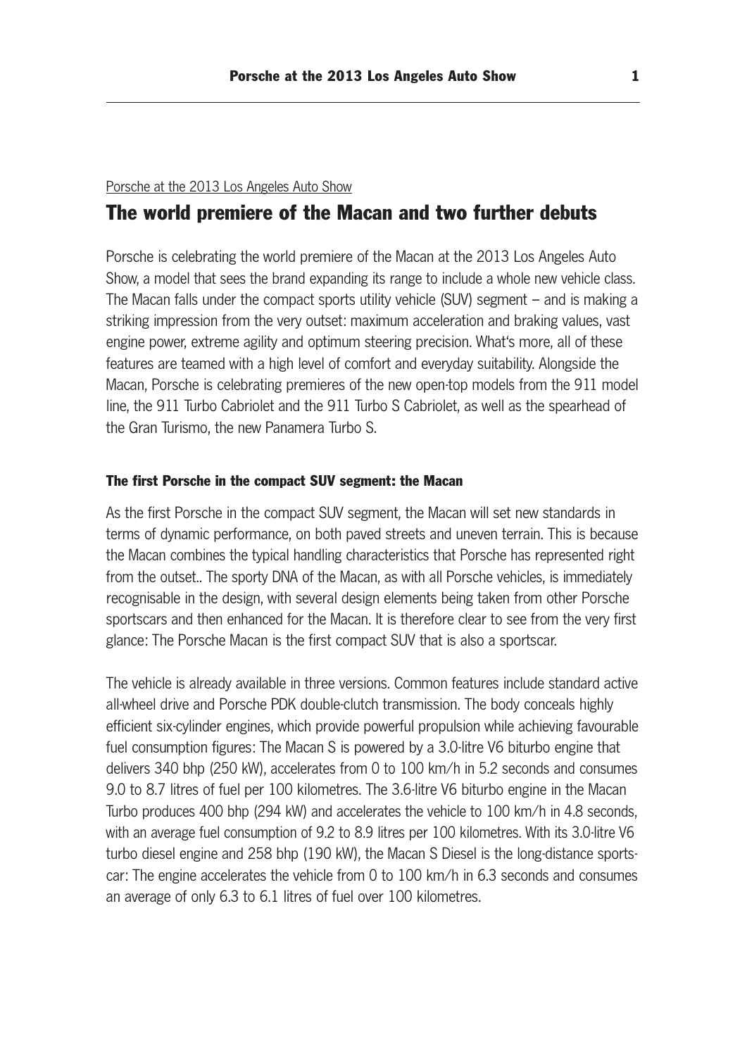Porsche at the 2013 Los Angeles Auto Show

# The world premiere of the Macan and two further debuts

Porsche is celebrating the world premiere of the Macan at the 2013 Los Angeles Auto Show, a model that sees the brand expanding its range to include a whole new vehicle class. The Macan falls under the compact sports utility vehicle (SUV) segment – and is making a striking impression from the very outset: maximum acceleration and braking values, vast engine power, extreme agility and optimum steering precision. What's more, all of these features are teamed with a high level of comfort and everyday suitability. Alongside the Macan, Porsche is celebrating premieres of the new open-top models from the 911 model line, the 911 Turbo Cabriolet and the 911 Turbo S Cabriolet, as well as the spearhead of the Gran Turismo, the new Panamera Turbo S.

## The first Porsche in the compact SUV segment: the Macan

As the first Porsche in the compact SUV segment, the Macan will set new standards in terms of dynamic performance, on both paved streets and uneven terrain. This is because the Macan combines the typical handling characteristics that Porsche has represented right from the outset.. The sporty DNA of the Macan, as with all Porsche vehicles, is immediately recognisable in the design, with several design elements being taken from other Porsche sportscars and then enhanced for the Macan. It is therefore clear to see from the very first glance: The Porsche Macan is the first compact SUV that is also a sportscar.

The vehicle is already available in three versions. Common features include standard active all-wheel drive and Porsche PDK double-clutch transmission. The body conceals highly efficient six-cylinder engines, which provide powerful propulsion while achieving favourable fuel consumption figures: The Macan S is powered by a 3.0-litre V6 biturbo engine that delivers 340 bhp (250 kW), accelerates from 0 to 100 km/h in 5.2 seconds and consumes 9.0 to 8.7 litres of fuel per 100 kilometres. The 3.6-litre V6 biturbo engine in the Macan Turbo produces 400 bhp (294 kW) and accelerates the vehicle to 100 km/h in 4.8 seconds, with an average fuel consumption of 9.2 to 8.9 litres per 100 kilometres. With its 3.0-litre V6 turbo diesel engine and 258 bhp (190 kW), the Macan S Diesel is the long-distance sportscar: The engine accelerates the vehicle from 0 to 100 km/h in 6.3 seconds and consumes an average of only 6.3 to 6.1 litres of fuel over 100 kilometres.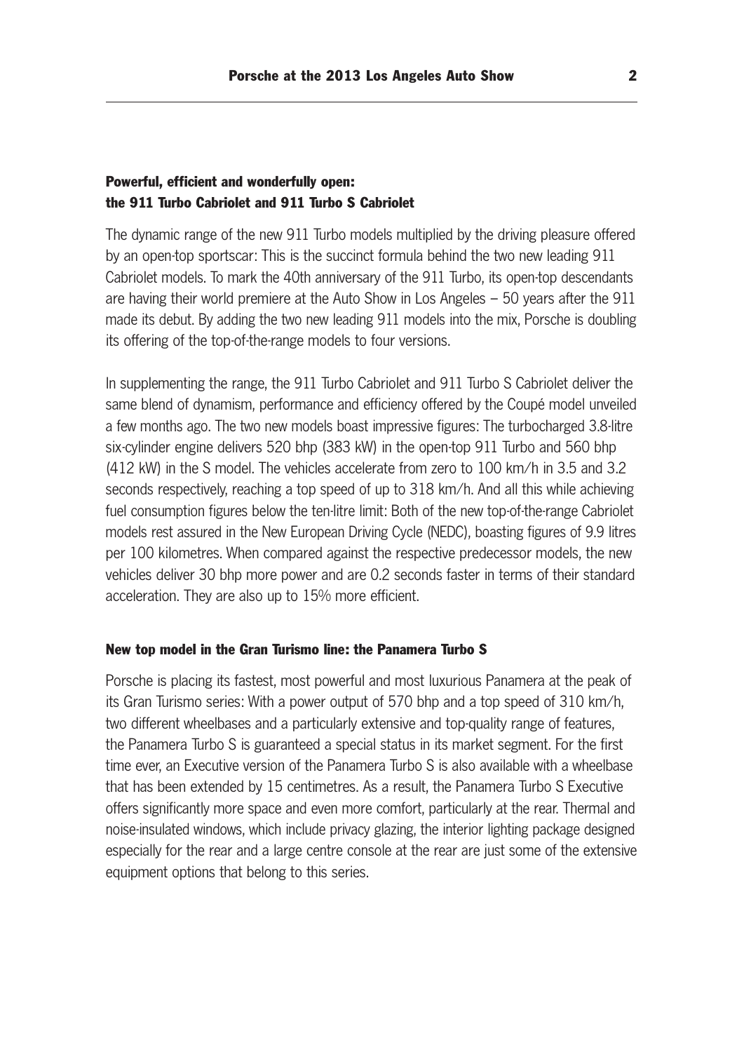## Powerful, efficient and wonderfully open: the 911 Turbo Cabriolet and 911 Turbo S Cabriolet

The dynamic range of the new 911 Turbo models multiplied by the driving pleasure offered by an open-top sportscar: This is the succinct formula behind the two new leading 911 Cabriolet models. To mark the 40th anniversary of the 911 Turbo, its open-top descendants are having their world premiere at the Auto Show in Los Angeles – 50 years after the 911 made its debut. By adding the two new leading 911 models into the mix, Porsche is doubling its offering of the top-of-the-range models to four versions.

In supplementing the range, the 911 Turbo Cabriolet and 911 Turbo S Cabriolet deliver the same blend of dynamism, performance and efficiency offered by the Coupé model unveiled a few months ago. The two new models boast impressive figures: The turbocharged 3.8-litre six-cylinder engine delivers 520 bhp (383 kW) in the open-top 911 Turbo and 560 bhp (412 kW) in the S model. The vehicles accelerate from zero to 100 km/h in 3.5 and 3.2 seconds respectively, reaching a top speed of up to 318 km/h. And all this while achieving fuel consumption figures below the ten-litre limit: Both of the new top-of-the-range Cabriolet models rest assured in the New European Driving Cycle (NEDC), boasting figures of 9.9 litres per 100 kilometres. When compared against the respective predecessor models, the new vehicles deliver 30 bhp more power and are 0.2 seconds faster in terms of their standard acceleration. They are also up to 15% more efficient.

### New top model in the Gran Turismo line: the Panamera Turbo S

Porsche is placing its fastest, most powerful and most luxurious Panamera at the peak of its Gran Turismo series: With a power output of 570 bhp and a top speed of 310 km/h, two different wheelbases and a particularly extensive and top-quality range of features, the Panamera Turbo S is guaranteed a special status in its market segment. For the first time ever, an Executive version of the Panamera Turbo S is also available with a wheelbase that has been extended by 15 centimetres. As a result, the Panamera Turbo S Executive offers significantly more space and even more comfort, particularly at the rear. Thermal and noise-insulated windows, which include privacy glazing, the interior lighting package designed especially for the rear and a large centre console at the rear are just some of the extensive equipment options that belong to this series.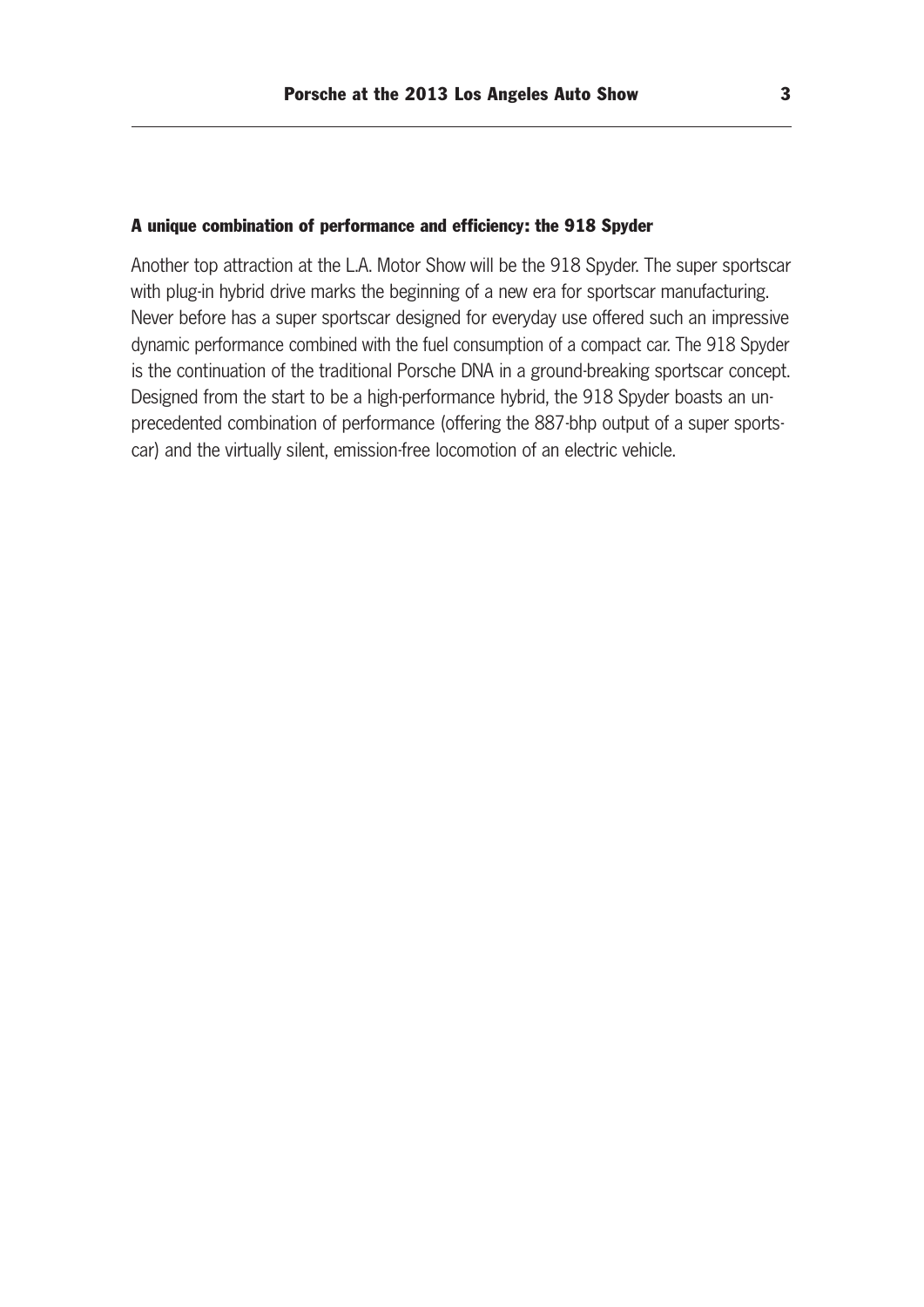### A unique combination of performance and efficiency: the 918 Spyder

Another top attraction at the L.A. Motor Show will be the 918 Spyder. The super sportscar with plug-in hybrid drive marks the beginning of a new era for sportscar manufacturing. Never before has a super sportscar designed for everyday use offered such an impressive dynamic performance combined with the fuel consumption of a compact car. The 918 Spyder is the continuation of the traditional Porsche DNA in a ground-breaking sportscar concept. Designed from the start to be a high-performance hybrid, the 918 Spyder boasts an unprecedented combination of performance (offering the 887-bhp output of a super sportscar) and the virtually silent, emission-free locomotion of an electric vehicle.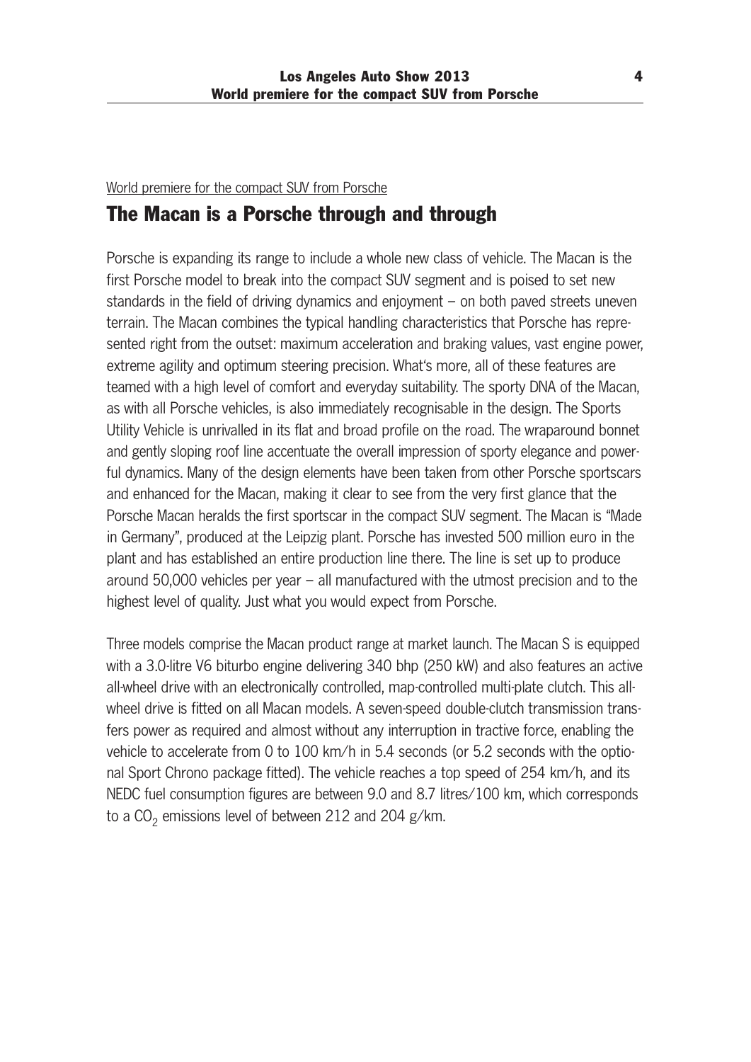World premiere for the compact SUV from Porsche

## The Macan is a Porsche through and through

Porsche is expanding its range to include a whole new class of vehicle. The Macan is the first Porsche model to break into the compact SUV segment and is poised to set new standards in the field of driving dynamics and enjoyment – on both paved streets uneven terrain. The Macan combines the typical handling characteristics that Porsche has represented right from the outset: maximum acceleration and braking values, vast engine power, extreme agility and optimum steering precision. What's more, all of these features are teamed with a high level of comfort and everyday suitability. The sporty DNA of the Macan, as with all Porsche vehicles, is also immediately recognisable in the design. The Sports Utility Vehicle is unrivalled in its flat and broad profile on the road. The wraparound bonnet and gently sloping roof line accentuate the overall impression of sporty elegance and powerful dynamics. Many of the design elements have been taken from other Porsche sportscars and enhanced for the Macan, making it clear to see from the very first glance that the Porsche Macan heralds the first sportscar in the compact SUV segment. The Macan is "Made in Germany", produced at the Leipzig plant. Porsche has invested 500 million euro in the plant and has established an entire production line there. The line is set up to produce around 50,000 vehicles per year – all manufactured with the utmost precision and to the highest level of quality. Just what you would expect from Porsche.

Three models comprise the Macan product range at market launch. The Macan S is equipped with a 3.0-litre V6 biturbo engine delivering 340 bhp (250 kW) and also features an active all-wheel drive with an electronically controlled, map-controlled multi-plate clutch. This all-wheel drive is fitted on all Macan models. A seven-speed double-clutch transmission transfers power as required and almost without any interruption in tractive force, enabling the vehicle to accelerate from 0 to 100 km/h in 5.4 seconds (or 5.2 seconds with the optional Sport Chrono package fitted). The vehicle reaches a top speed of 254 km/h, and its NEDC fuel consumption figures are between 9.0 and 8.7 litres/100 km, which corresponds to a $CO_2$ emissions level of between 212 and 204 g/km.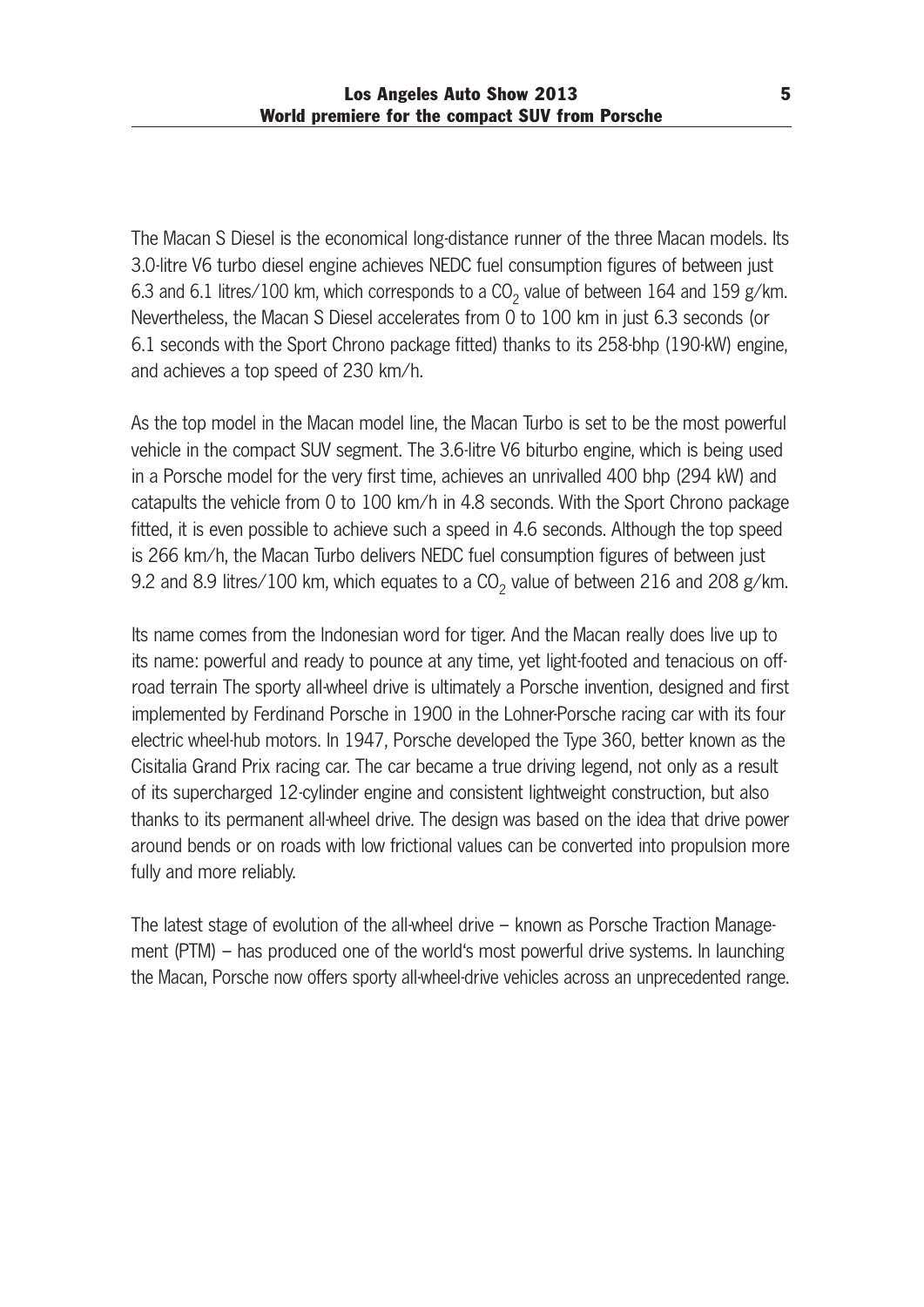The Macan S Diesel is the economical long-distance runner of the three Macan models. Its 3.0-litre V6 turbo diesel engine achieves NEDC fuel consumption figures of between just 6.3 and 6.1 litres/100 km, which corresponds to a $CO_2$ value of between 164 and 159 g/km. Nevertheless, the Macan S Diesel accelerates from 0 to 100 km in just 6.3 seconds (or 6.1 seconds with the Sport Chrono package fitted) thanks to its 258-bhp (190-kW) engine, and achieves a top speed of 230 km/h.

As the top model in the Macan model line, the Macan Turbo is set to be the most powerful vehicle in the compact SUV segment. The 3.6-litre V6 biturbo engine, which is being used in a Porsche model for the very first time, achieves an unrivalled 400 bhp (294 kW) and catapults the vehicle from 0 to 100 km/h in 4.8 seconds. With the Sport Chrono package fitted, it is even possible to achieve such a speed in 4.6 seconds. Although the top speed is 266 km/h, the Macan Turbo delivers NEDC fuel consumption figures of between just 9.2 and 8.9 litres/100 km, which equates to a $CO_2$ value of between 216 and 208 g/km.

Its name comes from the Indonesian word for tiger. And the Macan really does live up to its name: powerful and ready to pounce at any time, yet light-footed and tenacious on off-road terrain The sporty all-wheel drive is ultimately a Porsche invention, designed and first implemented by Ferdinand Porsche in 1900 in the Lohner-Porsche racing car with its four electric wheel-hub motors. In 1947, Porsche developed the Type 360, better known as the Cisitalia Grand Prix racing car. The car became a true driving legend, not only as a result of its supercharged 12-cylinder engine and consistent lightweight construction, but also thanks to its permanent all-wheel drive. The design was based on the idea that drive power around bends or on roads with low frictional values can be converted into propulsion more fully and more reliably.

The latest stage of evolution of the all-wheel drive – known as Porsche Traction Management (PTM) – has produced one of the world's most powerful drive systems. In launching the Macan, Porsche now offers sporty all-wheel-drive vehicles across an unprecedented range.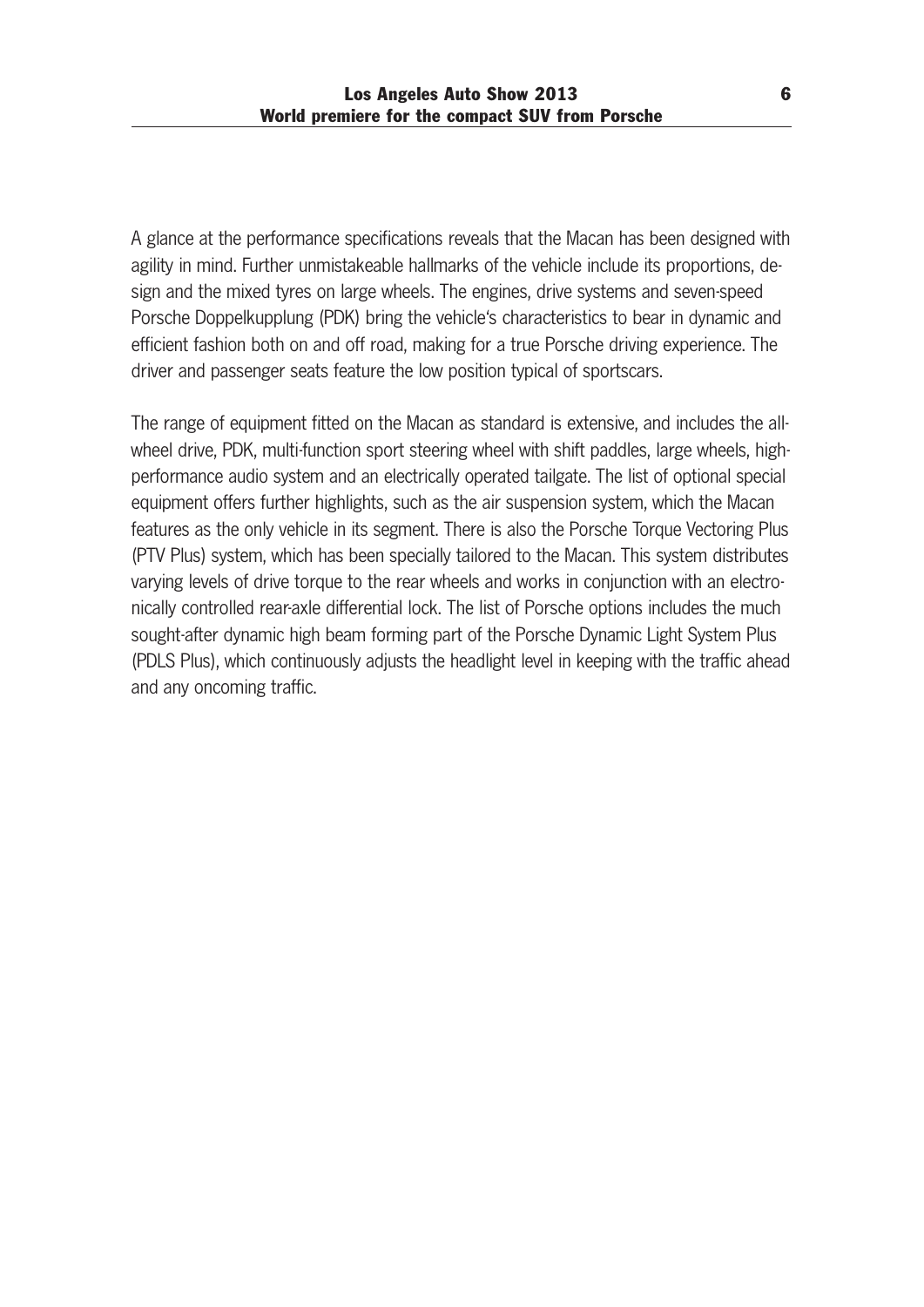A glance at the performance specifications reveals that the Macan has been designed with agility in mind. Further unmistakeable hallmarks of the vehicle include its proportions, design and the mixed tyres on large wheels. The engines, drive systems and seven-speed Porsche Doppelkupplung (PDK) bring the vehicle's characteristics to bear in dynamic and efficient fashion both on and off road, making for a true Porsche driving experience. The driver and passenger seats feature the low position typical of sportscars.

The range of equipment fitted on the Macan as standard is extensive, and includes the all-wheel drive, PDK, multi-function sport steering wheel with shift paddles, large wheels, high-performance audio system and an electrically operated tailgate. The list of optional special equipment offers further highlights, such as the air suspension system, which the Macan features as the only vehicle in its segment. There is also the Porsche Torque Vectoring Plus (PTV Plus) system, which has been specially tailored to the Macan. This system distributes varying levels of drive torque to the rear wheels and works in conjunction with an electronically controlled rear-axle differential lock. The list of Porsche options includes the much sought-after dynamic high beam forming part of the Porsche Dynamic Light System Plus (PDLS Plus), which continuously adjusts the headlight level in keeping with the traffic ahead and any oncoming traffic.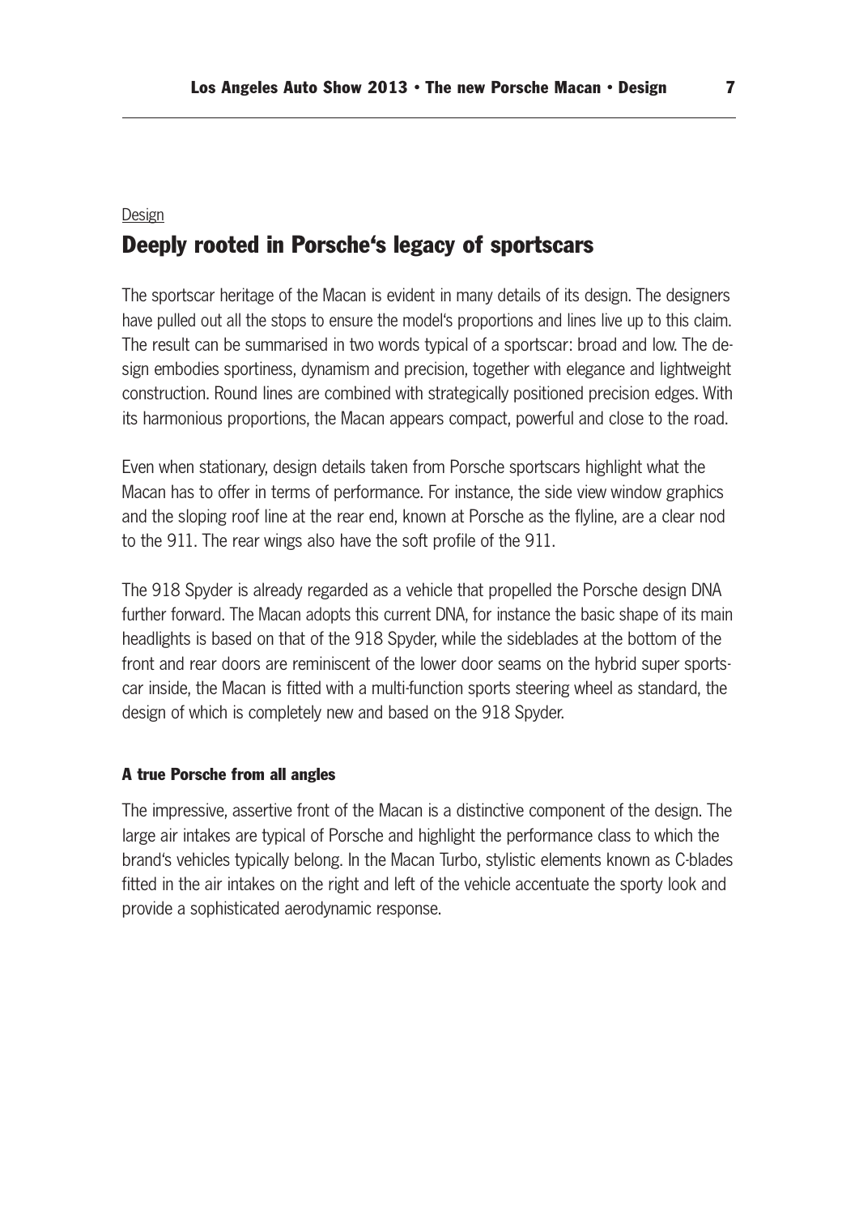Design

## Deeply rooted in Porsche‘s legacy of sportscars

The sportscar heritage of the Macan is evident in many details of its design. The designers have pulled out all the stops to ensure the model‘s proportions and lines live up to this claim. The result can be summarised in two words typical of a sportscar: broad and low. The design embodies sportiness, dynamism and precision, together with elegance and lightweight construction. Round lines are combined with strategically positioned precision edges. With its harmonious proportions, the Macan appears compact, powerful and close to the road.

Even when stationary, design details taken from Porsche sportscars highlight what the Macan has to offer in terms of performance. For instance, the side view window graphics and the sloping roof line at the rear end, known at Porsche as the flyline, are a clear nod to the 911. The rear wings also have the soft profile of the 911.

The 918 Spyder is already regarded as a vehicle that propelled the Porsche design DNA further forward. The Macan adopts this current DNA, for instance the basic shape of its main headlights is based on that of the 918 Spyder, while the sideblades at the bottom of the front and rear doors are reminiscent of the lower door seams on the hybrid super sportscar inside, the Macan is fitted with a multi-function sports steering wheel as standard, the design of which is completely new and based on the 918 Spyder.

### A true Porsche from all angles

The impressive, assertive front of the Macan is a distinctive component of the design. The large air intakes are typical of Porsche and highlight the performance class to which the brand‘s vehicles typically belong. In the Macan Turbo, stylistic elements known as C-blades fitted in the air intakes on the right and left of the vehicle accentuate the sporty look and provide a sophisticated aerodynamic response.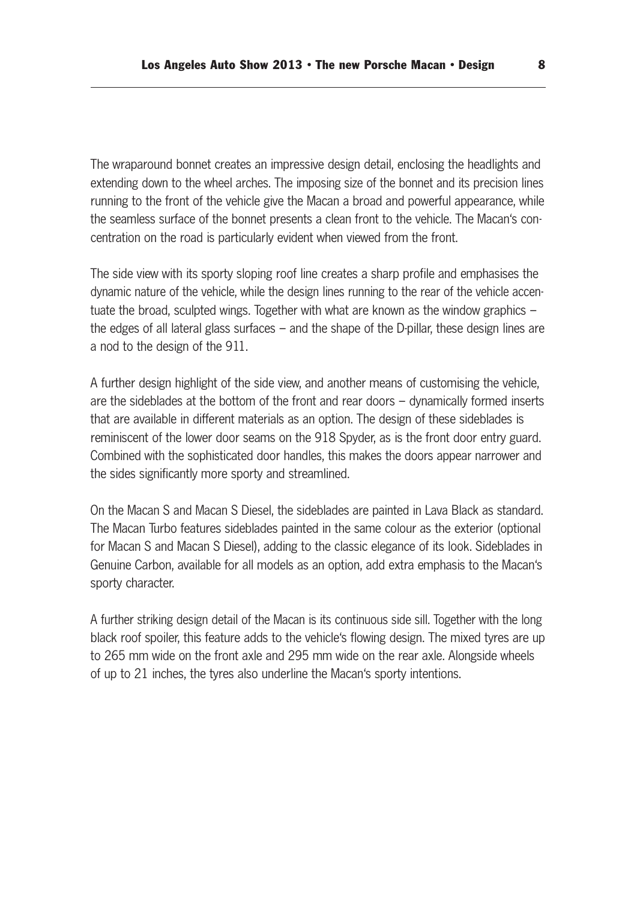The wraparound bonnet creates an impressive design detail, enclosing the headlights and extending down to the wheel arches. The imposing size of the bonnet and its precision lines running to the front of the vehicle give the Macan a broad and powerful appearance, while the seamless surface of the bonnet presents a clean front to the vehicle. The Macan's concentration on the road is particularly evident when viewed from the front.

The side view with its sporty sloping roof line creates a sharp profile and emphasises the dynamic nature of the vehicle, while the design lines running to the rear of the vehicle accentuate the broad, sculpted wings. Together with what are known as the window graphics – the edges of all lateral glass surfaces – and the shape of the D-pillar, these design lines are a nod to the design of the 911.

A further design highlight of the side view, and another means of customising the vehicle, are the sideblades at the bottom of the front and rear doors – dynamically formed inserts that are available in different materials as an option. The design of these sideblades is reminiscent of the lower door seams on the 918 Spyder, as is the front door entry guard. Combined with the sophisticated door handles, this makes the doors appear narrower and the sides significantly more sporty and streamlined.

On the Macan S and Macan S Diesel, the sideblades are painted in Lava Black as standard. The Macan Turbo features sideblades painted in the same colour as the exterior (optional for Macan S and Macan S Diesel), adding to the classic elegance of its look. Sideblades in Genuine Carbon, available for all models as an option, add extra emphasis to the Macan's sporty character.

A further striking design detail of the Macan is its continuous side sill. Together with the long black roof spoiler, this feature adds to the vehicle's flowing design. The mixed tyres are up to 265 mm wide on the front axle and 295 mm wide on the rear axle. Alongside wheels of up to 21 inches, the tyres also underline the Macan's sporty intentions.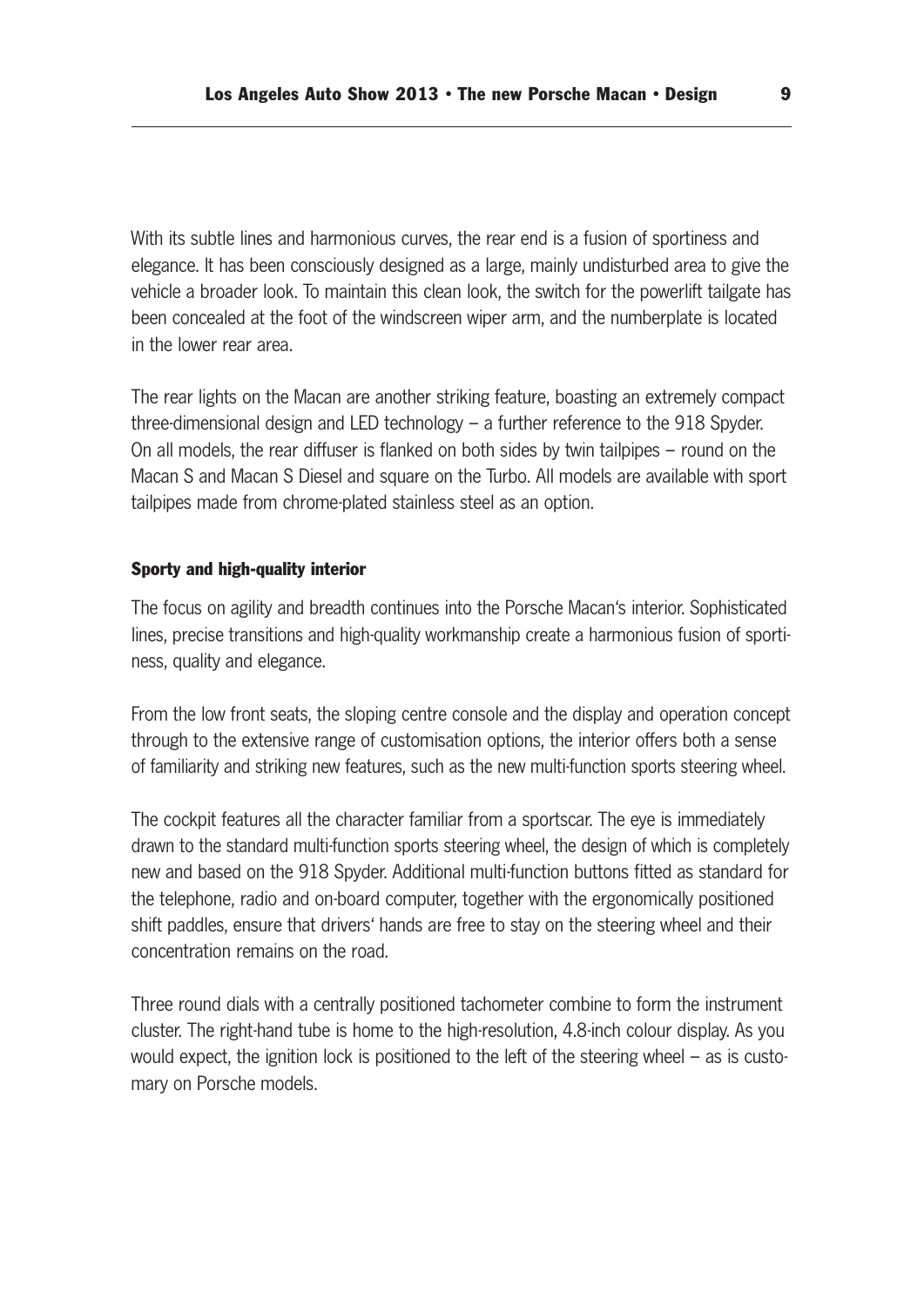With its subtle lines and harmonious curves, the rear end is a fusion of sportiness and elegance. It has been consciously designed as a large, mainly undisturbed area to give the vehicle a broader look. To maintain this clean look, the switch for the powerlift tailgate has been concealed at the foot of the windscreen wiper arm, and the numberplate is located in the lower rear area.

The rear lights on the Macan are another striking feature, boasting an extremely compact three-dimensional design and LED technology – a further reference to the 918 Spyder. On all models, the rear diffuser is flanked on both sides by twin tailpipes – round on the Macan S and Macan S Diesel and square on the Turbo. All models are available with sport tailpipes made from chrome-plated stainless steel as an option.

## Sporty and high-quality interior

The focus on agility and breadth continues into the Porsche Macan's interior. Sophisticated lines, precise transitions and high-quality workmanship create a harmonious fusion of sportiness, quality and elegance.

From the low front seats, the sloping centre console and the display and operation concept through to the extensive range of customisation options, the interior offers both a sense of familiarity and striking new features, such as the new multi-function sports steering wheel.

The cockpit features all the character familiar from a sportscar. The eye is immediately drawn to the standard multi-function sports steering wheel, the design of which is completely new and based on the 918 Spyder. Additional multi-function buttons fitted as standard for the telephone, radio and on-board computer, together with the ergonomically positioned shift paddles, ensure that drivers' hands are free to stay on the steering wheel and their concentration remains on the road.

Three round dials with a centrally positioned tachometer combine to form the instrument cluster. The right-hand tube is home to the high-resolution, 4.8-inch colour display. As you would expect, the ignition lock is positioned to the left of the steering wheel – as is customary on Porsche models.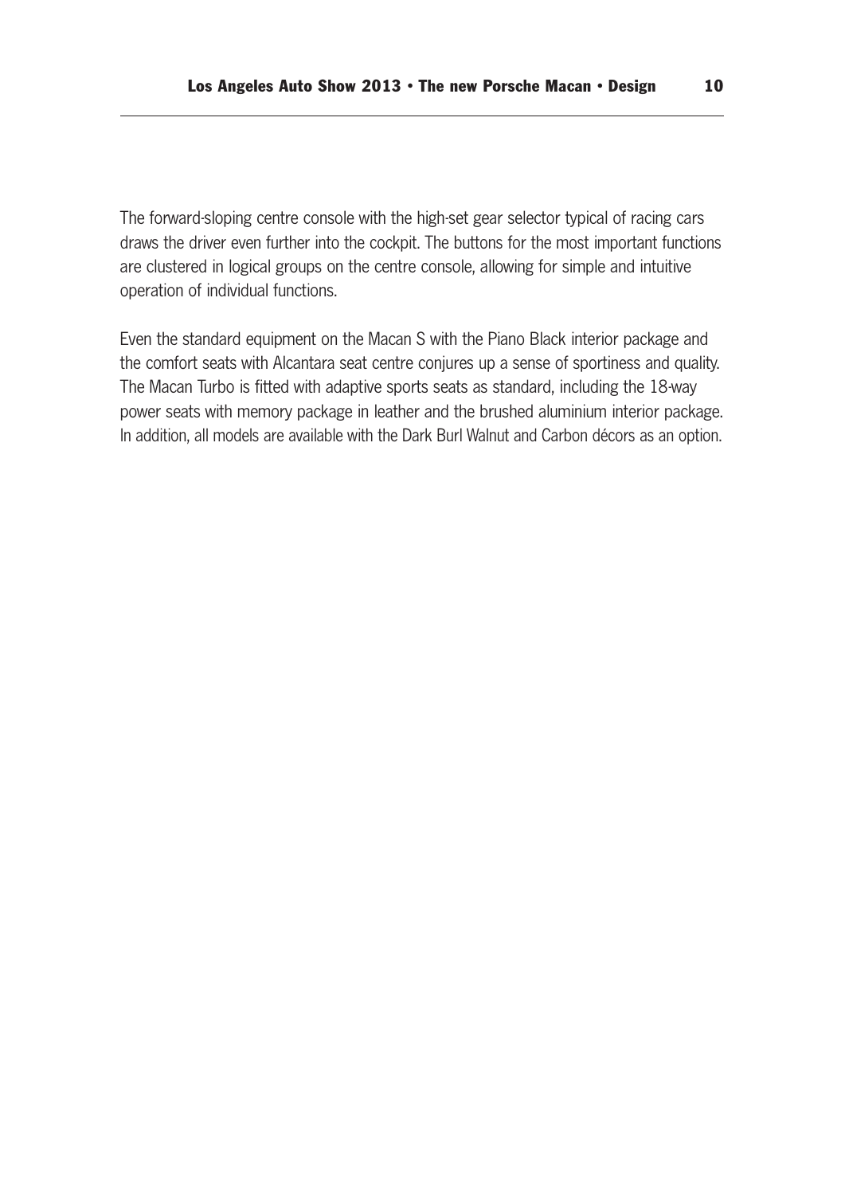The forward-sloping centre console with the high-set gear selector typical of racing cars draws the driver even further into the cockpit. The buttons for the most important functions are clustered in logical groups on the centre console, allowing for simple and intuitive operation of individual functions.

Even the standard equipment on the Macan S with the Piano Black interior package and the comfort seats with Alcantara seat centre conjures up a sense of sportiness and quality. The Macan Turbo is fitted with adaptive sports seats as standard, including the 18-way power seats with memory package in leather and the brushed aluminium interior package. In addition, all models are available with the Dark Burl Walnut and Carbon décors as an option.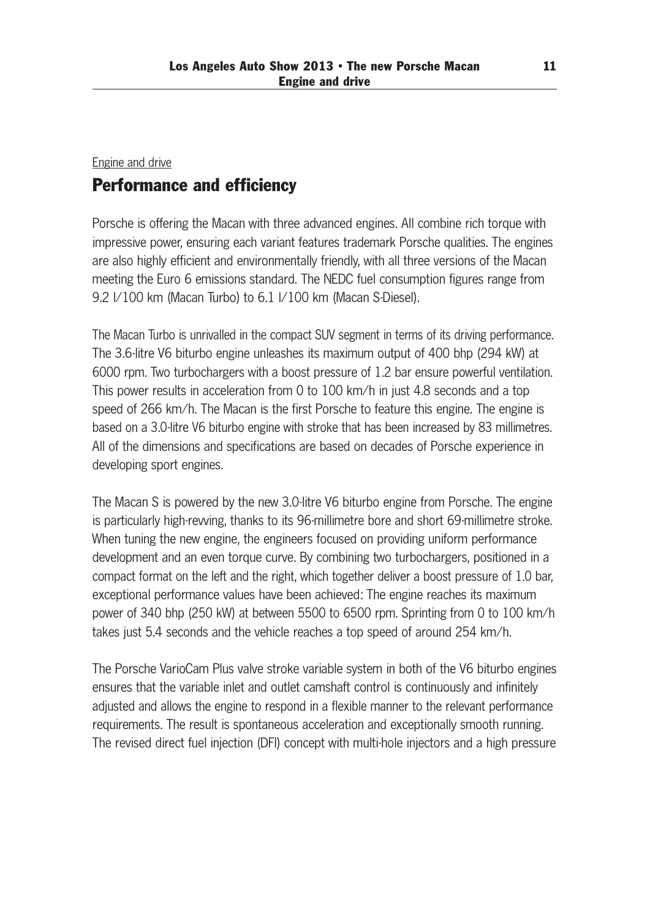Engine and drive

## Performance and efficiency

Porsche is offering the Macan with three advanced engines. All combine rich torque with impressive power, ensuring each variant features trademark Porsche qualities. The engines are also highly efficient and environmentally friendly, with all three versions of the Macan meeting the Euro 6 emissions standard. The NEDC fuel consumption figures range from 9.2 l/100 km (Macan Turbo) to 6.1 l/100 km (Macan S-Diesel).

The Macan Turbo is unrivalled in the compact SUV segment in terms of its driving performance. The 3.6-litre V6 biturbo engine unleashes its maximum output of 400 bhp (294 kW) at 6000 rpm. Two turbochargers with a boost pressure of 1.2 bar ensure powerful ventilation. This power results in acceleration from 0 to 100 km/h in just 4.8 seconds and a top speed of 266 km/h. The Macan is the first Porsche to feature this engine. The engine is based on a 3.0-litre V6 biturbo engine with stroke that has been increased by 83 millimetres. All of the dimensions and specifications are based on decades of Porsche experience in developing sport engines.

The Macan S is powered by the new 3.0-litre V6 biturbo engine from Porsche. The engine is particularly high-revving, thanks to its 96-millimetre bore and short 69-millimetre stroke. When tuning the new engine, the engineers focused on providing uniform performance development and an even torque curve. By combining two turbochargers, positioned in a compact format on the left and the right, which together deliver a boost pressure of 1.0 bar, exceptional performance values have been achieved: The engine reaches its maximum power of 340 bhp (250 kW) at between 5500 to 6500 rpm. Sprinting from 0 to 100 km/h takes just 5.4 seconds and the vehicle reaches a top speed of around 254 km/h.

The Porsche VarioCam Plus valve stroke variable system in both of the V6 biturbo engines ensures that the variable inlet and outlet camshaft control is continuously and infinitely adjusted and allows the engine to respond in a flexible manner to the relevant performance requirements. The result is spontaneous acceleration and exceptionally smooth running. The revised direct fuel injection (DFI) concept with multi-hole injectors and a high pressure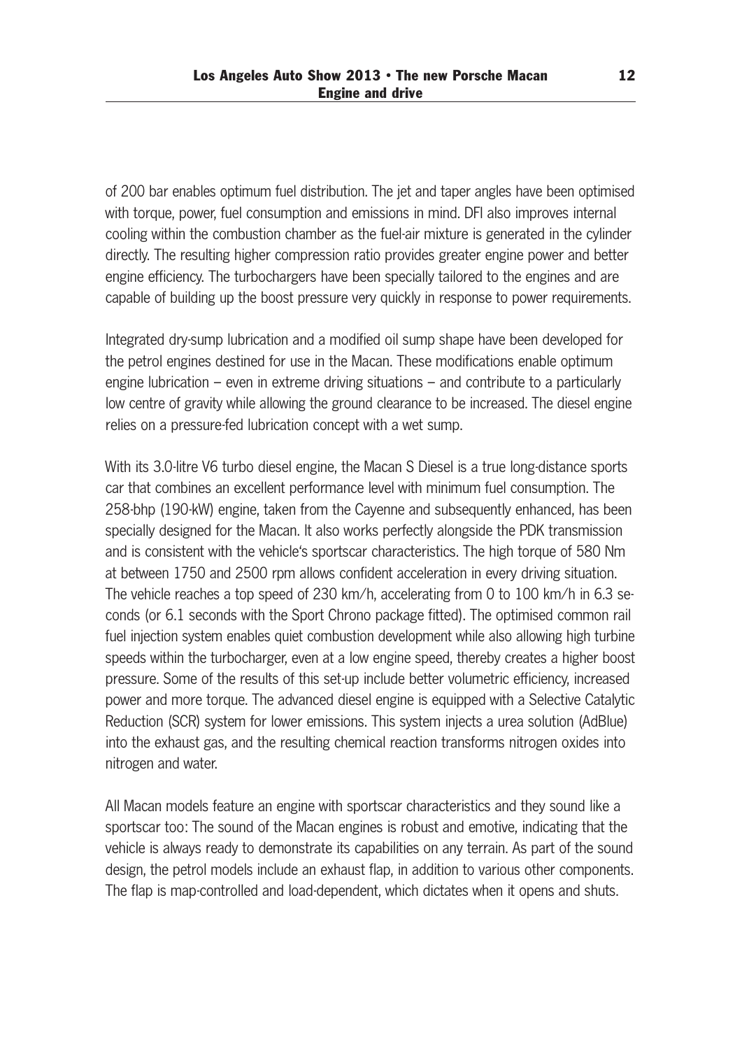of 200 bar enables optimum fuel distribution. The jet and taper angles have been optimised with torque, power, fuel consumption and emissions in mind. DFI also improves internal cooling within the combustion chamber as the fuel-air mixture is generated in the cylinder directly. The resulting higher compression ratio provides greater engine power and better engine efficiency. The turbochargers have been specially tailored to the engines and are capable of building up the boost pressure very quickly in response to power requirements.

Integrated dry-sump lubrication and a modified oil sump shape have been developed for the petrol engines destined for use in the Macan. These modifications enable optimum engine lubrication – even in extreme driving situations – and contribute to a particularly low centre of gravity while allowing the ground clearance to be increased. The diesel engine relies on a pressure-fed lubrication concept with a wet sump.

With its 3.0-litre V6 turbo diesel engine, the Macan S Diesel is a true long-distance sports car that combines an excellent performance level with minimum fuel consumption. The 258-bhp (190-kW) engine, taken from the Cayenne and subsequently enhanced, has been specially designed for the Macan. It also works perfectly alongside the PDK transmission and is consistent with the vehicle's sportscar characteristics. The high torque of 580 Nm at between 1750 and 2500 rpm allows confident acceleration in every driving situation. The vehicle reaches a top speed of 230 km/h, accelerating from 0 to 100 km/h in 6.3 seconds (or 6.1 seconds with the Sport Chrono package fitted). The optimised common rail fuel injection system enables quiet combustion development while also allowing high turbine speeds within the turbocharger, even at a low engine speed, thereby creates a higher boost pressure. Some of the results of this set-up include better volumetric efficiency, increased power and more torque. The advanced diesel engine is equipped with a Selective Catalytic Reduction (SCR) system for lower emissions. This system injects a urea solution (AdBlue) into the exhaust gas, and the resulting chemical reaction transforms nitrogen oxides into nitrogen and water.

All Macan models feature an engine with sportscar characteristics and they sound like a sportscar too: The sound of the Macan engines is robust and emotive, indicating that the vehicle is always ready to demonstrate its capabilities on any terrain. As part of the sound design, the petrol models include an exhaust flap, in addition to various other components. The flap is map-controlled and load-dependent, which dictates when it opens and shuts.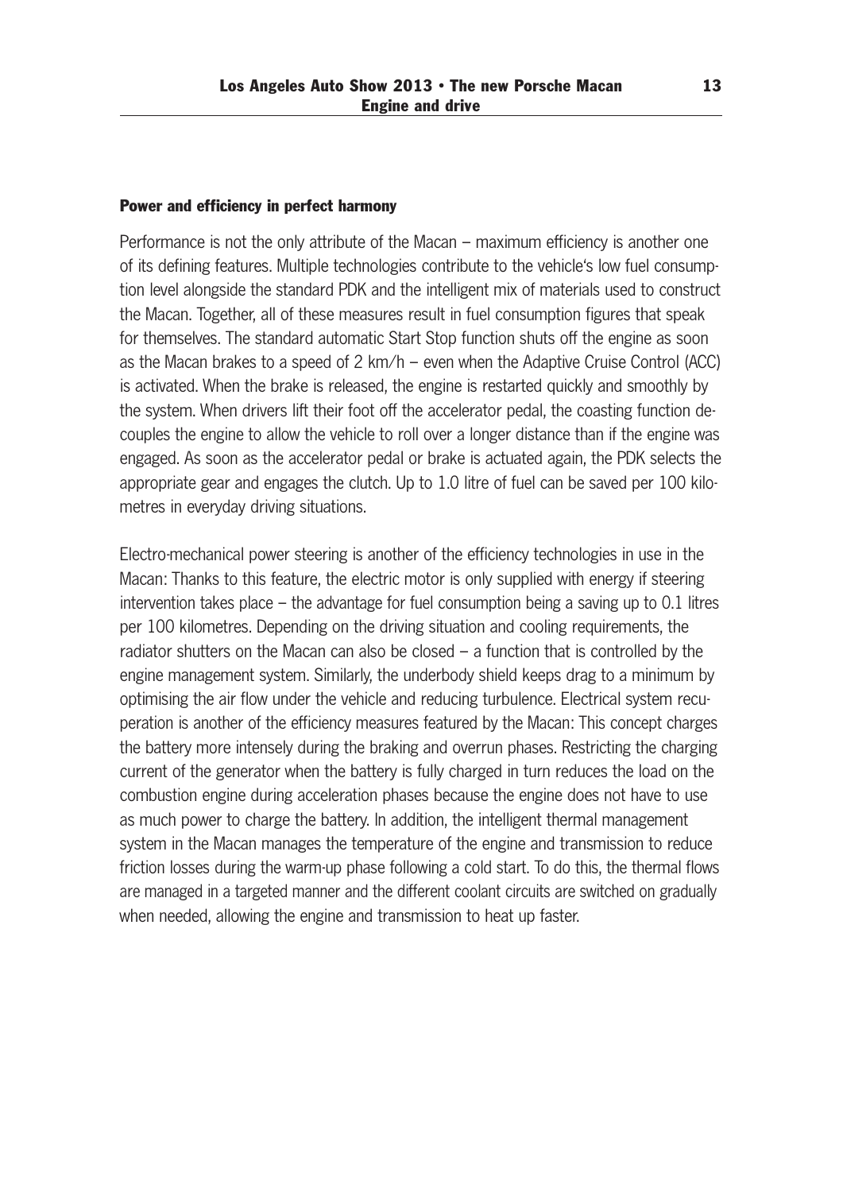## Power and efficiency in perfect harmony

Performance is not the only attribute of the Macan – maximum efficiency is another one of its defining features. Multiple technologies contribute to the vehicle's low fuel consumption level alongside the standard PDK and the intelligent mix of materials used to construct the Macan. Together, all of these measures result in fuel consumption figures that speak for themselves. The standard automatic Start Stop function shuts off the engine as soon as the Macan brakes to a speed of 2 km/h – even when the Adaptive Cruise Control (ACC) is activated. When the brake is released, the engine is restarted quickly and smoothly by the system. When drivers lift their foot off the accelerator pedal, the coasting function decouples the engine to allow the vehicle to roll over a longer distance than if the engine was engaged. As soon as the accelerator pedal or brake is actuated again, the PDK selects the appropriate gear and engages the clutch. Up to 1.0 litre of fuel can be saved per 100 kilometres in everyday driving situations.

Electro-mechanical power steering is another of the efficiency technologies in use in the Macan: Thanks to this feature, the electric motor is only supplied with energy if steering intervention takes place – the advantage for fuel consumption being a saving up to 0.1 litres per 100 kilometres. Depending on the driving situation and cooling requirements, the radiator shutters on the Macan can also be closed – a function that is controlled by the engine management system. Similarly, the underbody shield keeps drag to a minimum by optimising the air flow under the vehicle and reducing turbulence. Electrical system recuperation is another of the efficiency measures featured by the Macan: This concept charges the battery more intensely during the braking and overrun phases. Restricting the charging current of the generator when the battery is fully charged in turn reduces the load on the combustion engine during acceleration phases because the engine does not have to use as much power to charge the battery. In addition, the intelligent thermal management system in the Macan manages the temperature of the engine and transmission to reduce friction losses during the warm-up phase following a cold start. To do this, the thermal flows are managed in a targeted manner and the different coolant circuits are switched on gradually when needed, allowing the engine and transmission to heat up faster.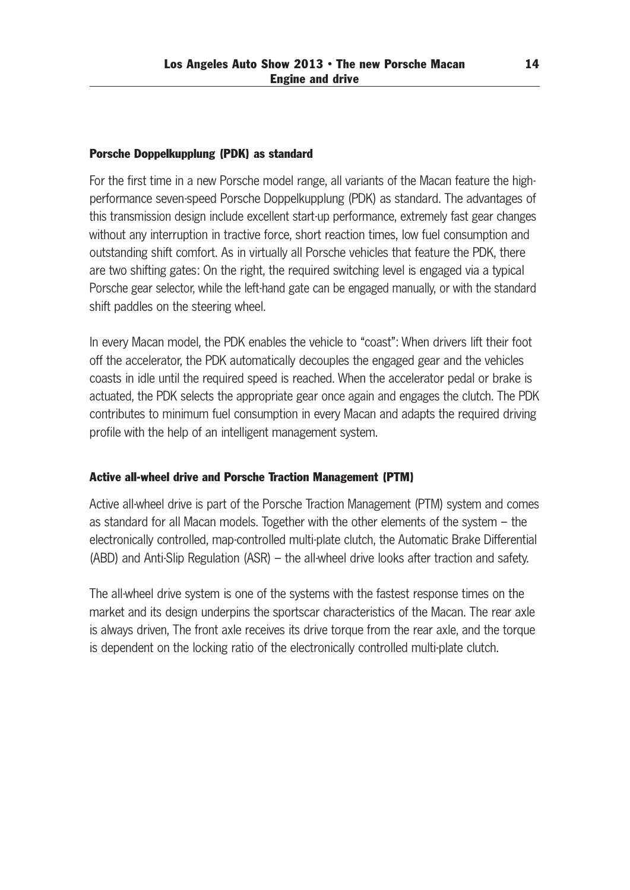### Porsche Doppelkupplung (PDK) as standard

For the first time in a new Porsche model range, all variants of the Macan feature the high-performance seven-speed Porsche Doppelkupplung (PDK) as standard. The advantages of this transmission design include excellent start-up performance, extremely fast gear changes without any interruption in tractive force, short reaction times, low fuel consumption and outstanding shift comfort. As in virtually all Porsche vehicles that feature the PDK, there are two shifting gates: On the right, the required switching level is engaged via a typical Porsche gear selector, while the left-hand gate can be engaged manually, or with the standard shift paddles on the steering wheel.

In every Macan model, the PDK enables the vehicle to "coast": When drivers lift their foot off the accelerator, the PDK automatically decouples the engaged gear and the vehicles coasts in idle until the required speed is reached. When the accelerator pedal or brake is actuated, the PDK selects the appropriate gear once again and engages the clutch. The PDK contributes to minimum fuel consumption in every Macan and adapts the required driving profile with the help of an intelligent management system.

### Active all-wheel drive and Porsche Traction Management (PTM)

Active all-wheel drive is part of the Porsche Traction Management (PTM) system and comes as standard for all Macan models. Together with the other elements of the system – the electronically controlled, map-controlled multi-plate clutch, the Automatic Brake Differential (ABD) and Anti-Slip Regulation (ASR) – the all-wheel drive looks after traction and safety.

The all-wheel drive system is one of the systems with the fastest response times on the market and its design underpins the sportscar characteristics of the Macan. The rear axle is always driven, The front axle receives its drive torque from the rear axle, and the torque is dependent on the locking ratio of the electronically controlled multi-plate clutch.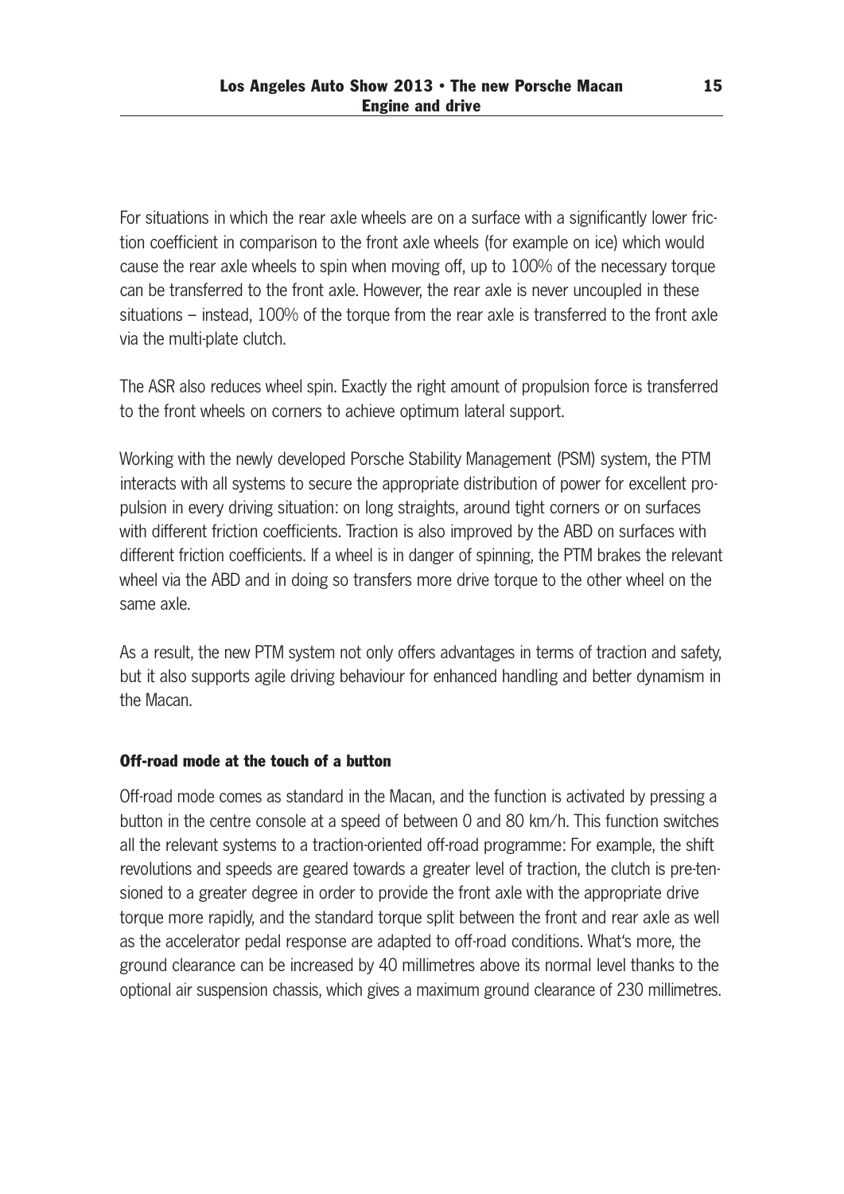For situations in which the rear axle wheels are on a surface with a significantly lower friction coefficient in comparison to the front axle wheels (for example on ice) which would cause the rear axle wheels to spin when moving off, up to 100% of the necessary torque can be transferred to the front axle. However, the rear axle is never uncoupled in these situations – instead, 100% of the torque from the rear axle is transferred to the front axle via the multi-plate clutch.

The ASR also reduces wheel spin. Exactly the right amount of propulsion force is transferred to the front wheels on corners to achieve optimum lateral support.

Working with the newly developed Porsche Stability Management (PSM) system, the PTM interacts with all systems to secure the appropriate distribution of power for excellent propulsion in every driving situation: on long straights, around tight corners or on surfaces with different friction coefficients. Traction is also improved by the ABD on surfaces with different friction coefficients. If a wheel is in danger of spinning, the PTM brakes the relevant wheel via the ABD and in doing so transfers more drive torque to the other wheel on the same axle.

As a result, the new PTM system not only offers advantages in terms of traction and safety, but it also supports agile driving behaviour for enhanced handling and better dynamism in the Macan.

### Off-road mode at the touch of a button

Off-road mode comes as standard in the Macan, and the function is activated by pressing a button in the centre console at a speed of between 0 and 80 km/h. This function switches all the relevant systems to a traction-oriented off-road programme: For example, the shift revolutions and speeds are geared towards a greater level of traction, the clutch is pre-tensioned to a greater degree in order to provide the front axle with the appropriate drive torque more rapidly, and the standard torque split between the front and rear axle as well as the accelerator pedal response are adapted to off-road conditions. What's more, the ground clearance can be increased by 40 millimetres above its normal level thanks to the optional air suspension chassis, which gives a maximum ground clearance of 230 millimetres.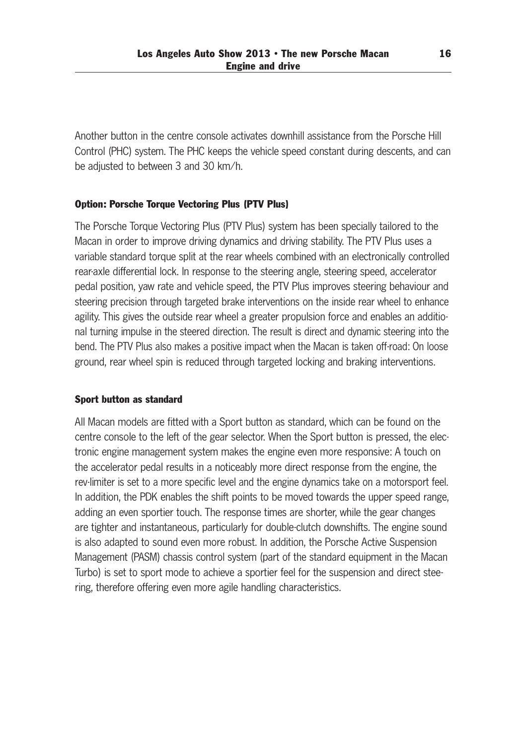Another button in the centre console activates downhill assistance from the Porsche Hill Control (PHC) system. The PHC keeps the vehicle speed constant during descents, and can be adjusted to between 3 and 30 km/h.

### Option: Porsche Torque Vectoring Plus (PTV Plus)

The Porsche Torque Vectoring Plus (PTV Plus) system has been specially tailored to the Macan in order to improve driving dynamics and driving stability. The PTV Plus uses a variable standard torque split at the rear wheels combined with an electronically controlled rear-axle differential lock. In response to the steering angle, steering speed, accelerator pedal position, yaw rate and vehicle speed, the PTV Plus improves steering behaviour and steering precision through targeted brake interventions on the inside rear wheel to enhance agility. This gives the outside rear wheel a greater propulsion force and enables an additional turning impulse in the steered direction. The result is direct and dynamic steering into the bend. The PTV Plus also makes a positive impact when the Macan is taken off-road: On loose ground, rear wheel spin is reduced through targeted locking and braking interventions.

### Sport button as standard

All Macan models are fitted with a Sport button as standard, which can be found on the centre console to the left of the gear selector. When the Sport button is pressed, the electronic engine management system makes the engine even more responsive: A touch on the accelerator pedal results in a noticeably more direct response from the engine, the rev-limiter is set to a more specific level and the engine dynamics take on a motorsport feel. In addition, the PDK enables the shift points to be moved towards the upper speed range, adding an even sportier touch. The response times are shorter, while the gear changes are tighter and instantaneous, particularly for double-clutch downshifts. The engine sound is also adapted to sound even more robust. In addition, the Porsche Active Suspension Management (PASM) chassis control system (part of the standard equipment in the Macan Turbo) is set to sport mode to achieve a sportier feel for the suspension and direct steering, therefore offering even more agile handling characteristics.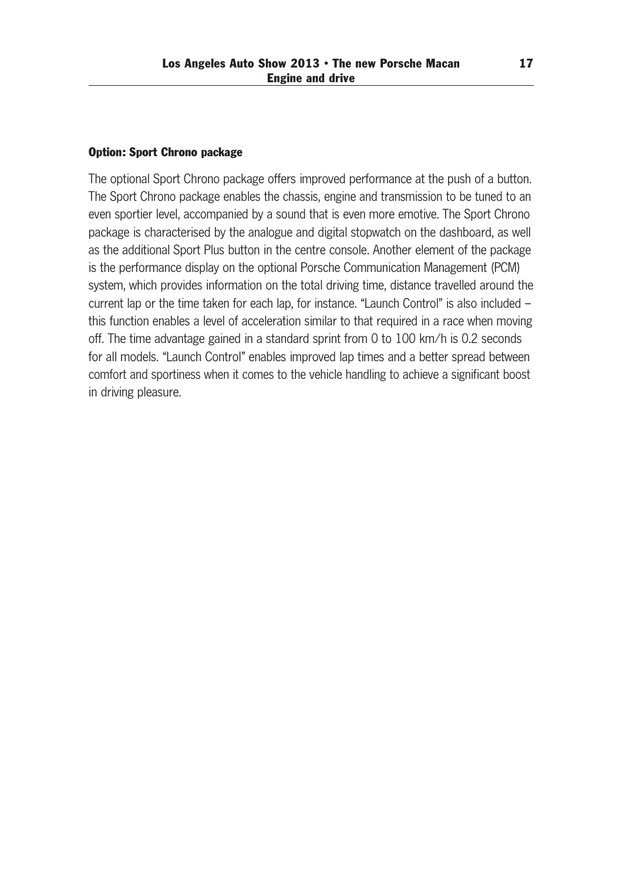### Option: Sport Chrono package

The optional Sport Chrono package offers improved performance at the push of a button. The Sport Chrono package enables the chassis, engine and transmission to be tuned to an even sportier level, accompanied by a sound that is even more emotive. The Sport Chrono package is characterised by the analogue and digital stopwatch on the dashboard, as well as the additional Sport Plus button in the centre console. Another element of the package is the performance display on the optional Porsche Communication Management (PCM) system, which provides information on the total driving time, distance travelled around the current lap or the time taken for each lap, for instance. "Launch Control" is also included – this function enables a level of acceleration similar to that required in a race when moving off. The time advantage gained in a standard sprint from 0 to 100 km/h is 0.2 seconds for all models. "Launch Control" enables improved lap times and a better spread between comfort and sportiness when it comes to the vehicle handling to achieve a significant boost in driving pleasure.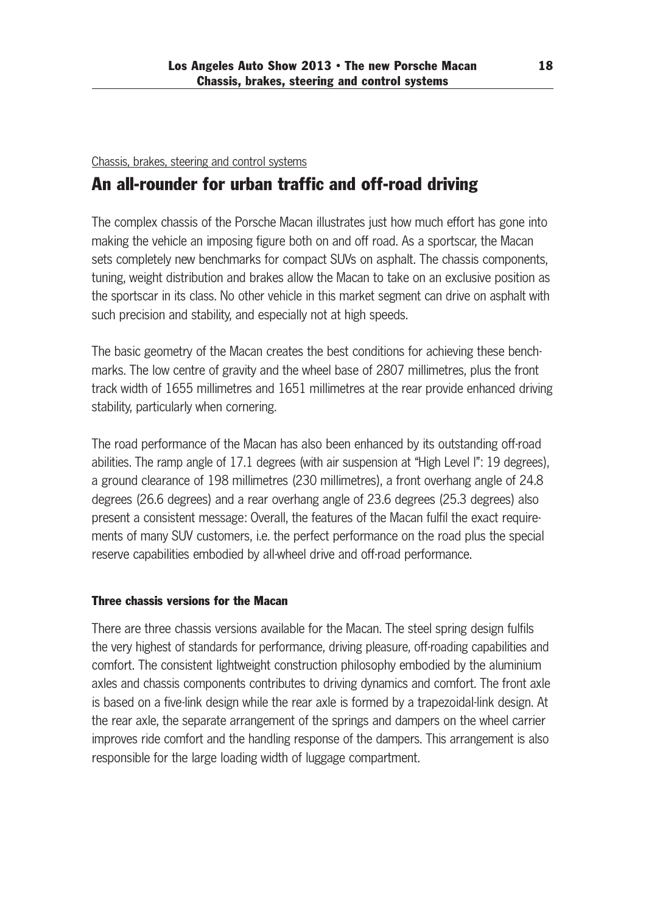Chassis, brakes, steering and control systems

## An all-rounder for urban traffic and off-road driving

The complex chassis of the Porsche Macan illustrates just how much effort has gone into making the vehicle an imposing figure both on and off road. As a sportscar, the Macan sets completely new benchmarks for compact SUVs on asphalt. The chassis components, tuning, weight distribution and brakes allow the Macan to take on an exclusive position as the sportscar in its class. No other vehicle in this market segment can drive on asphalt with such precision and stability, and especially not at high speeds.

The basic geometry of the Macan creates the best conditions for achieving these benchmarks. The low centre of gravity and the wheel base of 2807 millimetres, plus the front track width of 1655 millimetres and 1651 millimetres at the rear provide enhanced driving stability, particularly when cornering.

The road performance of the Macan has also been enhanced by its outstanding off-road abilities. The ramp angle of 17.1 degrees (with air suspension at "High Level I": 19 degrees), a ground clearance of 198 millimetres (230 millimetres), a front overhang angle of 24.8 degrees (26.6 degrees) and a rear overhang angle of 23.6 degrees (25.3 degrees) also present a consistent message: Overall, the features of the Macan fulfil the exact requirements of many SUV customers, i.e. the perfect performance on the road plus the special reserve capabilities embodied by all-wheel drive and off-road performance.

### Three chassis versions for the Macan

There are three chassis versions available for the Macan. The steel spring design fulfils the very highest of standards for performance, driving pleasure, off-roading capabilities and comfort. The consistent lightweight construction philosophy embodied by the aluminium axles and chassis components contributes to driving dynamics and comfort. The front axle is based on a five-link design while the rear axle is formed by a trapezoidal-link design. At the rear axle, the separate arrangement of the springs and dampers on the wheel carrier improves ride comfort and the handling response of the dampers. This arrangement is also responsible for the large loading width of luggage compartment.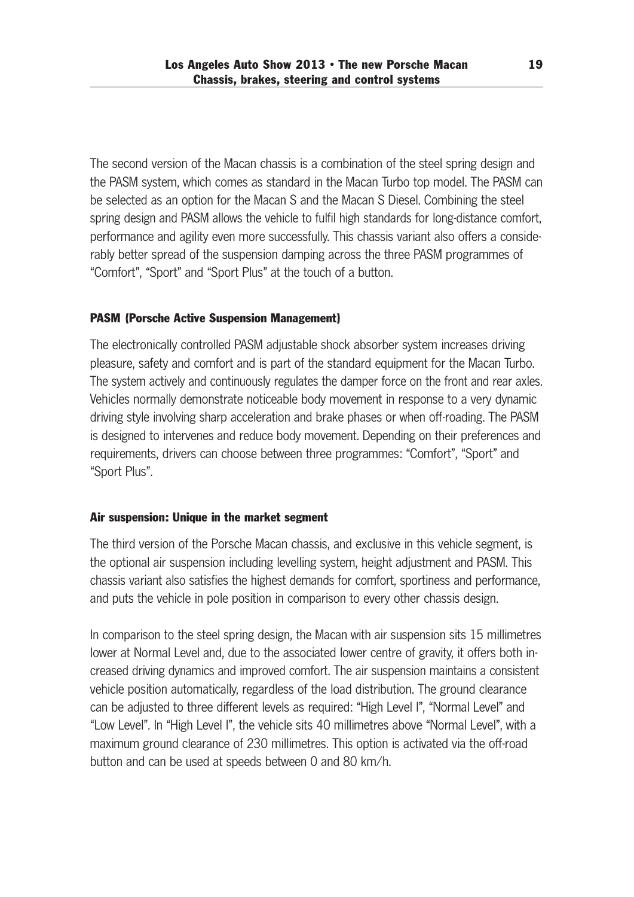The second version of the Macan chassis is a combination of the steel spring design and the PASM system, which comes as standard in the Macan Turbo top model. The PASM can be selected as an option for the Macan S and the Macan S Diesel. Combining the steel spring design and PASM allows the vehicle to fulfil high standards for long-distance comfort, performance and agility even more successfully. This chassis variant also offers a considerably better spread of the suspension damping across the three PASM programmes of "Comfort", "Sport" and "Sport Plus" at the touch of a button.

#### PASM (Porsche Active Suspension Management)

The electronically controlled PASM adjustable shock absorber system increases driving pleasure, safety and comfort and is part of the standard equipment for the Macan Turbo. The system actively and continuously regulates the damper force on the front and rear axles. Vehicles normally demonstrate noticeable body movement in response to a very dynamic driving style involving sharp acceleration and brake phases or when off-roading. The PASM is designed to intervenes and reduce body movement. Depending on their preferences and requirements, drivers can choose between three programmes: "Comfort", "Sport" and "Sport Plus".

#### Air suspension: Unique in the market segment

The third version of the Porsche Macan chassis, and exclusive in this vehicle segment, is the optional air suspension including levelling system, height adjustment and PASM. This chassis variant also satisfies the highest demands for comfort, sportiness and performance, and puts the vehicle in pole position in comparison to every other chassis design.

In comparison to the steel spring design, the Macan with air suspension sits 15 millimetres lower at Normal Level and, due to the associated lower centre of gravity, it offers both increased driving dynamics and improved comfort. The air suspension maintains a consistent vehicle position automatically, regardless of the load distribution. The ground clearance can be adjusted to three different levels as required: "High Level I", "Normal Level" and "Low Level". In "High Level I", the vehicle sits 40 millimetres above "Normal Level", with a maximum ground clearance of 230 millimetres. This option is activated via the off-road button and can be used at speeds between 0 and 80 km/h.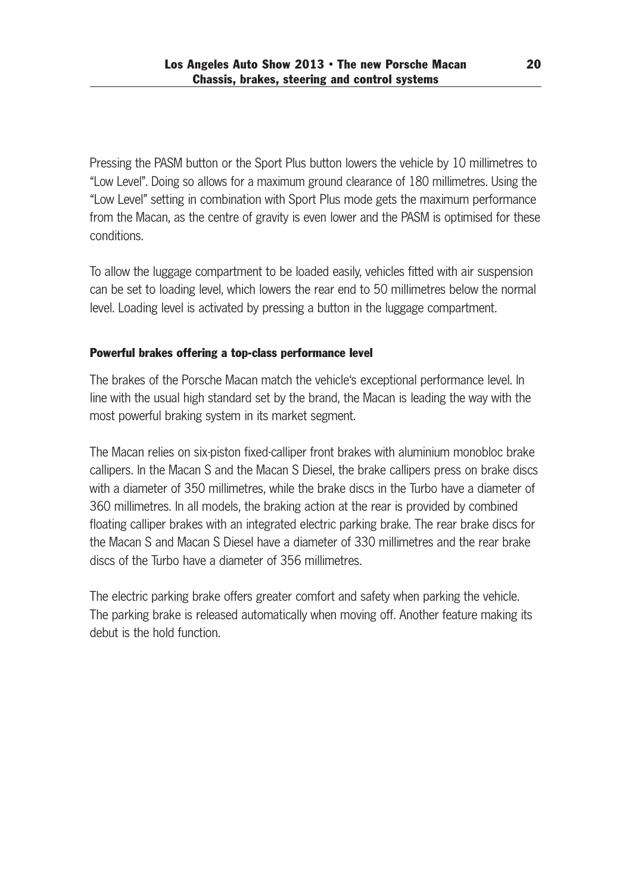Pressing the PASM button or the Sport Plus button lowers the vehicle by 10 millimetres to "Low Level". Doing so allows for a maximum ground clearance of 180 millimetres. Using the "Low Level" setting in combination with Sport Plus mode gets the maximum performance from the Macan, as the centre of gravity is even lower and the PASM is optimised for these conditions.

To allow the luggage compartment to be loaded easily, vehicles fitted with air suspension can be set to loading level, which lowers the rear end to 50 millimetres below the normal level. Loading level is activated by pressing a button in the luggage compartment.

**Powerful brakes offering a top-class performance level**

The brakes of the Porsche Macan match the vehicle's exceptional performance level. In line with the usual high standard set by the brand, the Macan is leading the way with the most powerful braking system in its market segment.

The Macan relies on six-piston fixed-calliper front brakes with aluminium monobloc brake callipers. In the Macan S and the Macan S Diesel, the brake callipers press on brake discs with a diameter of 350 millimetres, while the brake discs in the Turbo have a diameter of 360 millimetres. In all models, the braking action at the rear is provided by combined floating calliper brakes with an integrated electric parking brake. The rear brake discs for the Macan S and Macan S Diesel have a diameter of 330 millimetres and the rear brake discs of the Turbo have a diameter of 356 millimetres.

The electric parking brake offers greater comfort and safety when parking the vehicle. The parking brake is released automatically when moving off. Another feature making its debut is the hold function.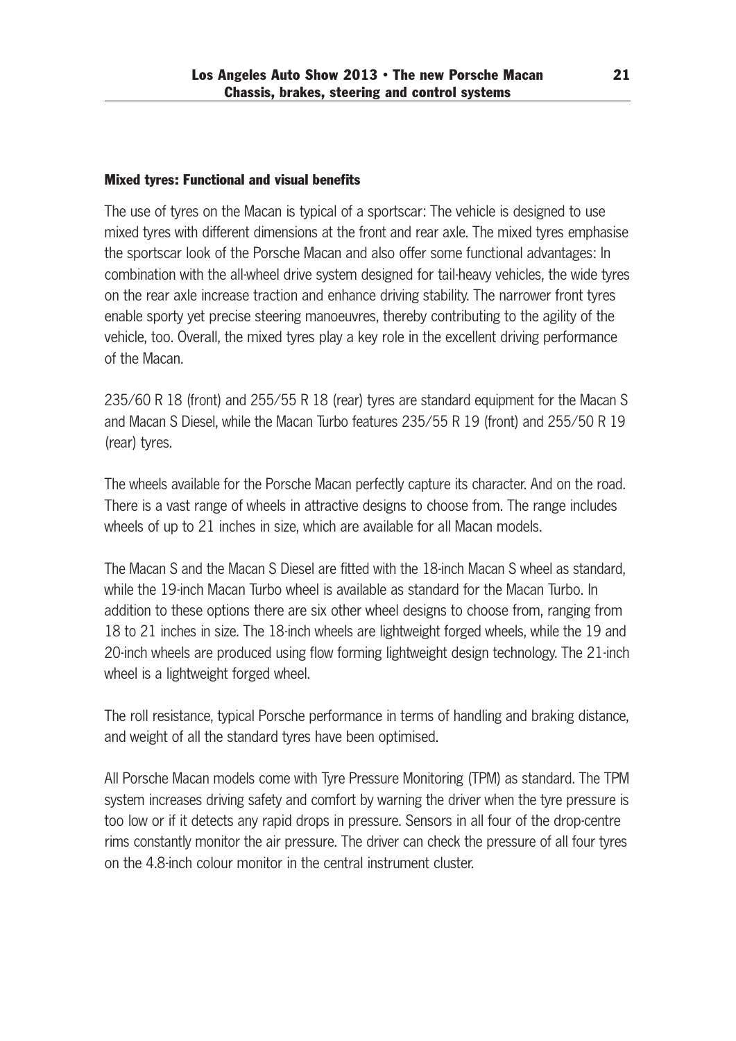## Mixed tyres: Functional and visual benefits

The use of tyres on the Macan is typical of a sportscar: The vehicle is designed to use mixed tyres with different dimensions at the front and rear axle. The mixed tyres emphasise the sportscar look of the Porsche Macan and also offer some functional advantages: In combination with the all-wheel drive system designed for tail-heavy vehicles, the wide tyres on the rear axle increase traction and enhance driving stability. The narrower front tyres enable sporty yet precise steering manoeuvres, thereby contributing to the agility of the vehicle, too. Overall, the mixed tyres play a key role in the excellent driving performance of the Macan.

235/60 R 18 (front) and 255/55 R 18 (rear) tyres are standard equipment for the Macan S and Macan S Diesel, while the Macan Turbo features 235/55 R 19 (front) and 255/50 R 19 (rear) tyres.

The wheels available for the Porsche Macan perfectly capture its character. And on the road. There is a vast range of wheels in attractive designs to choose from. The range includes wheels of up to 21 inches in size, which are available for all Macan models.

The Macan S and the Macan S Diesel are fitted with the 18-inch Macan S wheel as standard, while the 19-inch Macan Turbo wheel is available as standard for the Macan Turbo. In addition to these options there are six other wheel designs to choose from, ranging from 18 to 21 inches in size. The 18-inch wheels are lightweight forged wheels, while the 19 and 20-inch wheels are produced using flow forming lightweight design technology. The 21-inch wheel is a lightweight forged wheel.

The roll resistance, typical Porsche performance in terms of handling and braking distance, and weight of all the standard tyres have been optimised.

All Porsche Macan models come with Tyre Pressure Monitoring (TPM) as standard. The TPM system increases driving safety and comfort by warning the driver when the tyre pressure is too low or if it detects any rapid drops in pressure. Sensors in all four of the drop-centre rims constantly monitor the air pressure. The driver can check the pressure of all four tyres on the 4.8-inch colour monitor in the central instrument cluster.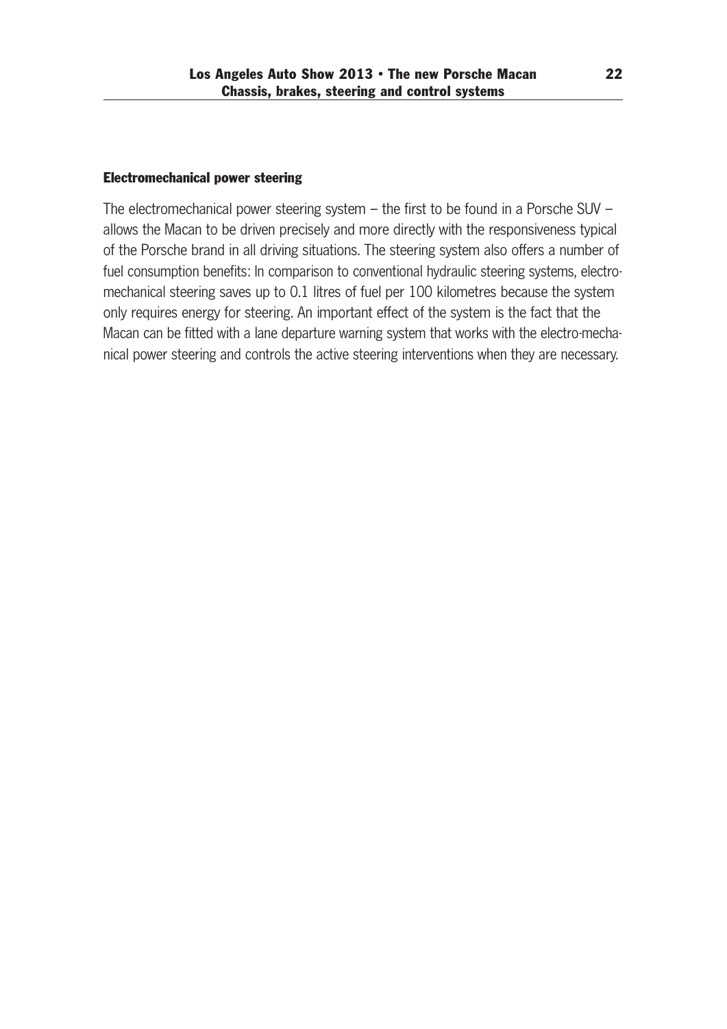### Electromechanical power steering

The electromechanical power steering system – the first to be found in a Porsche SUV – allows the Macan to be driven precisely and more directly with the responsiveness typical of the Porsche brand in all driving situations. The steering system also offers a number of fuel consumption benefits: In comparison to conventional hydraulic steering systems, electromechanical steering saves up to 0.1 litres of fuel per 100 kilometres because the system only requires energy for steering. An important effect of the system is the fact that the Macan can be fitted with a lane departure warning system that works with the electro-mechanical power steering and controls the active steering interventions when they are necessary.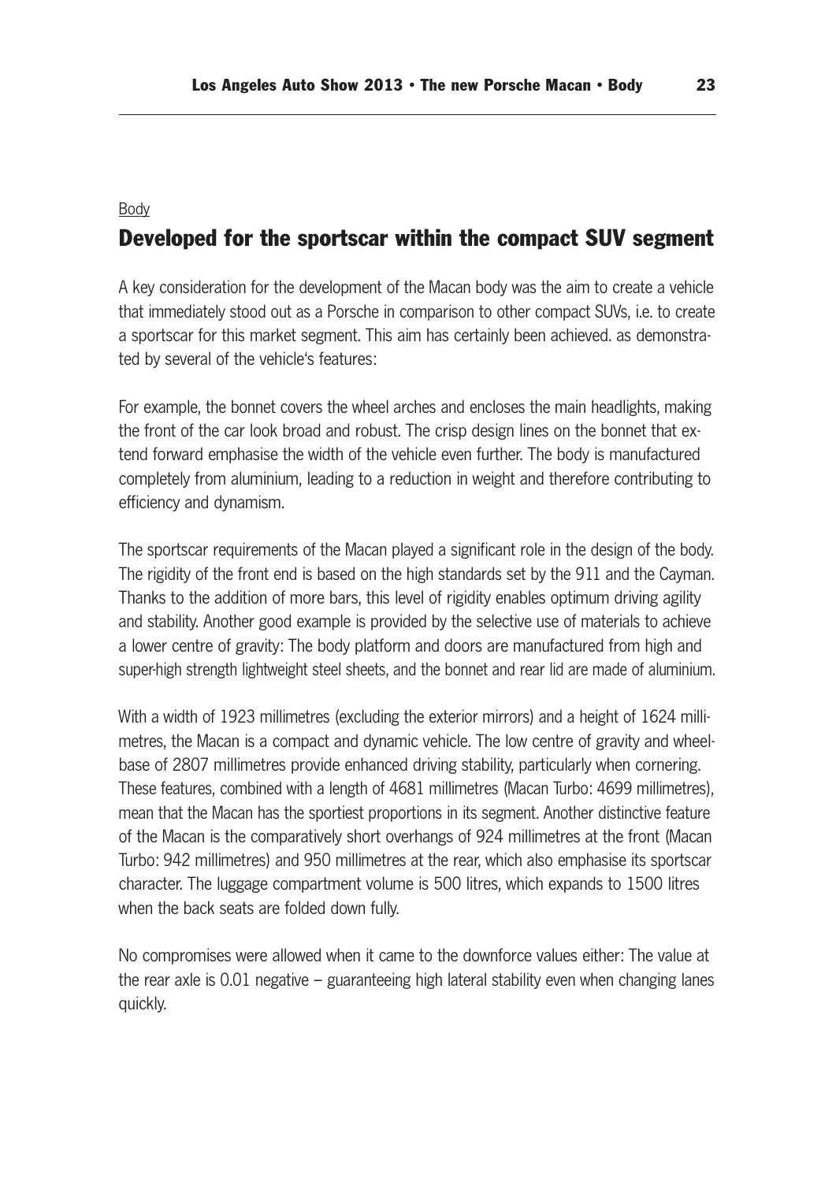Body

## Developed for the sportscar within the compact SUV segment

A key consideration for the development of the Macan body was the aim to create a vehicle that immediately stood out as a Porsche in comparison to other compact SUVs, i.e. to create a sportscar for this market segment. This aim has certainly been achieved. as demonstrated by several of the vehicle's features:

For example, the bonnet covers the wheel arches and encloses the main headlights, making the front of the car look broad and robust. The crisp design lines on the bonnet that extend forward emphasise the width of the vehicle even further. The body is manufactured completely from aluminium, leading to a reduction in weight and therefore contributing to efficiency and dynamism.

The sportscar requirements of the Macan played a significant role in the design of the body. The rigidity of the front end is based on the high standards set by the 911 and the Cayman. Thanks to the addition of more bars, this level of rigidity enables optimum driving agility and stability. Another good example is provided by the selective use of materials to achieve a lower centre of gravity: The body platform and doors are manufactured from high and super-high strength lightweight steel sheets, and the bonnet and rear lid are made of aluminium.

With a width of 1923 millimetres (excluding the exterior mirrors) and a height of 1624 millimetres, the Macan is a compact and dynamic vehicle. The low centre of gravity and wheelbase of 2807 millimetres provide enhanced driving stability, particularly when cornering. These features, combined with a length of 4681 millimetres (Macan Turbo: 4699 millimetres), mean that the Macan has the sportiest proportions in its segment. Another distinctive feature of the Macan is the comparatively short overhangs of 924 millimetres at the front (Macan Turbo: 942 millimetres) and 950 millimetres at the rear, which also emphasise its sportscar character. The luggage compartment volume is 500 litres, which expands to 1500 litres when the back seats are folded down fully.

No compromises were allowed when it came to the downforce values either: The value at the rear axle is 0.01 negative – guaranteeing high lateral stability even when changing lanes quickly.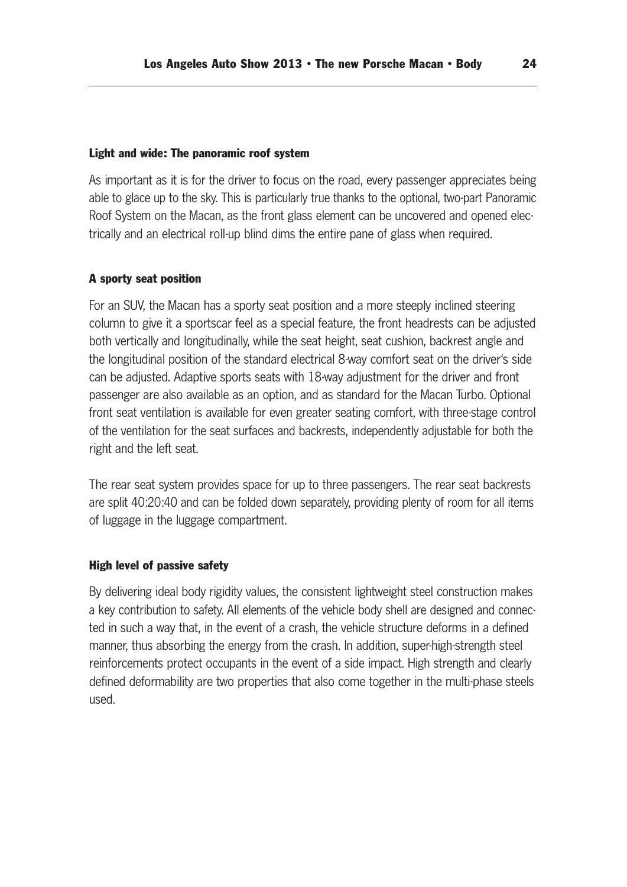#### Light and wide: The panoramic roof system

As important as it is for the driver to focus on the road, every passenger appreciates being able to glace up to the sky. This is particularly true thanks to the optional, two-part Panoramic Roof System on the Macan, as the front glass element can be uncovered and opened electrically and an electrical roll-up blind dims the entire pane of glass when required.

#### A sporty seat position

For an SUV, the Macan has a sporty seat position and a more steeply inclined steering column to give it a sportscar feel as a special feature, the front headrests can be adjusted both vertically and longitudinally, while the seat height, seat cushion, backrest angle and the longitudinal position of the standard electrical 8-way comfort seat on the driver's side can be adjusted. Adaptive sports seats with 18-way adjustment for the driver and front passenger are also available as an option, and as standard for the Macan Turbo. Optional front seat ventilation is available for even greater seating comfort, with three-stage control of the ventilation for the seat surfaces and backrests, independently adjustable for both the right and the left seat.

The rear seat system provides space for up to three passengers. The rear seat backrests are split 40:20:40 and can be folded down separately, providing plenty of room for all items of luggage in the luggage compartment.

#### High level of passive safety

By delivering ideal body rigidity values, the consistent lightweight steel construction makes a key contribution to safety. All elements of the vehicle body shell are designed and connected in such a way that, in the event of a crash, the vehicle structure deforms in a defined manner, thus absorbing the energy from the crash. In addition, super-high-strength steel reinforcements protect occupants in the event of a side impact. High strength and clearly defined deformability are two properties that also come together in the multi-phase steels used.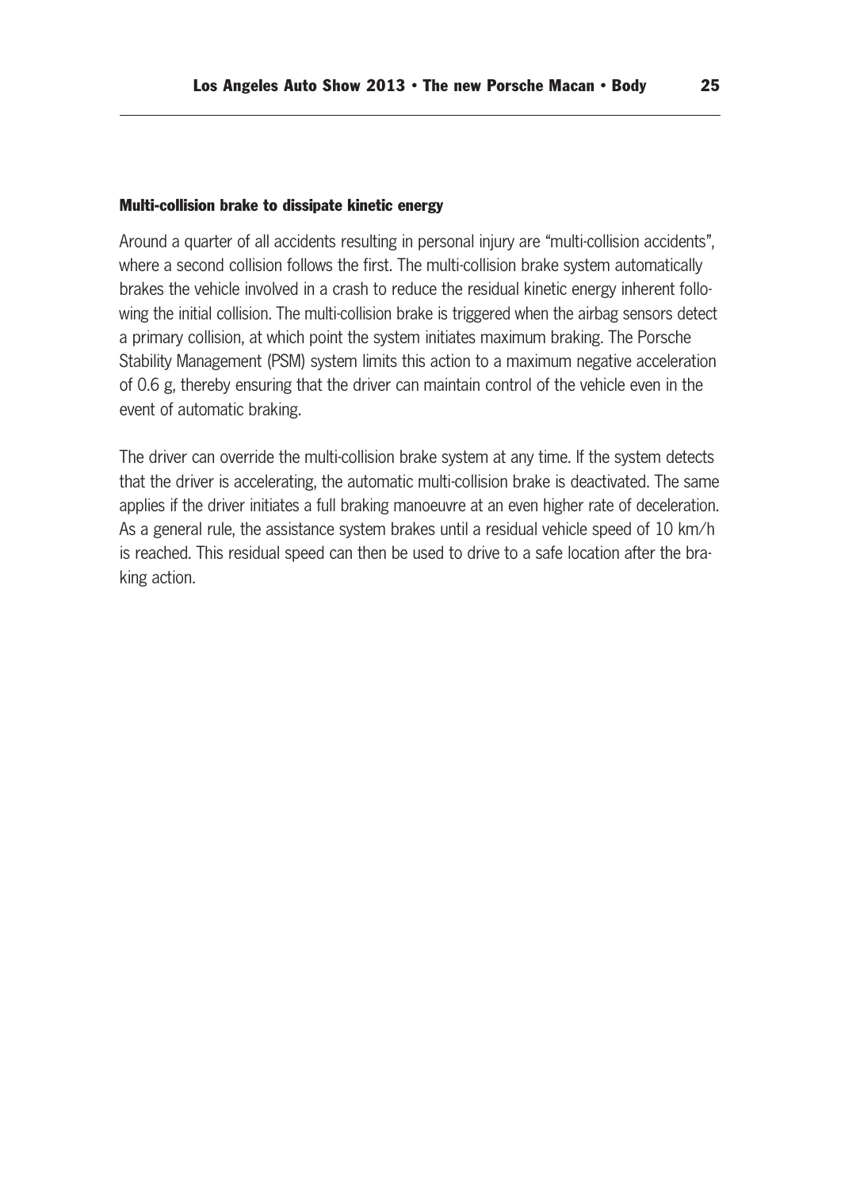### Multi-collision brake to dissipate kinetic energy

Around a quarter of all accidents resulting in personal injury are "multi-collision accidents", where a second collision follows the first. The multi-collision brake system automatically brakes the vehicle involved in a crash to reduce the residual kinetic energy inherent following the initial collision. The multi-collision brake is triggered when the airbag sensors detect a primary collision, at which point the system initiates maximum braking. The Porsche Stability Management (PSM) system limits this action to a maximum negative acceleration of 0.6 g, thereby ensuring that the driver can maintain control of the vehicle even in the event of automatic braking.

The driver can override the multi-collision brake system at any time. If the system detects that the driver is accelerating, the automatic multi-collision brake is deactivated. The same applies if the driver initiates a full braking manoeuvre at an even higher rate of deceleration. As a general rule, the assistance system brakes until a residual vehicle speed of 10 km/h is reached. This residual speed can then be used to drive to a safe location after the braking action.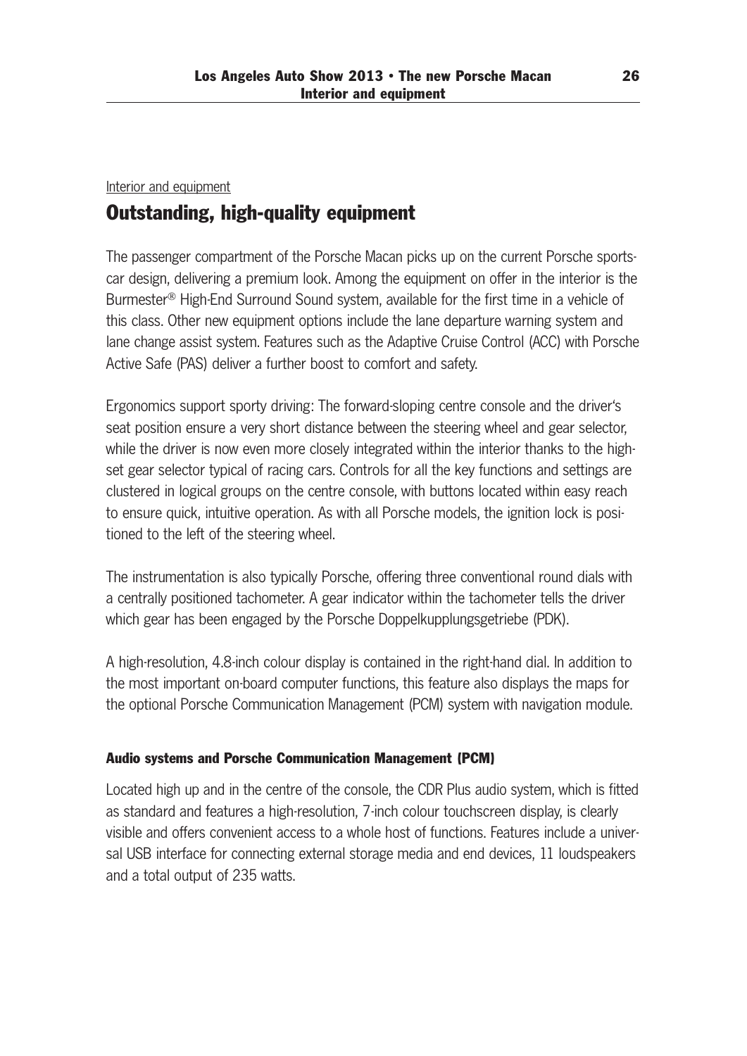Interior and equipment

## Outstanding, high-quality equipment

The passenger compartment of the Porsche Macan picks up on the current Porsche sports-car design, delivering a premium look. Among the equipment on offer in the interior is the Burmester® High-End Surround Sound system, available for the first time in a vehicle of this class. Other new equipment options include the lane departure warning system and lane change assist system. Features such as the Adaptive Cruise Control (ACC) with Porsche Active Safe (PAS) deliver a further boost to comfort and safety.

Ergonomics support sporty driving: The forward-sloping centre console and the driver's seat position ensure a very short distance between the steering wheel and gear selector, while the driver is now even more closely integrated within the interior thanks to the high-set gear selector typical of racing cars. Controls for all the key functions and settings are clustered in logical groups on the centre console, with buttons located within easy reach to ensure quick, intuitive operation. As with all Porsche models, the ignition lock is positioned to the left of the steering wheel.

The instrumentation is also typically Porsche, offering three conventional round dials with a centrally positioned tachometer. A gear indicator within the tachometer tells the driver which gear has been engaged by the Porsche Doppelkupplungsgetriebe (PDK).

A high-resolution, 4.8-inch colour display is contained in the right-hand dial. In addition to the most important on-board computer functions, this feature also displays the maps for the optional Porsche Communication Management (PCM) system with navigation module.

### Audio systems and Porsche Communication Management (PCM)

Located high up and in the centre of the console, the CDR Plus audio system, which is fitted as standard and features a high-resolution, 7-inch colour touchscreen display, is clearly visible and offers convenient access to a whole host of functions. Features include a universal USB interface for connecting external storage media and end devices, 11 loudspeakers and a total output of 235 watts.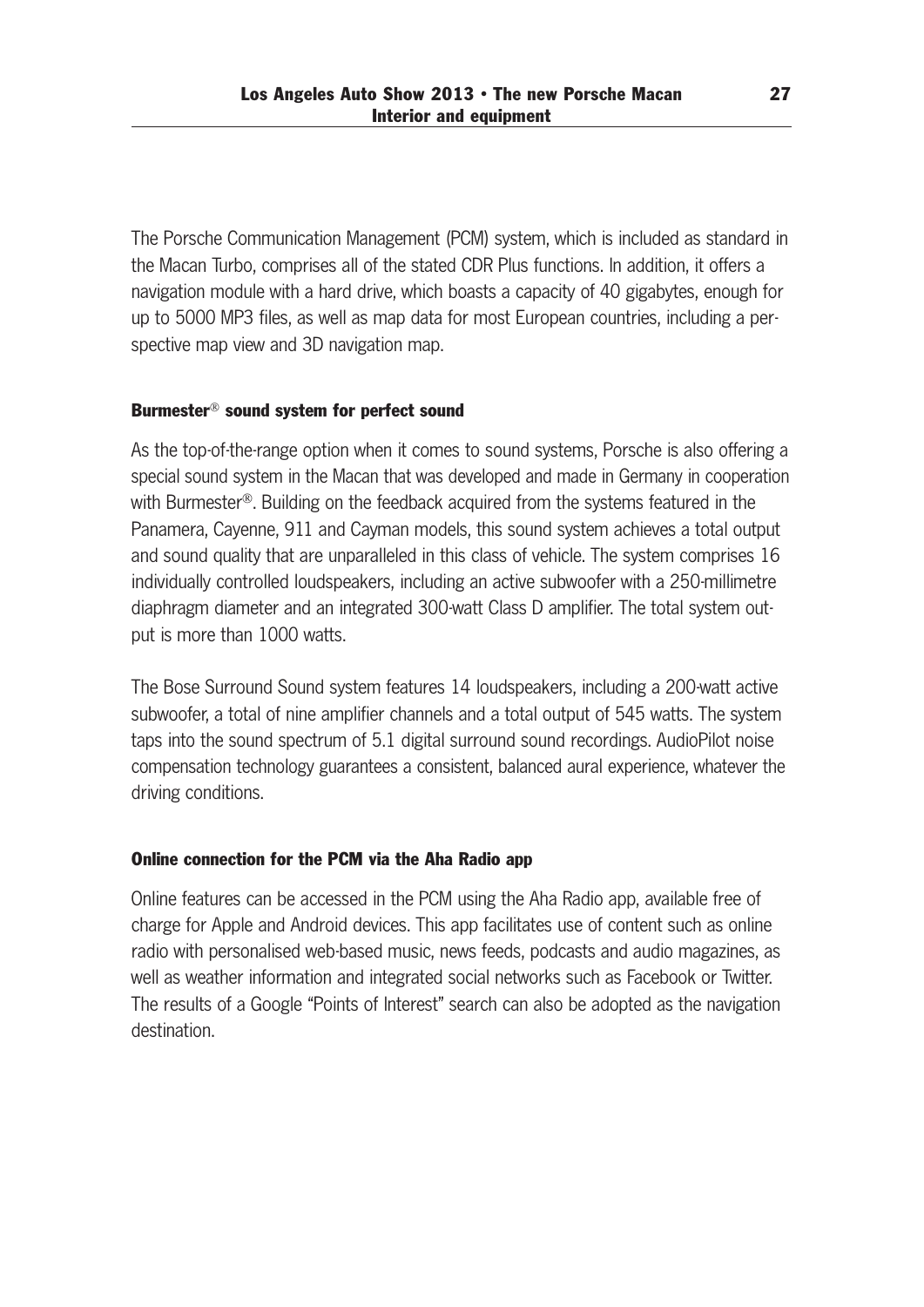The Porsche Communication Management (PCM) system, which is included as standard in the Macan Turbo, comprises all of the stated CDR Plus functions. In addition, it offers a navigation module with a hard drive, which boasts a capacity of 40 gigabytes, enough for up to 5000 MP3 files, as well as map data for most European countries, including a perspective map view and 3D navigation map.

### Burmester® sound system for perfect sound

As the top-of-the-range option when it comes to sound systems, Porsche is also offering a special sound system in the Macan that was developed and made in Germany in cooperation with Burmester®. Building on the feedback acquired from the systems featured in the Panamera, Cayenne, 911 and Cayman models, this sound system achieves a total output and sound quality that are unparalleled in this class of vehicle. The system comprises 16 individually controlled loudspeakers, including an active subwoofer with a 250-millimetre diaphragm diameter and an integrated 300-watt Class D amplifier. The total system output is more than 1000 watts.

The Bose Surround Sound system features 14 loudspeakers, including a 200-watt active subwoofer, a total of nine amplifier channels and a total output of 545 watts. The system taps into the sound spectrum of 5.1 digital surround sound recordings. AudioPilot noise compensation technology guarantees a consistent, balanced aural experience, whatever the driving conditions.

### Online connection for the PCM via the Aha Radio app

Online features can be accessed in the PCM using the Aha Radio app, available free of charge for Apple and Android devices. This app facilitates use of content such as online radio with personalised web-based music, news feeds, podcasts and audio magazines, as well as weather information and integrated social networks such as Facebook or Twitter. The results of a Google "Points of Interest" search can also be adopted as the navigation destination.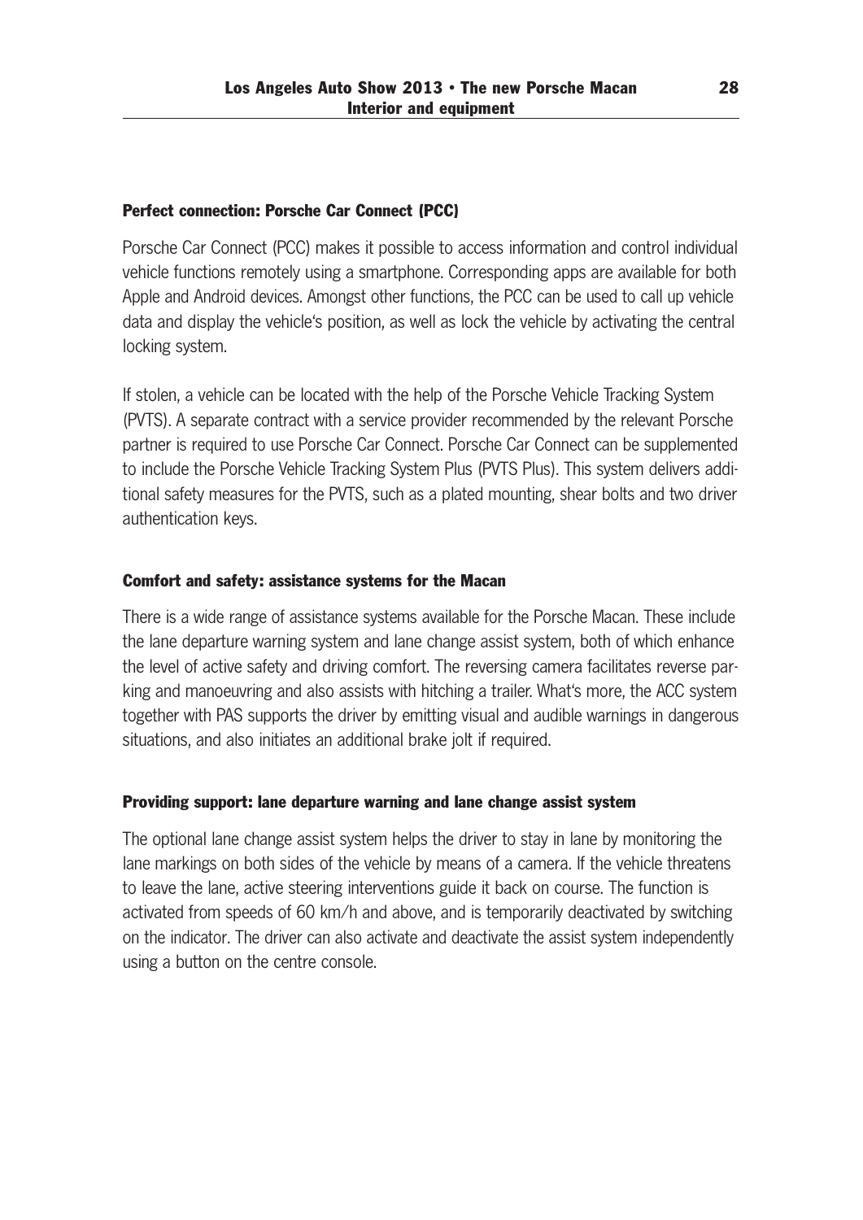### Perfect connection: Porsche Car Connect (PCC)

Porsche Car Connect (PCC) makes it possible to access information and control individual vehicle functions remotely using a smartphone. Corresponding apps are available for both Apple and Android devices. Amongst other functions, the PCC can be used to call up vehicle data and display the vehicle's position, as well as lock the vehicle by activating the central locking system.

If stolen, a vehicle can be located with the help of the Porsche Vehicle Tracking System (PVTS). A separate contract with a service provider recommended by the relevant Porsche partner is required to use Porsche Car Connect. Porsche Car Connect can be supplemented to include the Porsche Vehicle Tracking System Plus (PVTS Plus). This system delivers additional safety measures for the PVTS, such as a plated mounting, shear bolts and two driver authentication keys.

### Comfort and safety: assistance systems for the Macan

There is a wide range of assistance systems available for the Porsche Macan. These include the lane departure warning system and lane change assist system, both of which enhance the level of active safety and driving comfort. The reversing camera facilitates reverse parking and manoeuvring and also assists with hitching a trailer. What's more, the ACC system together with PAS supports the driver by emitting visual and audible warnings in dangerous situations, and also initiates an additional brake jolt if required.

### Providing support: lane departure warning and lane change assist system

The optional lane change assist system helps the driver to stay in lane by monitoring the lane markings on both sides of the vehicle by means of a camera. If the vehicle threatens to leave the lane, active steering interventions guide it back on course. The function is activated from speeds of 60 km/h and above, and is temporarily deactivated by switching on the indicator. The driver can also activate and deactivate the assist system independently using a button on the centre console.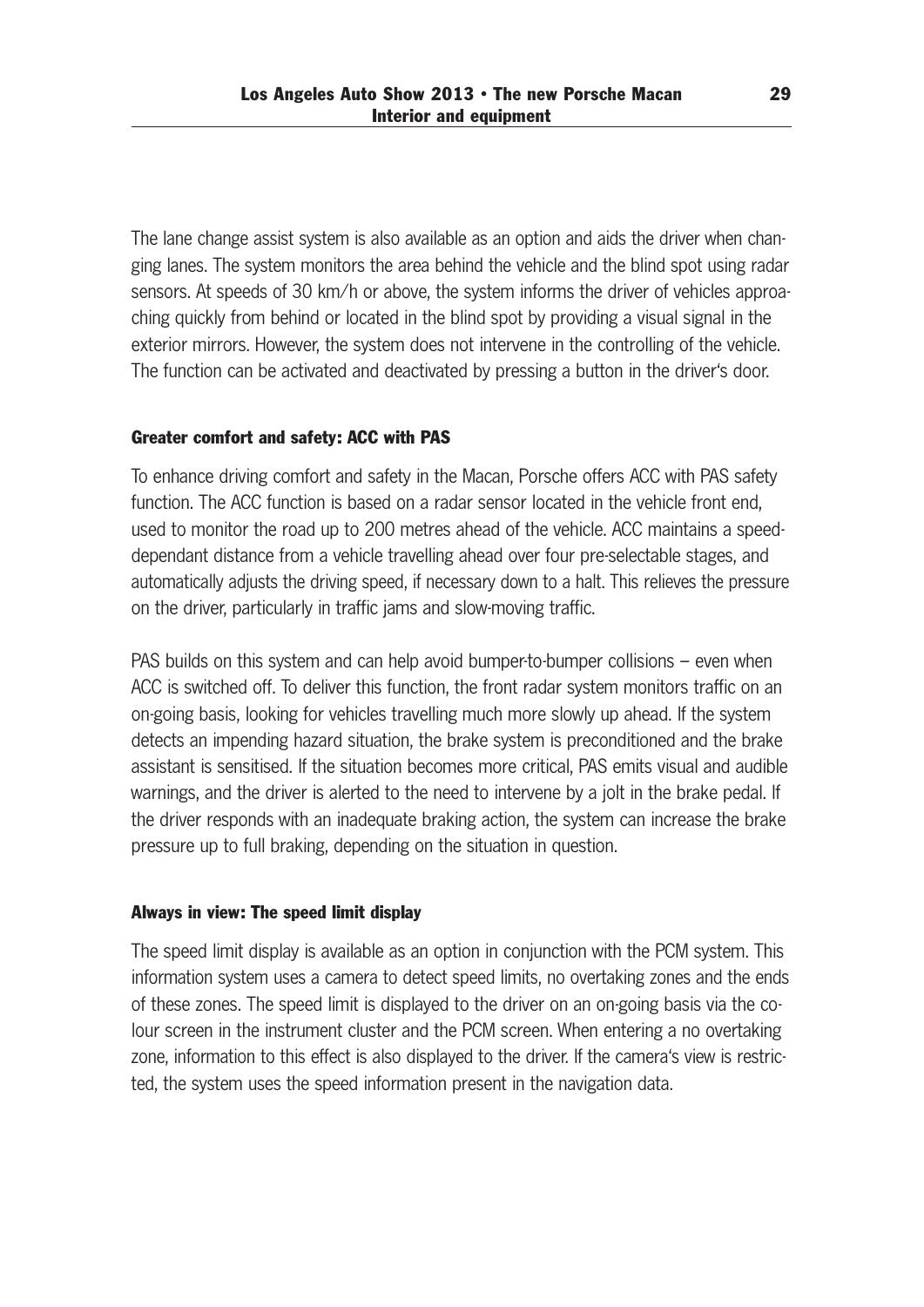The lane change assist system is also available as an option and aids the driver when changing lanes. The system monitors the area behind the vehicle and the blind spot using radar sensors. At speeds of 30 km/h or above, the system informs the driver of vehicles approaching quickly from behind or located in the blind spot by providing a visual signal in the exterior mirrors. However, the system does not intervene in the controlling of the vehicle. The function can be activated and deactivated by pressing a button in the driver's door.

### Greater comfort and safety: ACC with PAS

To enhance driving comfort and safety in the Macan, Porsche offers ACC with PAS safety function. The ACC function is based on a radar sensor located in the vehicle front end, used to monitor the road up to 200 metres ahead of the vehicle. ACC maintains a speed-dependant distance from a vehicle travelling ahead over four pre-selectable stages, and automatically adjusts the driving speed, if necessary down to a halt. This relieves the pressure on the driver, particularly in traffic jams and slow-moving traffic.

PAS builds on this system and can help avoid bumper-to-bumper collisions – even when ACC is switched off. To deliver this function, the front radar system monitors traffic on an on-going basis, looking for vehicles travelling much more slowly up ahead. If the system detects an impending hazard situation, the brake system is preconditioned and the brake assistant is sensitised. If the situation becomes more critical, PAS emits visual and audible warnings, and the driver is alerted to the need to intervene by a jolt in the brake pedal. If the driver responds with an inadequate braking action, the system can increase the brake pressure up to full braking, depending on the situation in question.

### Always in view: The speed limit display

The speed limit display is available as an option in conjunction with the PCM system. This information system uses a camera to detect speed limits, no overtaking zones and the ends of these zones. The speed limit is displayed to the driver on an on-going basis via the colour screen in the instrument cluster and the PCM screen. When entering a no overtaking zone, information to this effect is also displayed to the driver. If the camera's view is restricted, the system uses the speed information present in the navigation data.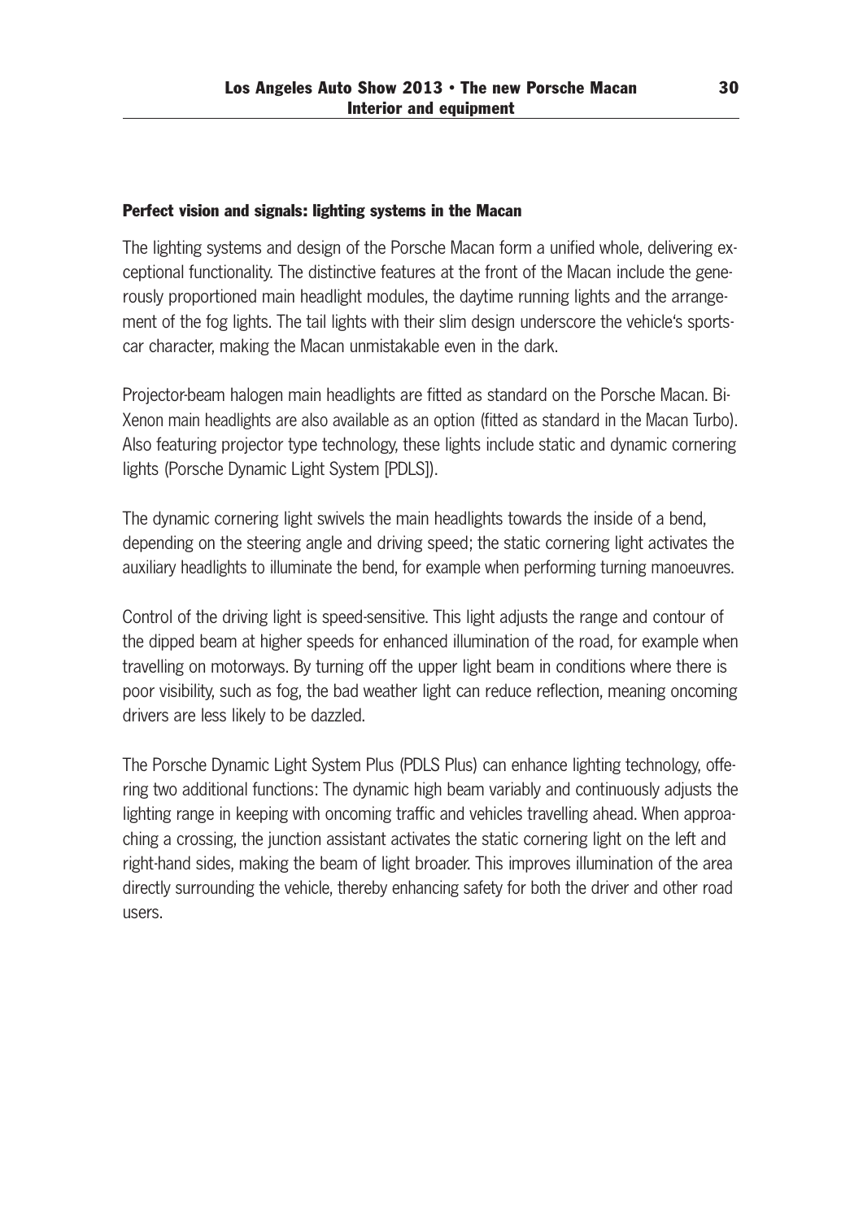## Perfect vision and signals: lighting systems in the Macan

The lighting systems and design of the Porsche Macan form a unified whole, delivering exceptional functionality. The distinctive features at the front of the Macan include the generously proportioned main headlight modules, the daytime running lights and the arrangement of the fog lights. The tail lights with their slim design underscore the vehicle's sports-car character, making the Macan unmistakable even in the dark.

Projector-beam halogen main headlights are fitted as standard on the Porsche Macan. Bi-Xenon main headlights are also available as an option (fitted as standard in the Macan Turbo). Also featuring projector type technology, these lights include static and dynamic cornering lights (Porsche Dynamic Light System [PDLS]).

The dynamic cornering light swivels the main headlights towards the inside of a bend, depending on the steering angle and driving speed; the static cornering light activates the auxiliary headlights to illuminate the bend, for example when performing turning manoeuvres.

Control of the driving light is speed-sensitive. This light adjusts the range and contour of the dipped beam at higher speeds for enhanced illumination of the road, for example when travelling on motorways. By turning off the upper light beam in conditions where there is poor visibility, such as fog, the bad weather light can reduce reflection, meaning oncoming drivers are less likely to be dazzled.

The Porsche Dynamic Light System Plus (PDLS Plus) can enhance lighting technology, offering two additional functions: The dynamic high beam variably and continuously adjusts the lighting range in keeping with oncoming traffic and vehicles travelling ahead. When approaching a crossing, the junction assistant activates the static cornering light on the left and right-hand sides, making the beam of light broader. This improves illumination of the area directly surrounding the vehicle, thereby enhancing safety for both the driver and other road users.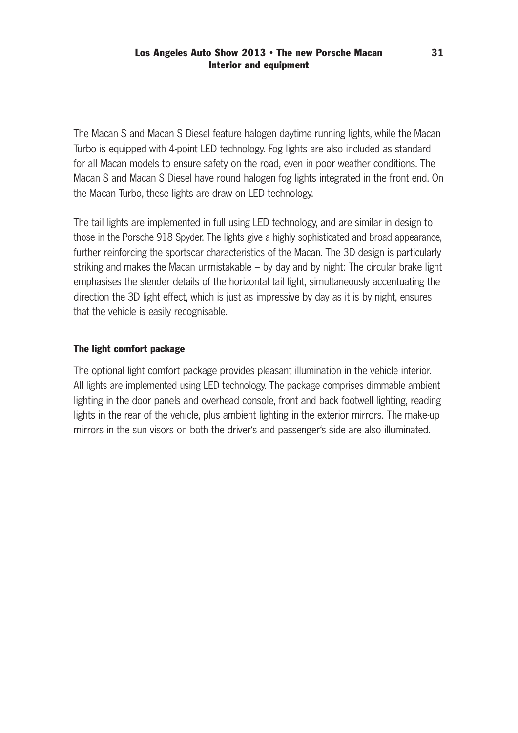The Macan S and Macan S Diesel feature halogen daytime running lights, while the Macan Turbo is equipped with 4-point LED technology. Fog lights are also included as standard for all Macan models to ensure safety on the road, even in poor weather conditions. The Macan S and Macan S Diesel have round halogen fog lights integrated in the front end. On the Macan Turbo, these lights are draw on LED technology.

The tail lights are implemented in full using LED technology, and are similar in design to those in the Porsche 918 Spyder. The lights give a highly sophisticated and broad appearance, further reinforcing the sportscar characteristics of the Macan. The 3D design is particularly striking and makes the Macan unmistakable – by day and by night: The circular brake light emphasises the slender details of the horizontal tail light, simultaneously accentuating the direction the 3D light effect, which is just as impressive by day as it is by night, ensures that the vehicle is easily recognisable.

#### The light comfort package

The optional light comfort package provides pleasant illumination in the vehicle interior. All lights are implemented using LED technology. The package comprises dimmable ambient lighting in the door panels and overhead console, front and back footwell lighting, reading lights in the rear of the vehicle, plus ambient lighting in the exterior mirrors. The make-up mirrors in the sun visors on both the driver's and passenger's side are also illuminated.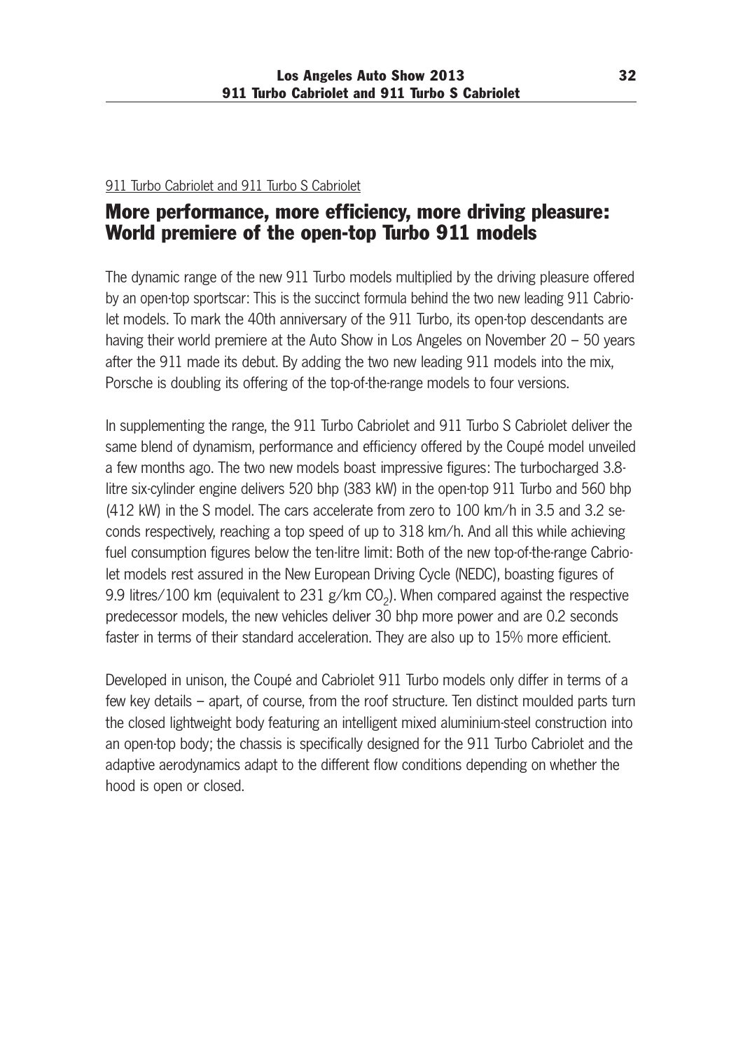911 Turbo Cabriolet and 911 Turbo S Cabriolet

## More performance, more efficiency, more driving pleasure: World premiere of the open-top Turbo 911 models

The dynamic range of the new 911 Turbo models multiplied by the driving pleasure offered by an open-top sportscar: This is the succinct formula behind the two new leading 911 Cabriolet models. To mark the 40th anniversary of the 911 Turbo, its open-top descendants are having their world premiere at the Auto Show in Los Angeles on November 20 – 50 years after the 911 made its debut. By adding the two new leading 911 models into the mix, Porsche is doubling its offering of the top-of-the-range models to four versions.

In supplementing the range, the 911 Turbo Cabriolet and 911 Turbo S Cabriolet deliver the same blend of dynamism, performance and efficiency offered by the Coupé model unveiled a few months ago. The two new models boast impressive figures: The turbocharged 3.8-litre six-cylinder engine delivers 520 bhp (383 kW) in the open-top 911 Turbo and 560 bhp (412 kW) in the S model. The cars accelerate from zero to 100 km/h in 3.5 and 3.2 seconds respectively, reaching a top speed of up to 318 km/h. And all this while achieving fuel consumption figures below the ten-litre limit: Both of the new top-of-the-range Cabriolet models rest assured in the New European Driving Cycle (NEDC), boasting figures of 9.9 litres/100 km (equivalent to 231 g/km $CO_2$). When compared against the respective predecessor models, the new vehicles deliver 30 bhp more power and are 0.2 seconds faster in terms of their standard acceleration. They are also up to 15% more efficient.

Developed in unison, the Coupé and Cabriolet 911 Turbo models only differ in terms of a few key details – apart, of course, from the roof structure. Ten distinct moulded parts turn the closed lightweight body featuring an intelligent mixed aluminium-steel construction into an open-top body; the chassis is specifically designed for the 911 Turbo Cabriolet and the adaptive aerodynamics adapt to the different flow conditions depending on whether the hood is open or closed.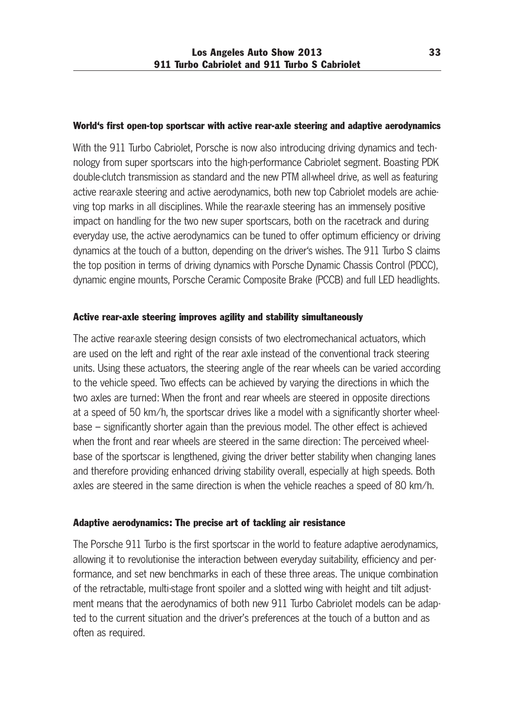## World's first open-top sportscar with active rear-axle steering and adaptive aerodynamics

With the 911 Turbo Cabriolet, Porsche is now also introducing driving dynamics and technology from super sportscars into the high-performance Cabriolet segment. Boasting PDK double-clutch transmission as standard and the new PTM all-wheel drive, as well as featuring active rear-axle steering and active aerodynamics, both new top Cabriolet models are achieving top marks in all disciplines. While the rear-axle steering has an immensely positive impact on handling for the two new super sportscars, both on the racetrack and during everyday use, the active aerodynamics can be tuned to offer optimum efficiency or driving dynamics at the touch of a button, depending on the driver's wishes. The 911 Turbo S claims the top position in terms of driving dynamics with Porsche Dynamic Chassis Control (PDCC), dynamic engine mounts, Porsche Ceramic Composite Brake (PCCB) and full LED headlights.

## Active rear-axle steering improves agility and stability simultaneously

The active rear-axle steering design consists of two electromechanical actuators, which are used on the left and right of the rear axle instead of the conventional track steering units. Using these actuators, the steering angle of the rear wheels can be varied according to the vehicle speed. Two effects can be achieved by varying the directions in which the two axles are turned: When the front and rear wheels are steered in opposite directions at a speed of 50 km/h, the sportscar drives like a model with a significantly shorter wheelbase – significantly shorter again than the previous model. The other effect is achieved when the front and rear wheels are steered in the same direction: The perceived wheelbase of the sportscar is lengthened, giving the driver better stability when changing lanes and therefore providing enhanced driving stability overall, especially at high speeds. Both axles are steered in the same direction is when the vehicle reaches a speed of 80 km/h.

## Adaptive aerodynamics: The precise art of tackling air resistance

The Porsche 911 Turbo is the first sportscar in the world to feature adaptive aerodynamics, allowing it to revolutionise the interaction between everyday suitability, efficiency and performance, and set new benchmarks in each of these three areas. The unique combination of the retractable, multi-stage front spoiler and a slotted wing with height and tilt adjustment means that the aerodynamics of both new 911 Turbo Cabriolet models can be adapted to the current situation and the driver's preferences at the touch of a button and as often as required.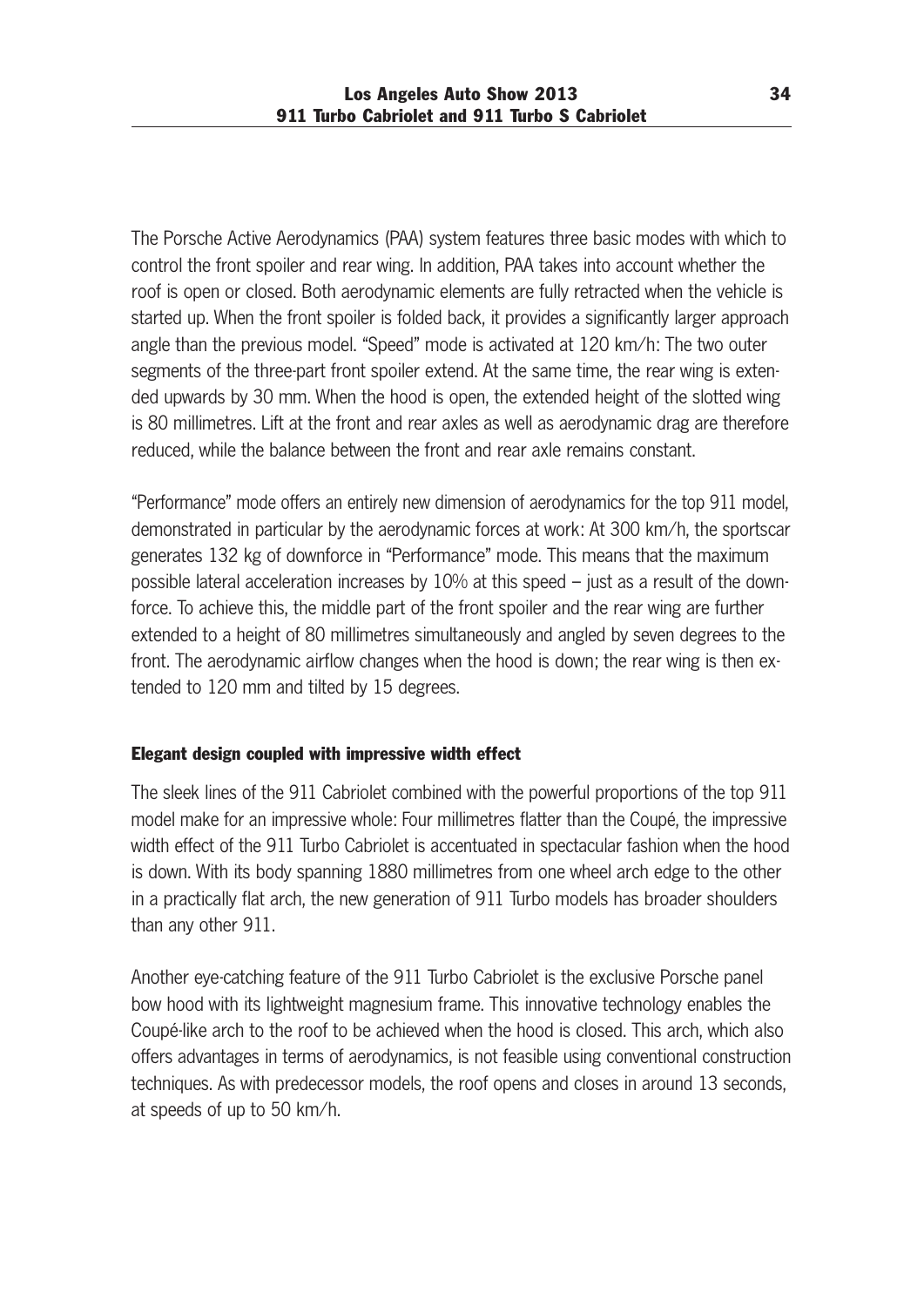The Porsche Active Aerodynamics (PAA) system features three basic modes with which to control the front spoiler and rear wing. In addition, PAA takes into account whether the roof is open or closed. Both aerodynamic elements are fully retracted when the vehicle is started up. When the front spoiler is folded back, it provides a significantly larger approach angle than the previous model. "Speed" mode is activated at 120 km/h: The two outer segments of the three-part front spoiler extend. At the same time, the rear wing is extended upwards by 30 mm. When the hood is open, the extended height of the slotted wing is 80 millimetres. Lift at the front and rear axles as well as aerodynamic drag are therefore reduced, while the balance between the front and rear axle remains constant.

"Performance" mode offers an entirely new dimension of aerodynamics for the top 911 model, demonstrated in particular by the aerodynamic forces at work: At 300 km/h, the sportscar generates 132 kg of downforce in "Performance" mode. This means that the maximum possible lateral acceleration increases by 10% at this speed – just as a result of the downforce. To achieve this, the middle part of the front spoiler and the rear wing are further extended to a height of 80 millimetres simultaneously and angled by seven degrees to the front. The aerodynamic airflow changes when the hood is down; the rear wing is then extended to 120 mm and tilted by 15 degrees.

### Elegant design coupled with impressive width effect

The sleek lines of the 911 Cabriolet combined with the powerful proportions of the top 911 model make for an impressive whole: Four millimetres flatter than the Coupé, the impressive width effect of the 911 Turbo Cabriolet is accentuated in spectacular fashion when the hood is down. With its body spanning 1880 millimetres from one wheel arch edge to the other in a practically flat arch, the new generation of 911 Turbo models has broader shoulders than any other 911.

Another eye-catching feature of the 911 Turbo Cabriolet is the exclusive Porsche panel bow hood with its lightweight magnesium frame. This innovative technology enables the Coupé-like arch to the roof to be achieved when the hood is closed. This arch, which also offers advantages in terms of aerodynamics, is not feasible using conventional construction techniques. As with predecessor models, the roof opens and closes in around 13 seconds, at speeds of up to 50 km/h.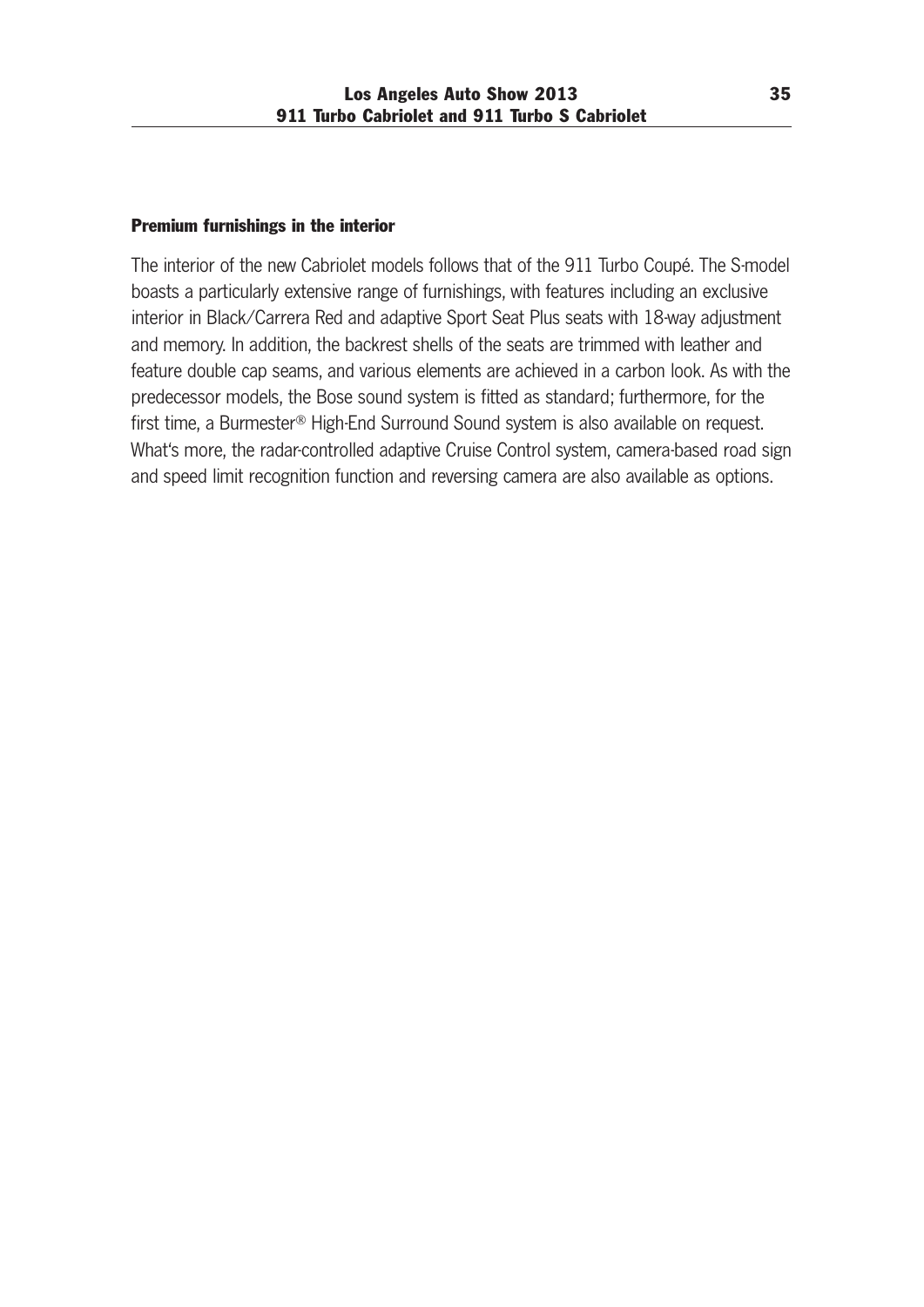### Premium furnishings in the interior

The interior of the new Cabriolet models follows that of the 911 Turbo Coupé. The S-model boasts a particularly extensive range of furnishings, with features including an exclusive interior in Black/Carrera Red and adaptive Sport Seat Plus seats with 18-way adjustment and memory. In addition, the backrest shells of the seats are trimmed with leather and feature double cap seams, and various elements are achieved in a carbon look. As with the predecessor models, the Bose sound system is fitted as standard; furthermore, for the first time, a Burmester® High-End Surround Sound system is also available on request. What's more, the radar-controlled adaptive Cruise Control system, camera-based road sign and speed limit recognition function and reversing camera are also available as options.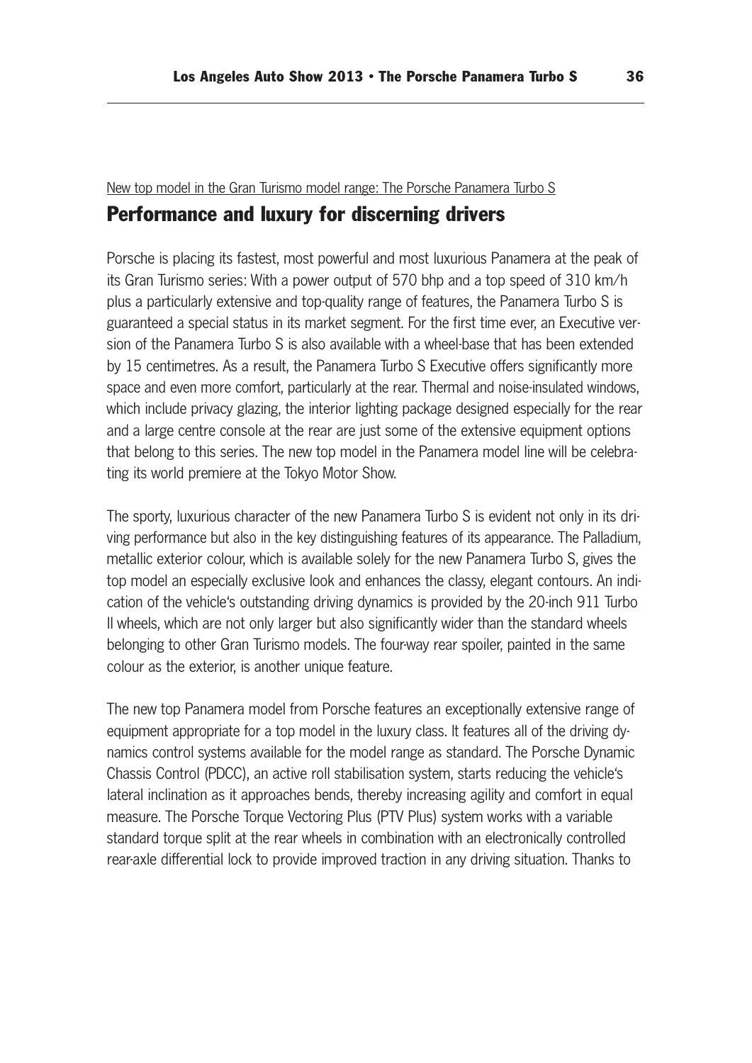New top model in the Gran Turismo model range: The Porsche Panamera Turbo S

## Performance and luxury for discerning drivers

Porsche is placing its fastest, most powerful and most luxurious Panamera at the peak of its Gran Turismo series: With a power output of 570 bhp and a top speed of 310 km/h plus a particularly extensive and top-quality range of features, the Panamera Turbo S is guaranteed a special status in its market segment. For the first time ever, an Executive version of the Panamera Turbo S is also available with a wheel-base that has been extended by 15 centimetres. As a result, the Panamera Turbo S Executive offers significantly more space and even more comfort, particularly at the rear. Thermal and noise-insulated windows, which include privacy glazing, the interior lighting package designed especially for the rear and a large centre console at the rear are just some of the extensive equipment options that belong to this series. The new top model in the Panamera model line will be celebrating its world premiere at the Tokyo Motor Show.

The sporty, luxurious character of the new Panamera Turbo S is evident not only in its driving performance but also in the key distinguishing features of its appearance. The Palladium, metallic exterior colour, which is available solely for the new Panamera Turbo S, gives the top model an especially exclusive look and enhances the classy, elegant contours. An indication of the vehicle's outstanding driving dynamics is provided by the 20-inch 911 Turbo II wheels, which are not only larger but also significantly wider than the standard wheels belonging to other Gran Turismo models. The four-way rear spoiler, painted in the same colour as the exterior, is another unique feature.

The new top Panamera model from Porsche features an exceptionally extensive range of equipment appropriate for a top model in the luxury class. It features all of the driving dynamics control systems available for the model range as standard. The Porsche Dynamic Chassis Control (PDCC), an active roll stabilisation system, starts reducing the vehicle's lateral inclination as it approaches bends, thereby increasing agility and comfort in equal measure. The Porsche Torque Vectoring Plus (PTV Plus) system works with a variable standard torque split at the rear wheels in combination with an electronically controlled rear-axle differential lock to provide improved traction in any driving situation. Thanks to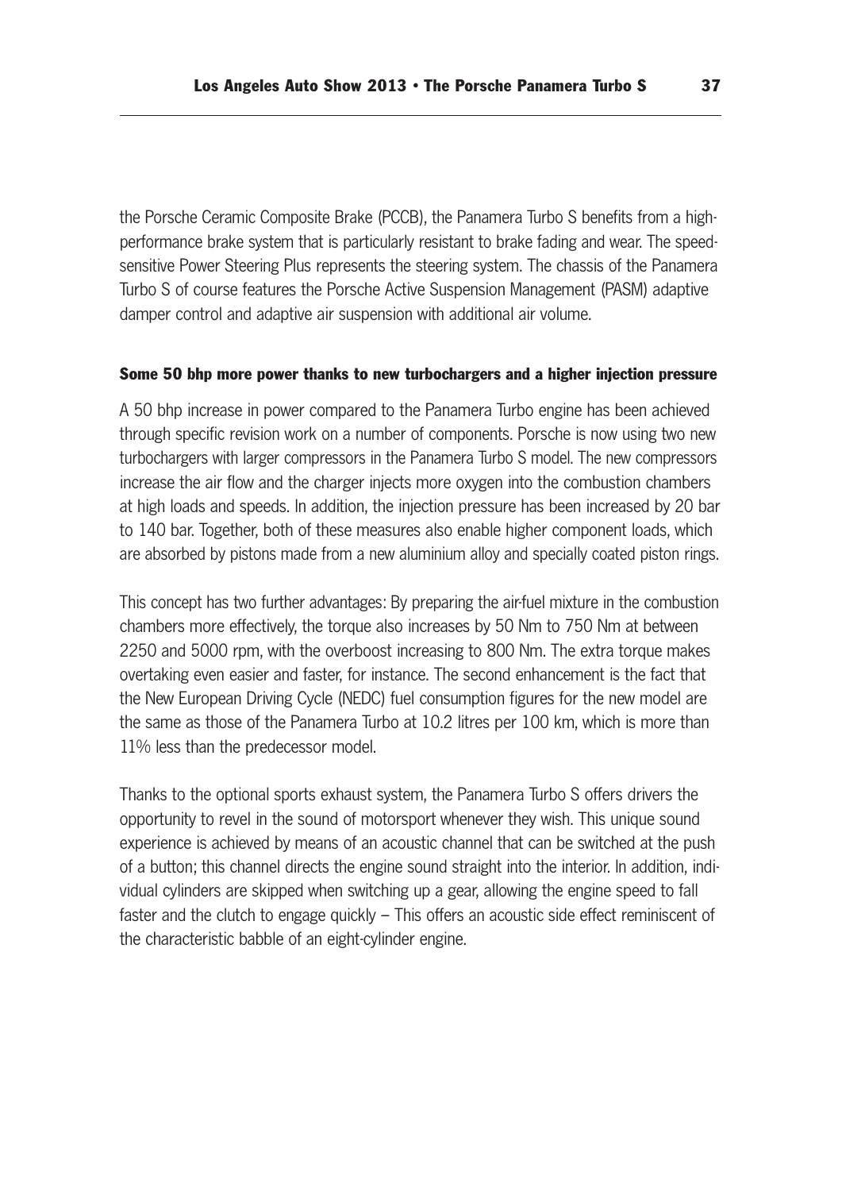the Porsche Ceramic Composite Brake (PCCB), the Panamera Turbo S benefits from a high-performance brake system that is particularly resistant to brake fading and wear. The speed-sensitive Power Steering Plus represents the steering system. The chassis of the Panamera Turbo S of course features the Porsche Active Suspension Management (PASM) adaptive damper control and adaptive air suspension with additional air volume.

**Some 50 bhp more power thanks to new turbochargers and a higher injection pressure**

A 50 bhp increase in power compared to the Panamera Turbo engine has been achieved through specific revision work on a number of components. Porsche is now using two new turbochargers with larger compressors in the Panamera Turbo S model. The new compressors increase the air flow and the charger injects more oxygen into the combustion chambers at high loads and speeds. In addition, the injection pressure has been increased by 20 bar to 140 bar. Together, both of these measures also enable higher component loads, which are absorbed by pistons made from a new aluminium alloy and specially coated piston rings.

This concept has two further advantages: By preparing the air-fuel mixture in the combustion chambers more effectively, the torque also increases by 50 Nm to 750 Nm at between 2250 and 5000 rpm, with the overboost increasing to 800 Nm. The extra torque makes overtaking even easier and faster, for instance. The second enhancement is the fact that the New European Driving Cycle (NEDC) fuel consumption figures for the new model are the same as those of the Panamera Turbo at 10.2 litres per 100 km, which is more than 11% less than the predecessor model.

Thanks to the optional sports exhaust system, the Panamera Turbo S offers drivers the opportunity to revel in the sound of motorsport whenever they wish. This unique sound experience is achieved by means of an acoustic channel that can be switched at the push of a button; this channel directs the engine sound straight into the interior. In addition, individual cylinders are skipped when switching up a gear, allowing the engine speed to fall faster and the clutch to engage quickly – This offers an acoustic side effect reminiscent of the characteristic babble of an eight-cylinder engine.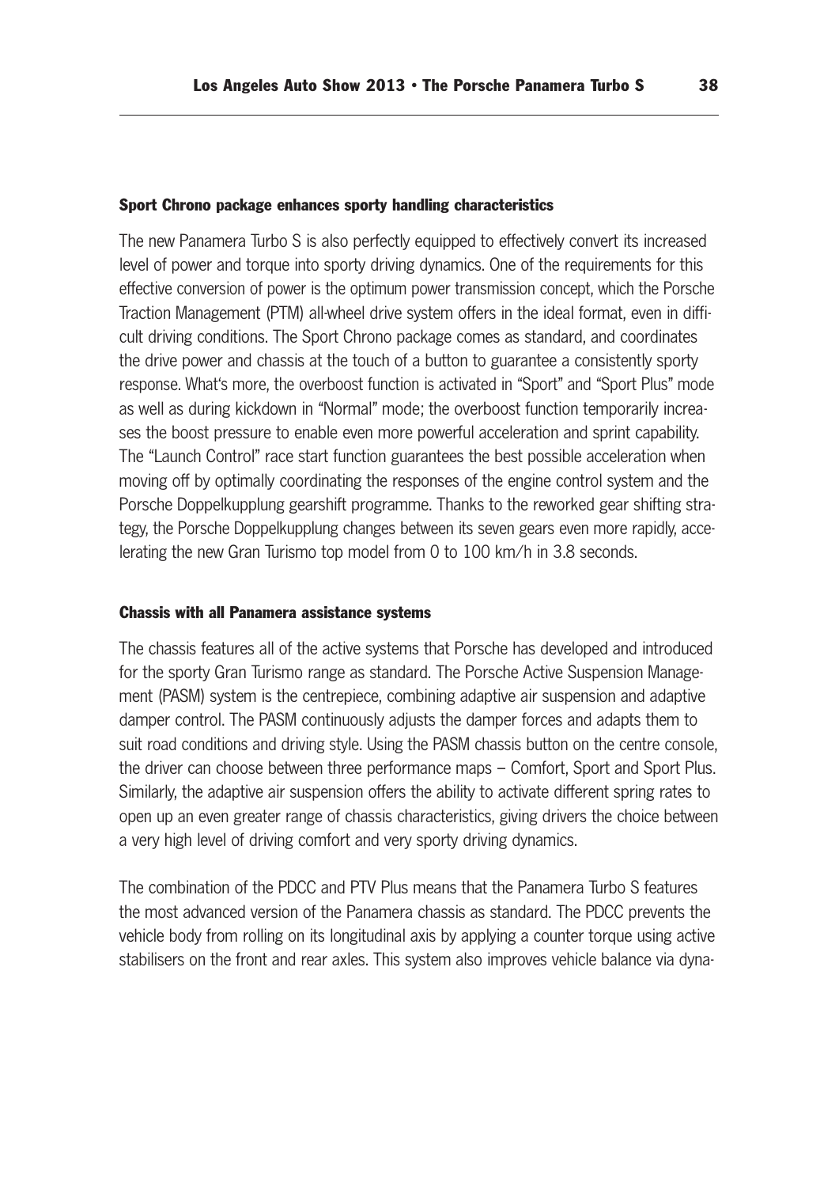### Sport Chrono package enhances sporty handling characteristics

The new Panamera Turbo S is also perfectly equipped to effectively convert its increased level of power and torque into sporty driving dynamics. One of the requirements for this effective conversion of power is the optimum power transmission concept, which the Porsche Traction Management (PTM) all-wheel drive system offers in the ideal format, even in difficult driving conditions. The Sport Chrono package comes as standard, and coordinates the drive power and chassis at the touch of a button to guarantee a consistently sporty response. What's more, the overboost function is activated in "Sport" and "Sport Plus" mode as well as during kickdown in "Normal" mode; the overboost function temporarily increases the boost pressure to enable even more powerful acceleration and sprint capability. The "Launch Control" race start function guarantees the best possible acceleration when moving off by optimally coordinating the responses of the engine control system and the Porsche Doppelkupplung gearshift programme. Thanks to the reworked gear shifting strategy, the Porsche Doppelkupplung changes between its seven gears even more rapidly, accelerating the new Gran Turismo top model from 0 to 100 km/h in 3.8 seconds.

### Chassis with all Panamera assistance systems

The chassis features all of the active systems that Porsche has developed and introduced for the sporty Gran Turismo range as standard. The Porsche Active Suspension Management (PASM) system is the centrepiece, combining adaptive air suspension and adaptive damper control. The PASM continuously adjusts the damper forces and adapts them to suit road conditions and driving style. Using the PASM chassis button on the centre console, the driver can choose between three performance maps – Comfort, Sport and Sport Plus. Similarly, the adaptive air suspension offers the ability to activate different spring rates to open up an even greater range of chassis characteristics, giving drivers the choice between a very high level of driving comfort and very sporty driving dynamics.

The combination of the PDCC and PTV Plus means that the Panamera Turbo S features the most advanced version of the Panamera chassis as standard. The PDCC prevents the vehicle body from rolling on its longitudinal axis by applying a counter torque using active stabilisers on the front and rear axles. This system also improves vehicle balance via dyna-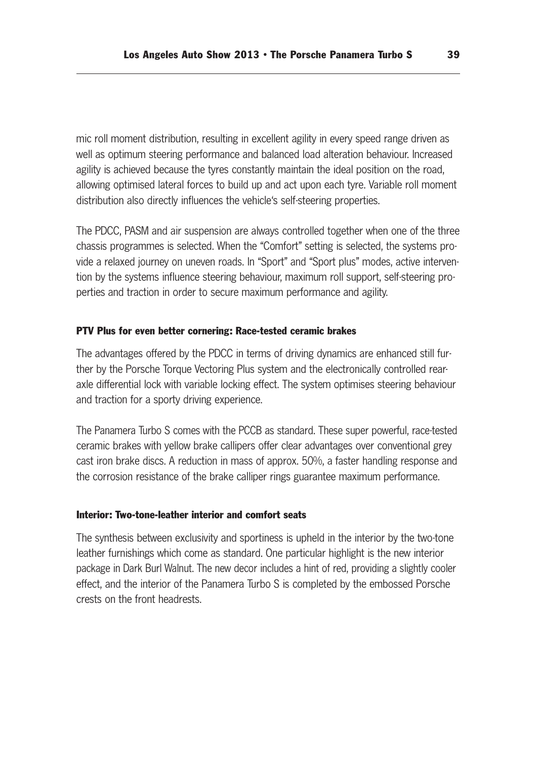mic roll moment distribution, resulting in excellent agility in every speed range driven as well as optimum steering performance and balanced load alteration behaviour. Increased agility is achieved because the tyres constantly maintain the ideal position on the road, allowing optimised lateral forces to build up and act upon each tyre. Variable roll moment distribution also directly influences the vehicle's self-steering properties.

The PDCC, PASM and air suspension are always controlled together when one of the three chassis programmes is selected. When the "Comfort" setting is selected, the systems provide a relaxed journey on uneven roads. In "Sport" and "Sport plus" modes, active intervention by the systems influence steering behaviour, maximum roll support, self-steering properties and traction in order to secure maximum performance and agility.

### PTV Plus for even better cornering: Race-tested ceramic brakes

The advantages offered by the PDCC in terms of driving dynamics are enhanced still further by the Porsche Torque Vectoring Plus system and the electronically controlled rear-axle differential lock with variable locking effect. The system optimises steering behaviour and traction for a sporty driving experience.

The Panamera Turbo S comes with the PCCB as standard. These super powerful, race-tested ceramic brakes with yellow brake callipers offer clear advantages over conventional grey cast iron brake discs. A reduction in mass of approx. 50%, a faster handling response and the corrosion resistance of the brake calliper rings guarantee maximum performance.

### Interior: Two-tone-leather interior and comfort seats

The synthesis between exclusivity and sportiness is upheld in the interior by the two-tone leather furnishings which come as standard. One particular highlight is the new interior package in Dark Burl Walnut. The new decor includes a hint of red, providing a slightly cooler effect, and the interior of the Panamera Turbo S is completed by the embossed Porsche crests on the front headrests.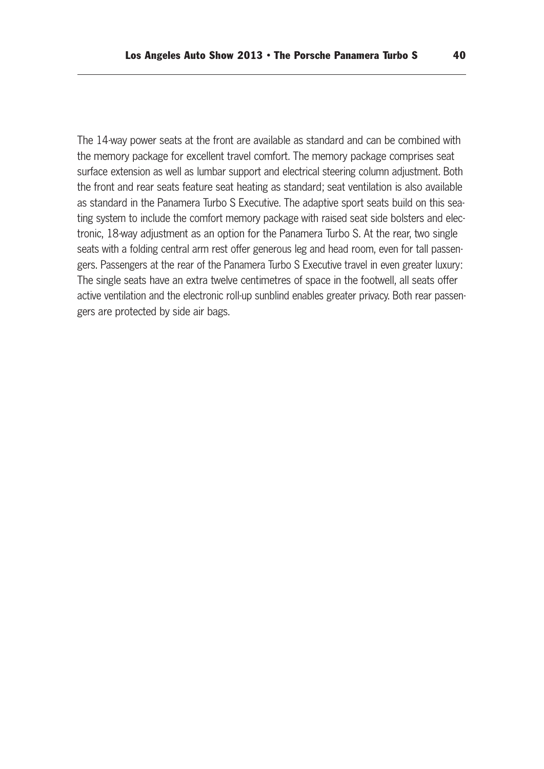The 14-way power seats at the front are available as standard and can be combined with the memory package for excellent travel comfort. The memory package comprises seat surface extension as well as lumbar support and electrical steering column adjustment. Both the front and rear seats feature seat heating as standard; seat ventilation is also available as standard in the Panamera Turbo S Executive. The adaptive sport seats build on this seating system to include the comfort memory package with raised seat side bolsters and electronic, 18-way adjustment as an option for the Panamera Turbo S. At the rear, two single seats with a folding central arm rest offer generous leg and head room, even for tall passengers. Passengers at the rear of the Panamera Turbo S Executive travel in even greater luxury: The single seats have an extra twelve centimetres of space in the footwell, all seats offer active ventilation and the electronic roll-up sunblind enables greater privacy. Both rear passengers are protected by side air bags.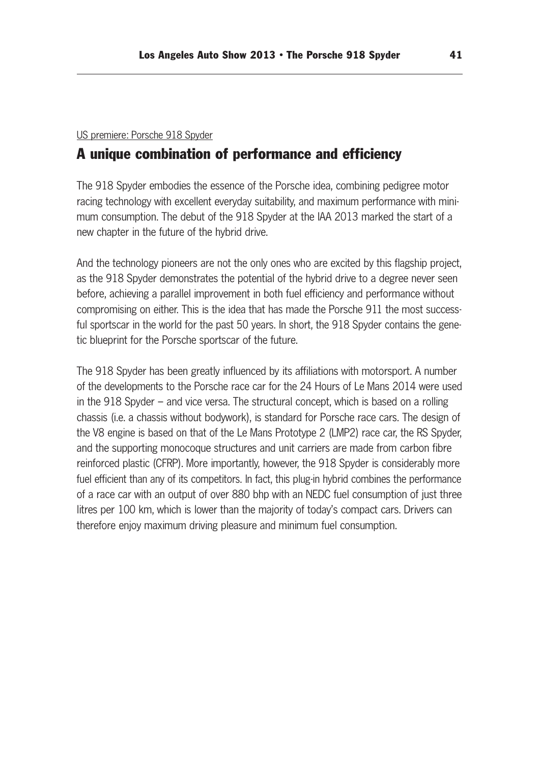US premiere: Porsche 918 Spyder

## A unique combination of performance and efficiency

The 918 Spyder embodies the essence of the Porsche idea, combining pedigree motor racing technology with excellent everyday suitability, and maximum performance with minimum consumption. The debut of the 918 Spyder at the IAA 2013 marked the start of a new chapter in the future of the hybrid drive.

And the technology pioneers are not the only ones who are excited by this flagship project, as the 918 Spyder demonstrates the potential of the hybrid drive to a degree never seen before, achieving a parallel improvement in both fuel efficiency and performance without compromising on either. This is the idea that has made the Porsche 911 the most successful sportscar in the world for the past 50 years. In short, the 918 Spyder contains the genetic blueprint for the Porsche sportscar of the future.

The 918 Spyder has been greatly influenced by its affiliations with motorsport. A number of the developments to the Porsche race car for the 24 Hours of Le Mans 2014 were used in the 918 Spyder – and vice versa. The structural concept, which is based on a rolling chassis (i.e. a chassis without bodywork), is standard for Porsche race cars. The design of the V8 engine is based on that of the Le Mans Prototype 2 (LMP2) race car, the RS Spyder, and the supporting monocoque structures and unit carriers are made from carbon fibre reinforced plastic (CFRP). More importantly, however, the 918 Spyder is considerably more fuel efficient than any of its competitors. In fact, this plug-in hybrid combines the performance of a race car with an output of over 880 bhp with an NEDC fuel consumption of just three litres per 100 km, which is lower than the majority of today's compact cars. Drivers can therefore enjoy maximum driving pleasure and minimum fuel consumption.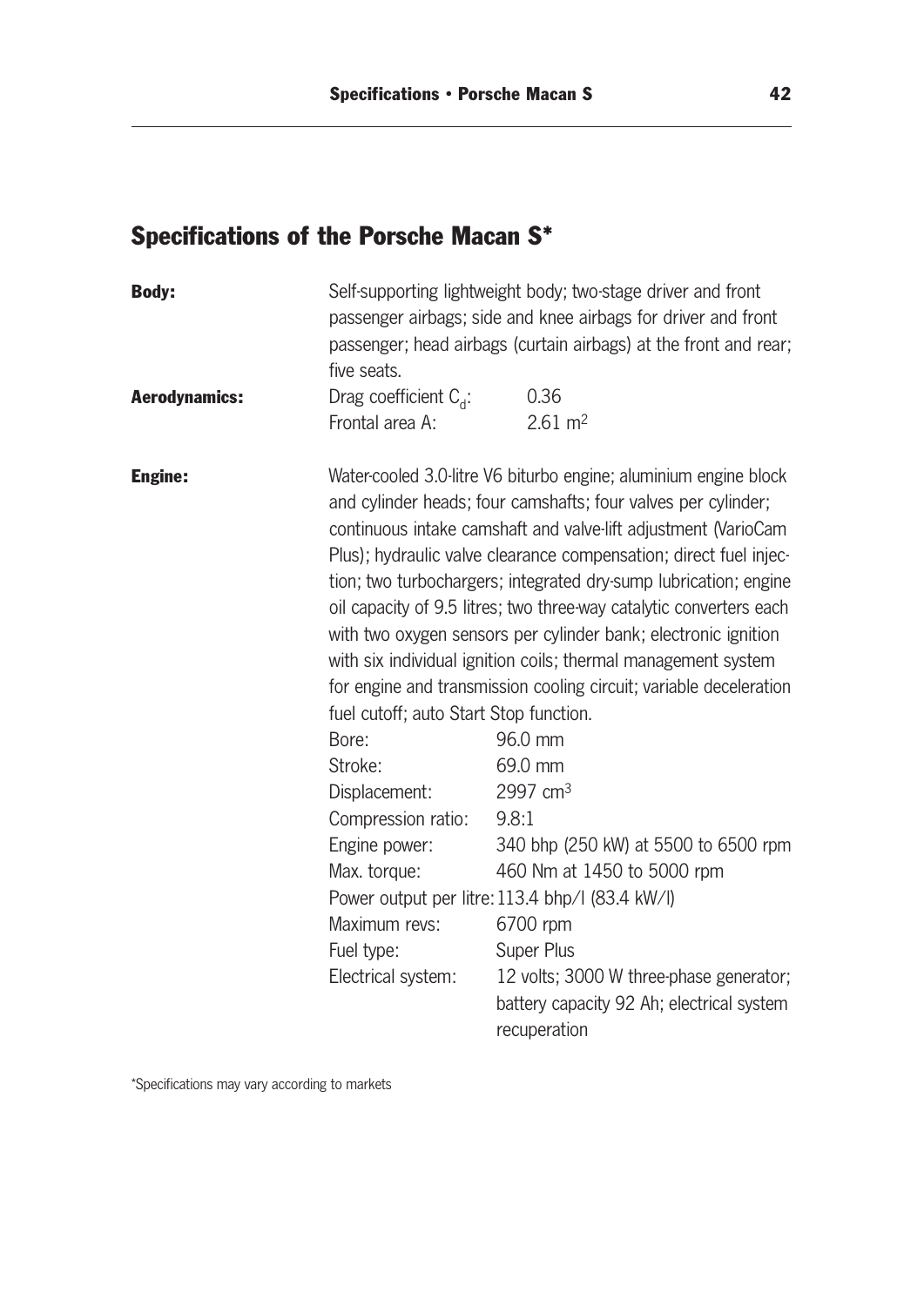## Specifications of the Porsche Macan S*

**Body:** Self-supporting lightweight body; two-stage driver and front passenger airbags; side and knee airbags for driver and front passenger; head airbags (curtain airbags) at the front and rear; five seats.

**Aerodynamics:**

| | |
|---|---|
| Drag coefficient $C_d$: | 0.36 |
| Frontal area A: | 2.61 m$^2$ |

**Engine:** Water-cooled 3.0-litre V6 biturbo engine; aluminium engine block and cylinder heads; four camshafts; four valves per cylinder; continuous intake camshaft and valve-lift adjustment (VarioCam Plus); hydraulic valve clearance compensation; direct fuel injection; two turbochargers; integrated dry-sump lubrication; engine oil capacity of 9.5 litres; two three-way catalytic converters each with two oxygen sensors per cylinder bank; electronic ignition with six individual ignition coils; thermal management system for engine and transmission cooling circuit; variable deceleration fuel cutoff; auto Start Stop function.

| | |
|---|---|
| Bore: | 96.0 mm |
| Stroke: | 69.0 mm |
| Displacement: | 2997 cm$^3$ |
| Compression ratio: | 9.8:1 |
| Engine power: | 340 bhp (250 kW) at 5500 to 6500 rpm |
| Max. torque: | 460 Nm at 1450 to 5000 rpm |
| Power output per litre: | 113.4 bhp/l (83.4 kW/l) |
| Maximum revs: | 6700 rpm |
| Fuel type: | Super Plus |
| Electrical system: | 12 volts; 3000 W three-phase generator; battery capacity 92 Ah; electrical system recuperation |

*Specifications may vary according to markets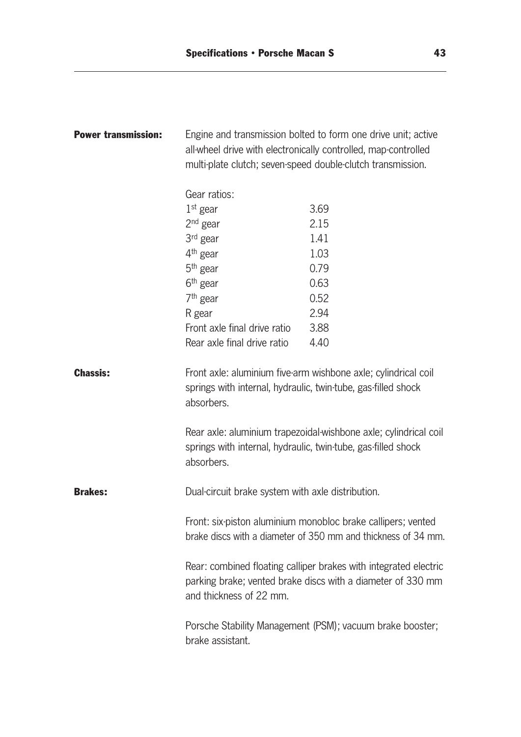**Power transmission:** Engine and transmission bolted to form one drive unit; active all-wheel drive with electronically controlled, map-controlled multi-plate clutch; seven-speed double-clutch transmission.

Gear ratios:

| | |
|---|---|
| 1st gear | 3.69 |
| 2nd gear | 2.15 |
| 3rd gear | 1.41 |
| 4th gear | 1.03 |
| 5th gear | 0.79 |
| 6th gear | 0.63 |
| 7th gear | 0.52 |
| R gear | 2.94 |
| Front axle final drive ratio | 3.88 |
| Rear axle final drive ratio | 4.40 |

**Chassis:** Front axle: aluminium five-arm wishbone axle; cylindrical coil springs with internal, hydraulic, twin-tube, gas-filled shock absorbers.

Rear axle: aluminium trapezoidal-wishbone axle; cylindrical coil springs with internal, hydraulic, twin-tube, gas-filled shock absorbers.

**Brakes:** Dual-circuit brake system with axle distribution.

Front: six-piston aluminium monobloc brake callipers; vented brake discs with a diameter of 350 mm and thickness of 34 mm.

Rear: combined floating calliper brakes with integrated electric parking brake; vented brake discs with a diameter of 330 mm and thickness of 22 mm.

Porsche Stability Management (PSM); vacuum brake booster; brake assistant.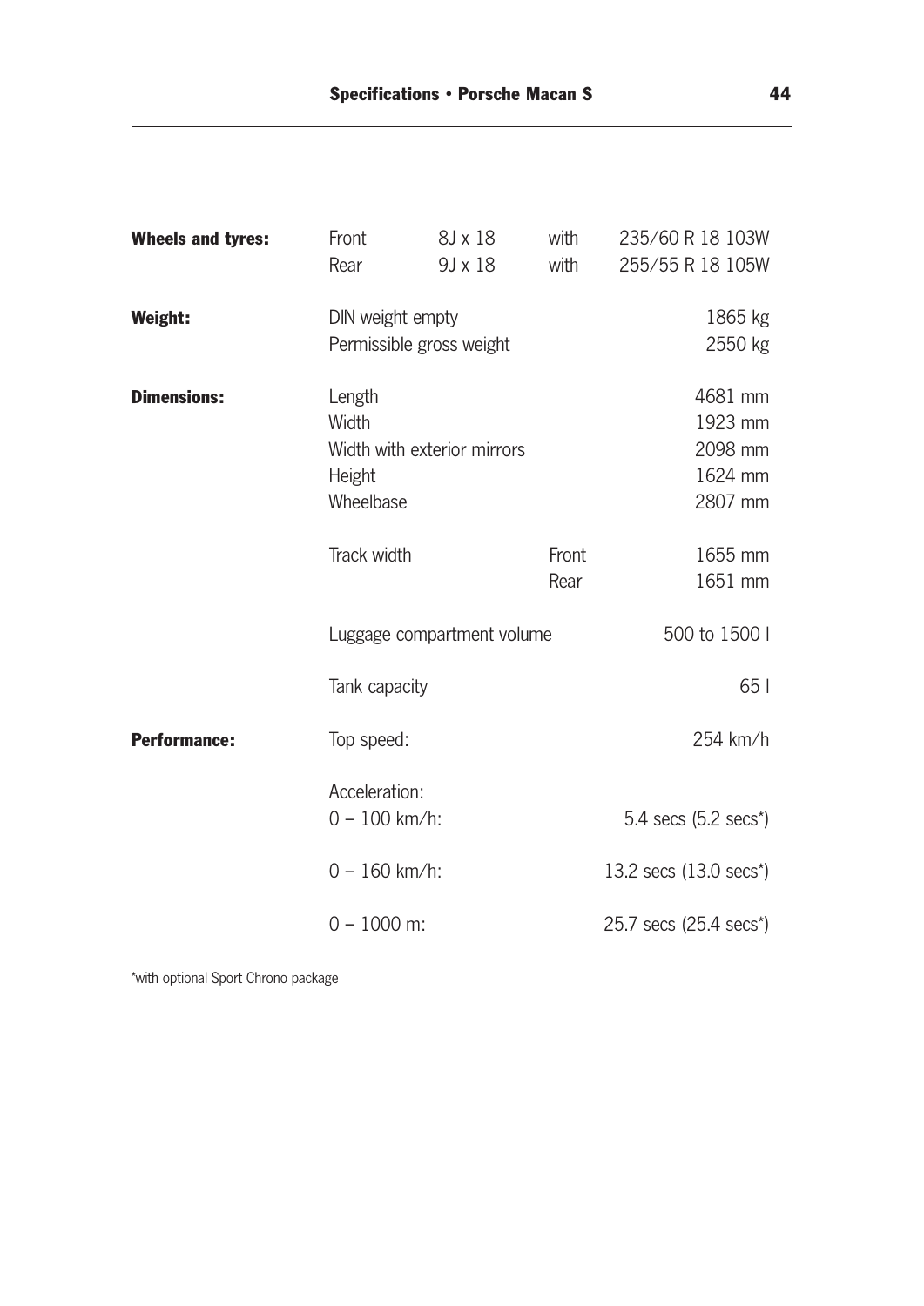| | | | | |
|---|---|---|---|---|
| **Wheels and tyres:** | Front | 8J x 18 | with | 235/60 R 18 103W |
| | Rear | 9J x 18 | with | 255/55 R 18 105W |
| **Weight:** | DIN weight empty | | | 1865 kg |
| | Permissible gross weight | | | 2550 kg |
| **Dimensions:** | Length | | | 4681 mm |
| | Width | | | 1923 mm |
| | Width with exterior mirrors | | | 2098 mm |
| | Height | | | 1624 mm |
| | Wheelbase | | | 2807 mm |
| | Track width | | Front | 1655 mm |
| | | | Rear | 1651 mm |
| | Luggage compartment volume | | | 500 to 1500 l |
| | Tank capacity | | | 65 l |
| **Performance:** | Top speed: | | | 254 km/h |
| | Acceleration: | | | |
| | 0 – 100 km/h: | | | 5.4 secs (5.2 secs*) |
| | 0 – 160 km/h: | | | 13.2 secs (13.0 secs*) |
| | 0 – 1000 m: | | | 25.7 secs (25.4 secs*) |

*with optional Sport Chrono package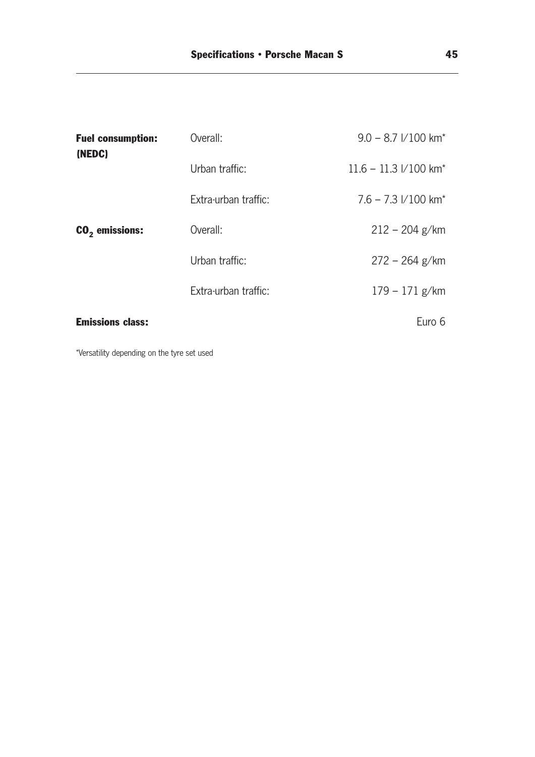| | | |
|---|---|---|
| **Fuel consumption: (NEDC)** | Overall: | 9.0 – 8.7 l/100 km* |
| | Urban traffic: | 11.6 – 11.3 l/100 km* |
| | Extra-urban traffic: | 7.6 – 7.3 l/100 km* |
| **$CO_2$ emissions:** | Overall: | 212 – 204 g/km |
| | Urban traffic: | 272 – 264 g/km |
| | Extra-urban traffic: | 179 – 171 g/km |
| **Emissions class:** | | Euro 6 |

*Versatility depending on the tyre set used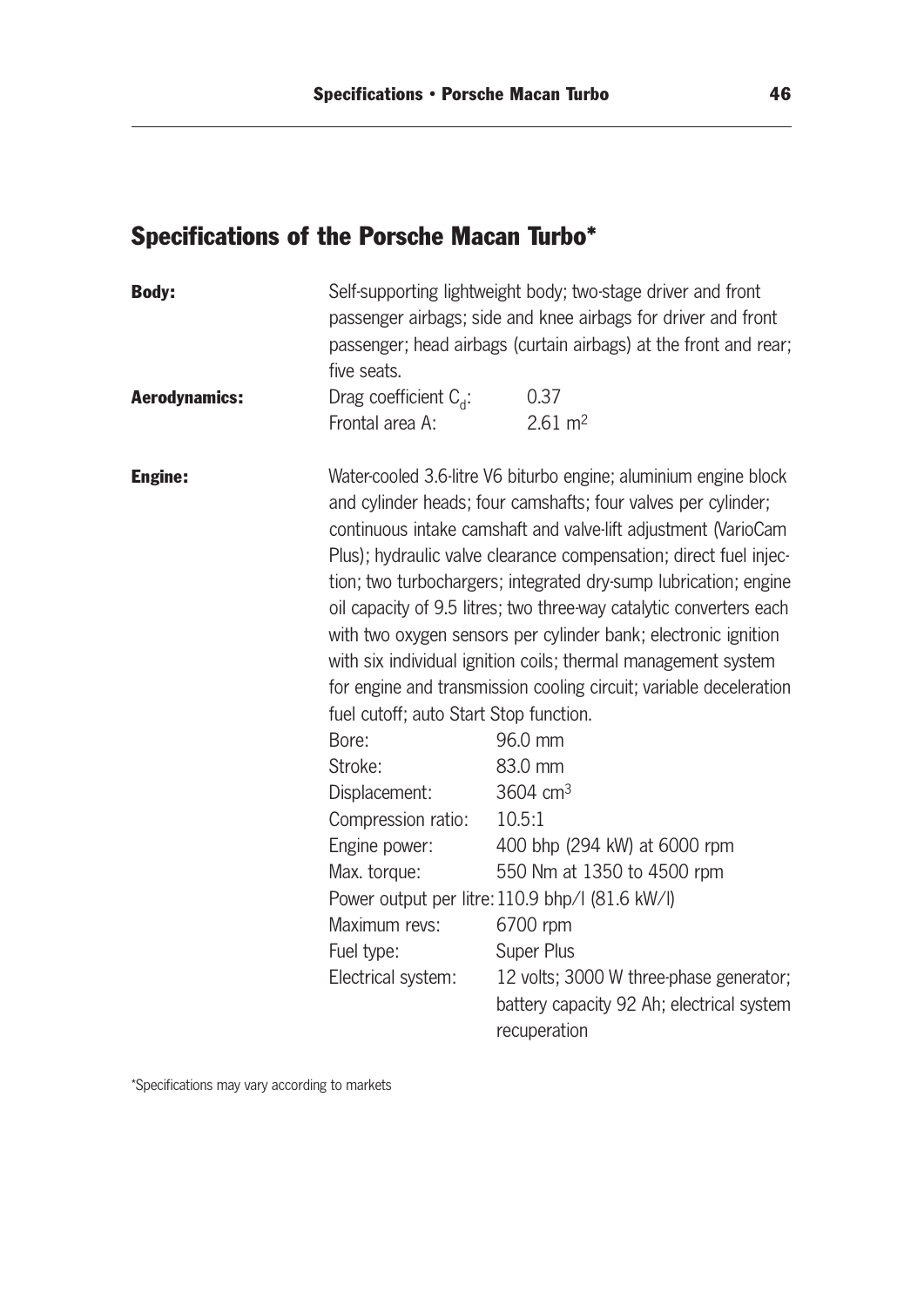## Specifications of the Porsche Macan Turbo*

**Body:** Self-supporting lightweight body; two-stage driver and front passenger airbags; side and knee airbags for driver and front passenger; head airbags (curtain airbags) at the front and rear; five seats.

**Aerodynamics:**

| | |
|---|---|
| Drag coefficient $C_d$: | 0.37 |
| Frontal area A: | 2.61 m$^2$ |

**Engine:** Water-cooled 3.6-litre V6 biturbo engine; aluminium engine block and cylinder heads; four camshafts; four valves per cylinder; continuous intake camshaft and valve-lift adjustment (VarioCam Plus); hydraulic valve clearance compensation; direct fuel injection; two turbochargers; integrated dry-sump lubrication; engine oil capacity of 9.5 litres; two three-way catalytic converters each with two oxygen sensors per cylinder bank; electronic ignition with six individual ignition coils; thermal management system for engine and transmission cooling circuit; variable deceleration fuel cutoff; auto Start Stop function.

| | |
|---|---|
| Bore: | 96.0 mm |
| Stroke: | 83.0 mm |
| Displacement: | 3604 cm$^3$ |
| Compression ratio: | 10.5:1 |
| Engine power: | 400 bhp (294 kW) at 6000 rpm |
| Max. torque: | 550 Nm at 1350 to 4500 rpm |
| Power output per litre: | 110.9 bhp/l (81.6 kW/l) |
| Maximum revs: | 6700 rpm |
| Fuel type: | Super Plus |
| Electrical system: | 12 volts; 3000 W three-phase generator; battery capacity 92 Ah; electrical system recuperation |

*Specifications may vary according to markets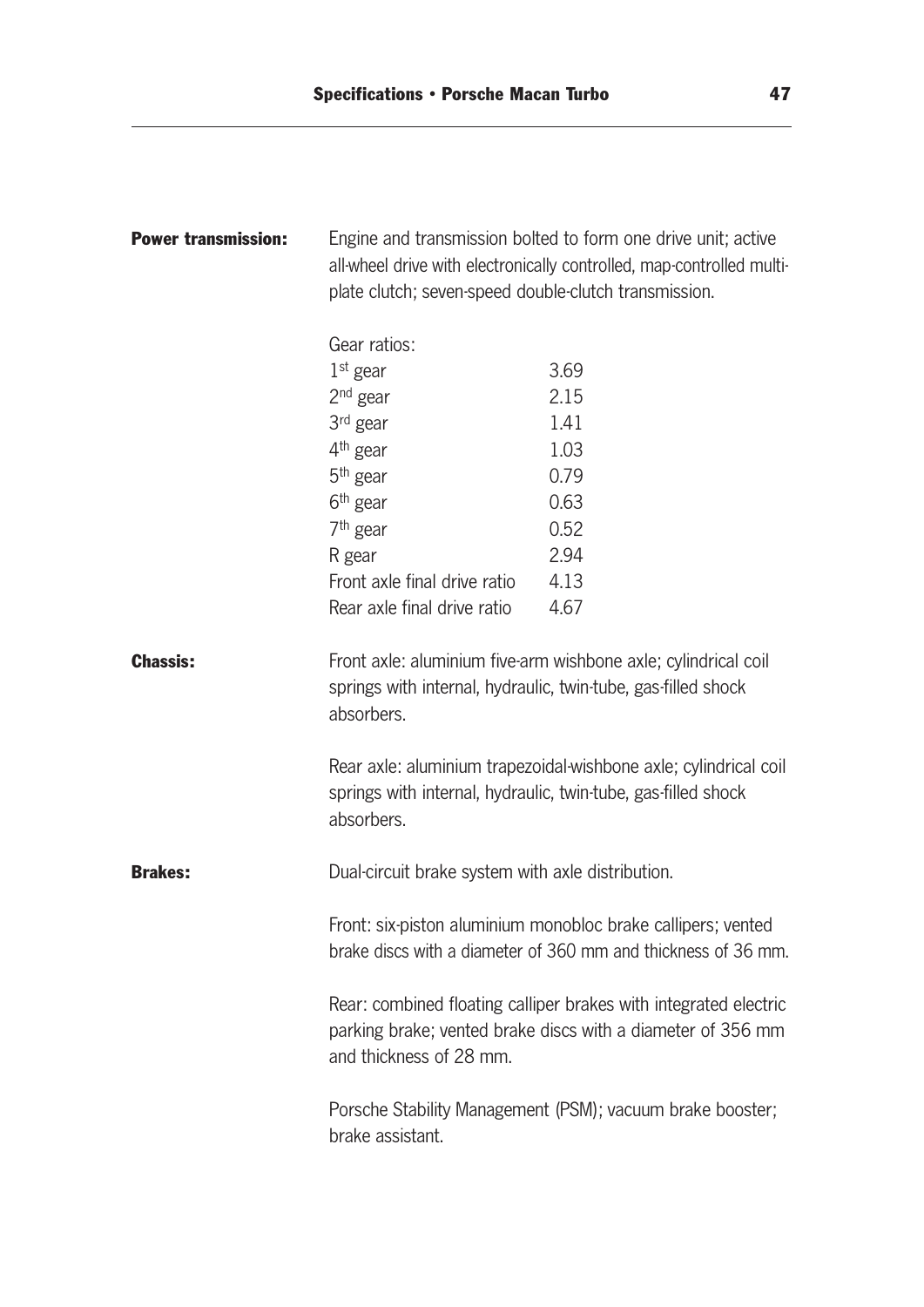**Power transmission:** Engine and transmission bolted to form one drive unit; active all-wheel drive with electronically controlled, map-controlled multi-plate clutch; seven-speed double-clutch transmission.

Gear ratios:

| | |
|---|---|
| 1st gear | 3.69 |
| 2nd gear | 2.15 |
| 3rd gear | 1.41 |
| 4th gear | 1.03 |
| 5th gear | 0.79 |
| 6th gear | 0.63 |
| 7th gear | 0.52 |
| R gear | 2.94 |
| Front axle final drive ratio | 4.13 |
| Rear axle final drive ratio | 4.67 |

**Chassis:** Front axle: aluminium five-arm wishbone axle; cylindrical coil springs with internal, hydraulic, twin-tube, gas-filled shock absorbers.

Rear axle: aluminium trapezoidal-wishbone axle; cylindrical coil springs with internal, hydraulic, twin-tube, gas-filled shock absorbers.

**Brakes:** Dual-circuit brake system with axle distribution.

Front: six-piston aluminium monobloc brake callipers; vented brake discs with a diameter of 360 mm and thickness of 36 mm.

Rear: combined floating calliper brakes with integrated electric parking brake; vented brake discs with a diameter of 356 mm and thickness of 28 mm.

Porsche Stability Management (PSM); vacuum brake booster; brake assistant.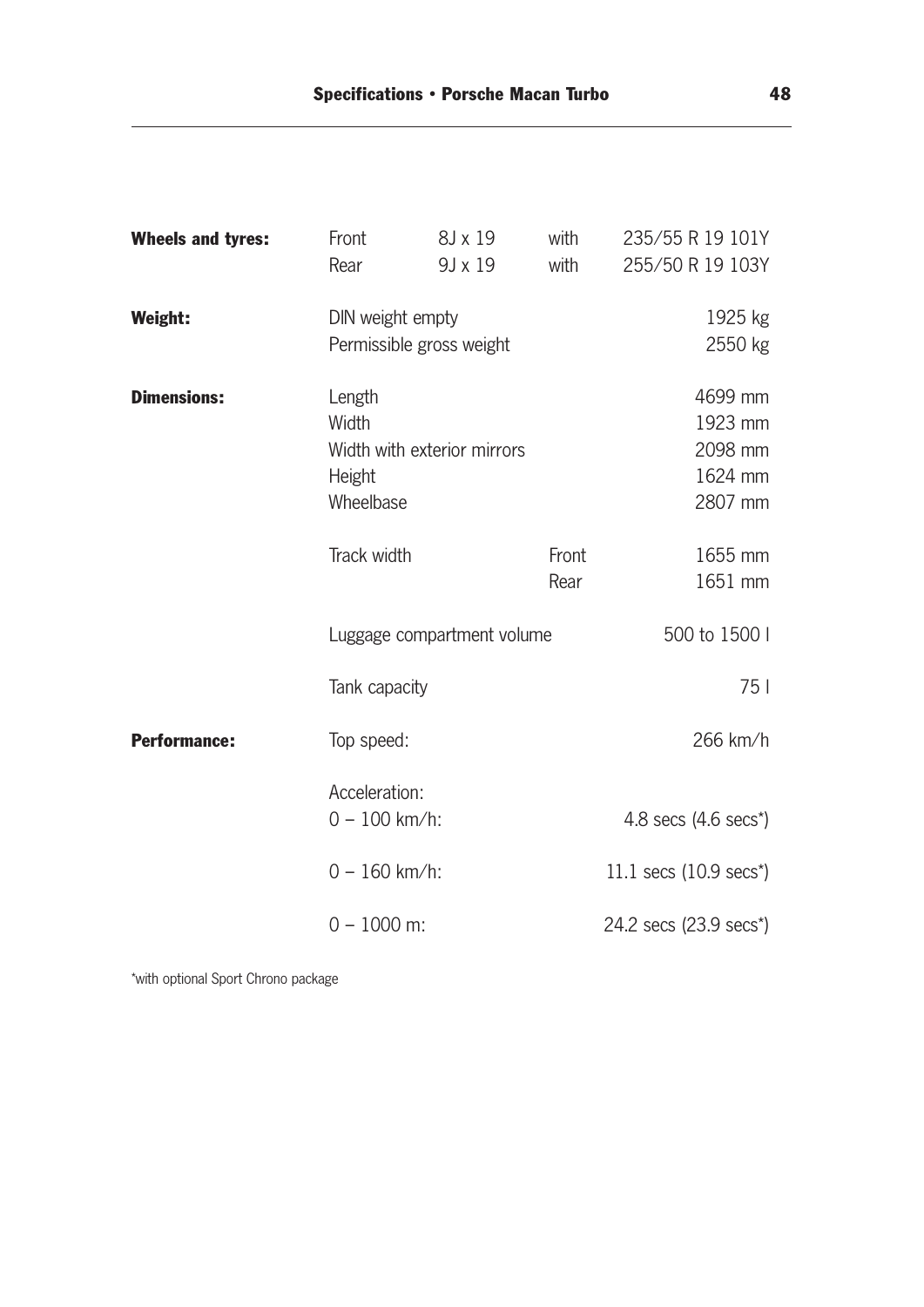| | | | | |
|---|---|---|---|---|
| **Wheels and tyres:** | Front | 8J x 19 | with | 235/55 R 19 101Y |
| | Rear | 9J x 19 | with | 255/50 R 19 103Y |
| **Weight:** | DIN weight empty | | | 1925 kg |
| | Permissible gross weight | | | 2550 kg |
| **Dimensions:** | Length | | | 4699 mm |
| | Width | | | 1923 mm |
| | Width with exterior mirrors | | | 2098 mm |
| | Height | | | 1624 mm |
| | Wheelbase | | | 2807 mm |
| | Track width | | Front | 1655 mm |
| | | | Rear | 1651 mm |
| | Luggage compartment volume | | | 500 to 1500 l |
| | Tank capacity | | | 75 l |
| **Performance:** | Top speed: | | | 266 km/h |
| | Acceleration: | | | |
| | 0 – 100 km/h: | | | 4.8 secs (4.6 secs*) |
| | 0 – 160 km/h: | | | 11.1 secs (10.9 secs*) |
| | 0 – 1000 m: | | | 24.2 secs (23.9 secs*) |

*with optional Sport Chrono package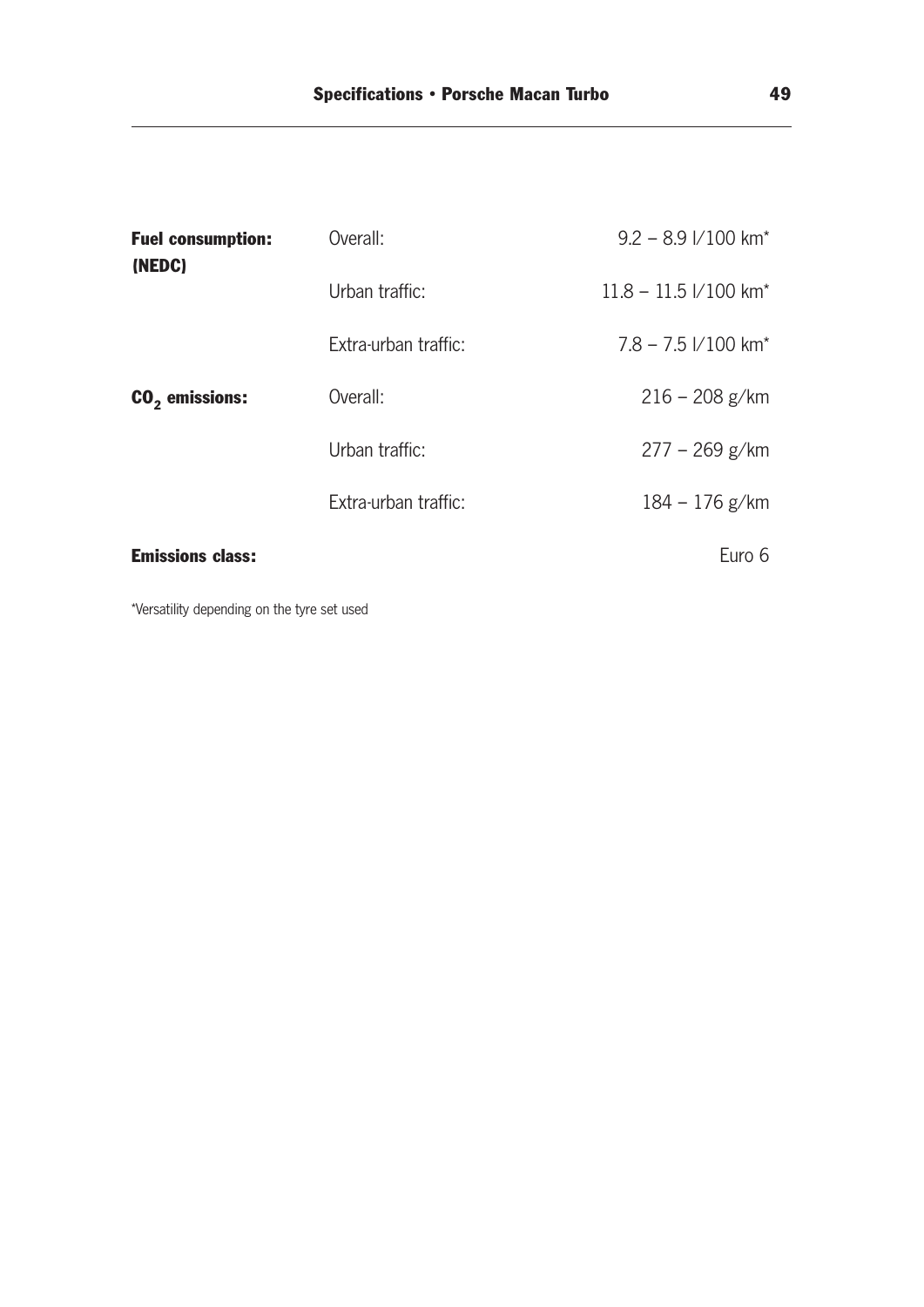| | | |
|---|---|---|
| **Fuel consumption: (NEDC)** | Overall: | 9.2 – 8.9 l/100 km* |
| | Urban traffic: | 11.8 – 11.5 l/100 km* |
| | Extra-urban traffic: | 7.8 – 7.5 l/100 km* |
| **$CO_2$ emissions:** | Overall: | 216 – 208 g/km |
| | Urban traffic: | 277 – 269 g/km |
| | Extra-urban traffic: | 184 – 176 g/km |
| **Emissions class:** | | Euro 6 |

*Versatility depending on the tyre set used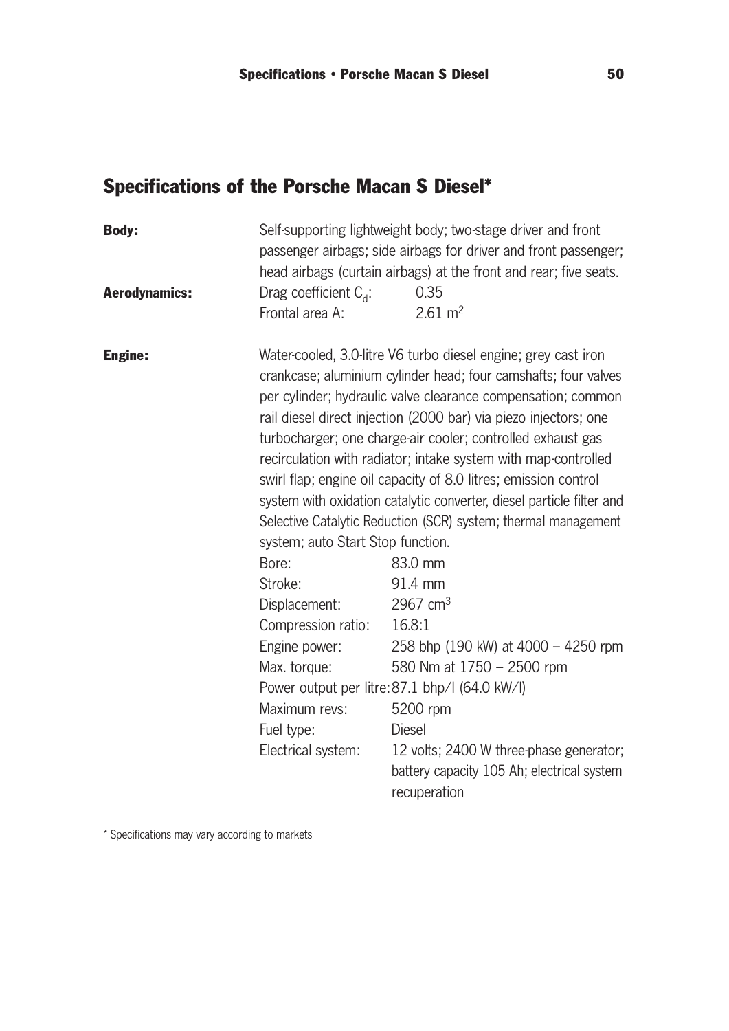## Specifications of the Porsche Macan S Diesel*

**Body:** Self-supporting lightweight body; two-stage driver and front passenger airbags; side airbags for driver and front passenger; head airbags (curtain airbags) at the front and rear; five seats.

**Aerodynamics:**

| | |
|---|---|
| Drag coefficient $C_d$: | 0.35 |
| Frontal area A: | 2.61 $m^2$ |

**Engine:** Water-cooled, 3.0-litre V6 turbo diesel engine; grey cast iron crankcase; aluminium cylinder head; four camshafts; four valves per cylinder; hydraulic valve clearance compensation; common rail diesel direct injection (2000 bar) via piezo injectors; one turbocharger; one charge-air cooler; controlled exhaust gas recirculation with radiator; intake system with map-controlled swirl flap; engine oil capacity of 8.0 litres; emission control system with oxidation catalytic converter, diesel particle filter and Selective Catalytic Reduction (SCR) system; thermal management system; auto Start Stop function.

| | |
|---|---|
| Bore: | 83.0 mm |
| Stroke: | 91.4 mm |
| Displacement: | 2967 $cm^3$ |
| Compression ratio: | 16.8:1 |
| Engine power: | 258 bhp (190 kW) at 4000 – 4250 rpm |
| Max. torque: | 580 Nm at 1750 – 2500 rpm |
| Power output per litre: | 87.1 bhp/l (64.0 kW/l) |
| Maximum revs: | 5200 rpm |
| Fuel type: | Diesel |
| Electrical system: | 12 volts; 2400 W three-phase generator; battery capacity 105 Ah; electrical system recuperation |

* Specifications may vary according to markets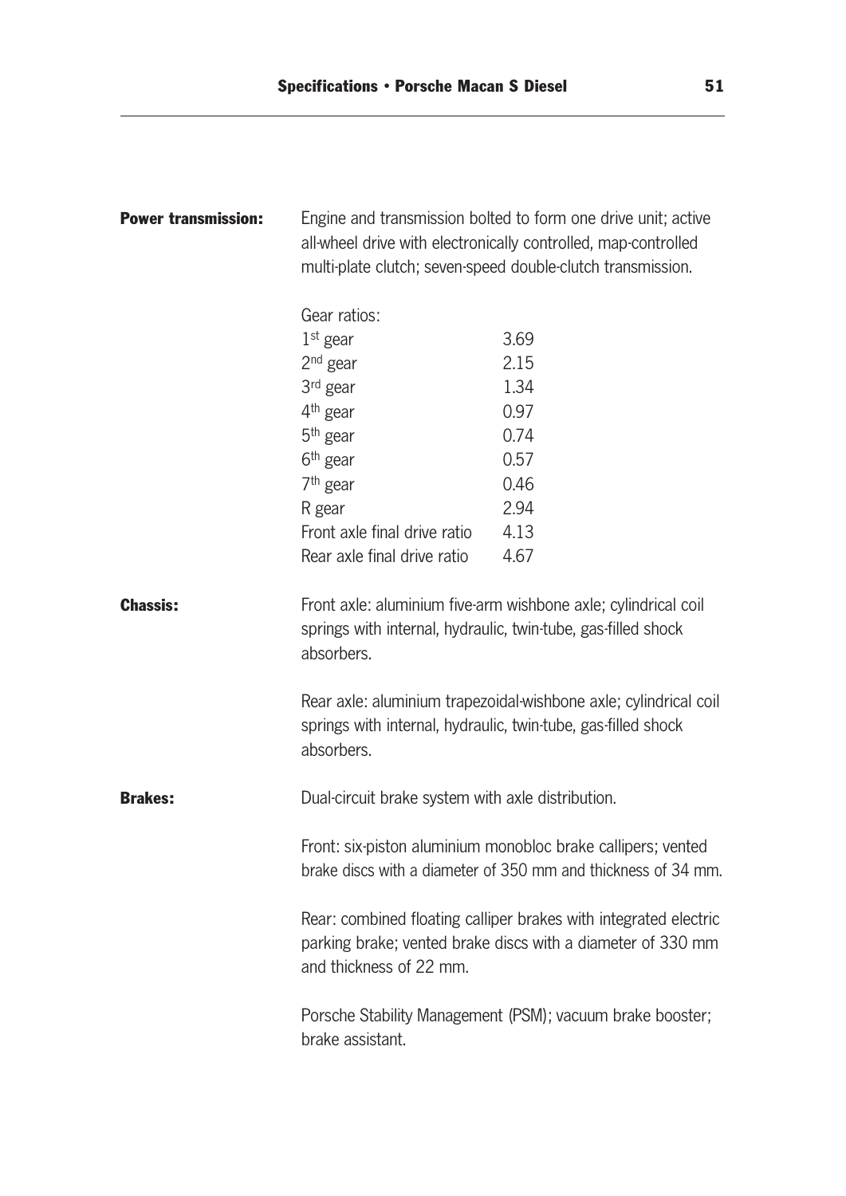**Power transmission:** Engine and transmission bolted to form one drive unit; active all-wheel drive with electronically controlled, map-controlled multi-plate clutch; seven-speed double-clutch transmission.

| Gear ratios: | |
|---|---|
| 1st gear | 3.69 |
| 2nd gear | 2.15 |
| 3rd gear | 1.34 |
| 4th gear | 0.97 |
| 5th gear | 0.74 |
| 6th gear | 0.57 |
| 7th gear | 0.46 |
| R gear | 2.94 |
| Front axle final drive ratio | 4.13 |
| Rear axle final drive ratio | 4.67 |

**Chassis:** Front axle: aluminium five-arm wishbone axle; cylindrical coil springs with internal, hydraulic, twin-tube, gas-filled shock absorbers.

Rear axle: aluminium trapezoidal-wishbone axle; cylindrical coil springs with internal, hydraulic, twin-tube, gas-filled shock absorbers.

**Brakes:** Dual-circuit brake system with axle distribution.

Front: six-piston aluminium monobloc brake callipers; vented brake discs with a diameter of 350 mm and thickness of 34 mm.

Rear: combined floating calliper brakes with integrated electric parking brake; vented brake discs with a diameter of 330 mm and thickness of 22 mm.

Porsche Stability Management (PSM); vacuum brake booster; brake assistant.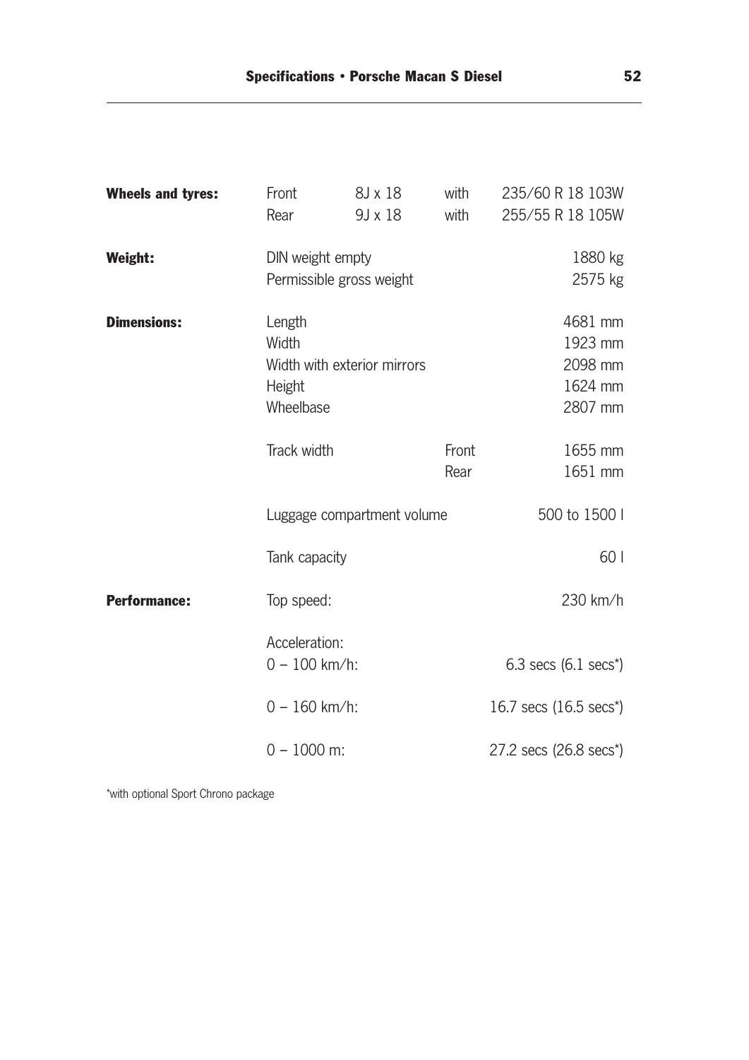| | | | | |
|---|---|---|---|---|
| **Wheels and tyres:** | Front | 8J x 18 | with | 235/60 R 18 103W |
| | Rear | 9J x 18 | with | 255/55 R 18 105W |
| **Weight:** | DIN weight empty | | | 1880 kg |
| | Permissible gross weight | | | 2575 kg |
| **Dimensions:** | Length | | | 4681 mm |
| | Width | | | 1923 mm |
| | Width with exterior mirrors | | | 2098 mm |
| | Height | | | 1624 mm |
| | Wheelbase | | | 2807 mm |
| | Track width | | Front | 1655 mm |
| | | | Rear | 1651 mm |
| | Luggage compartment volume | | | 500 to 1500 l |
| | Tank capacity | | | 60 l |
| **Performance:** | Top speed: | | | 230 km/h |
| | Acceleration: | | | |
| | 0 – 100 km/h: | | | 6.3 secs (6.1 secs*) |
| | 0 – 160 km/h: | | | 16.7 secs (16.5 secs*) |
| | 0 – 1000 m: | | | 27.2 secs (26.8 secs*) |

*with optional Sport Chrono package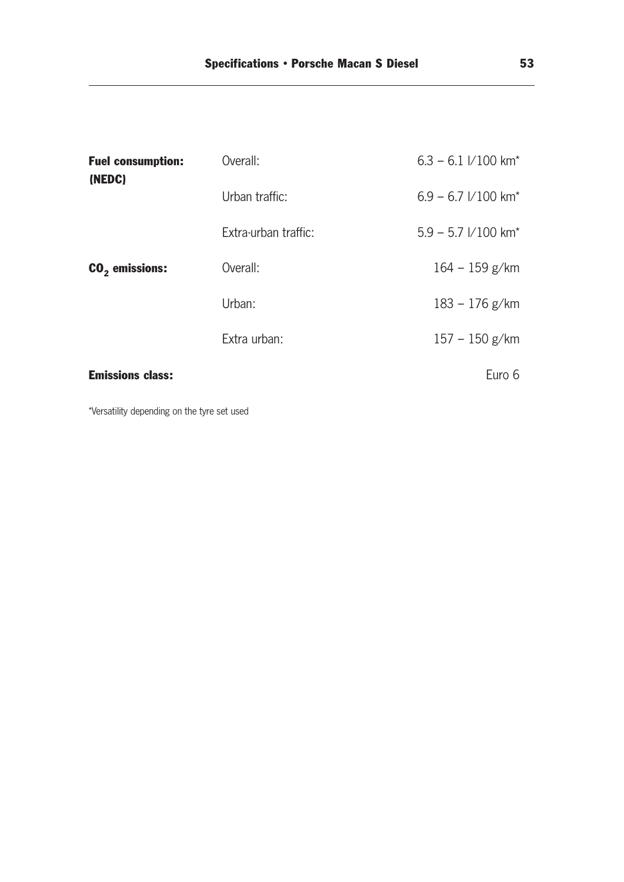| | | |
|---|---|---|
| **Fuel consumption: (NEDC)** | Overall: | 6.3 – 6.1 l/100 km* |
| | Urban traffic: | 6.9 – 6.7 l/100 km* |
| | Extra-urban traffic: | 5.9 – 5.7 l/100 km* |
| **$CO_2$ emissions:** | Overall: | 164 – 159 g/km |
| | Urban: | 183 – 176 g/km |
| | Extra urban: | 157 – 150 g/km |
| **Emissions class:** | | Euro 6 |

*Versatility depending on the tyre set used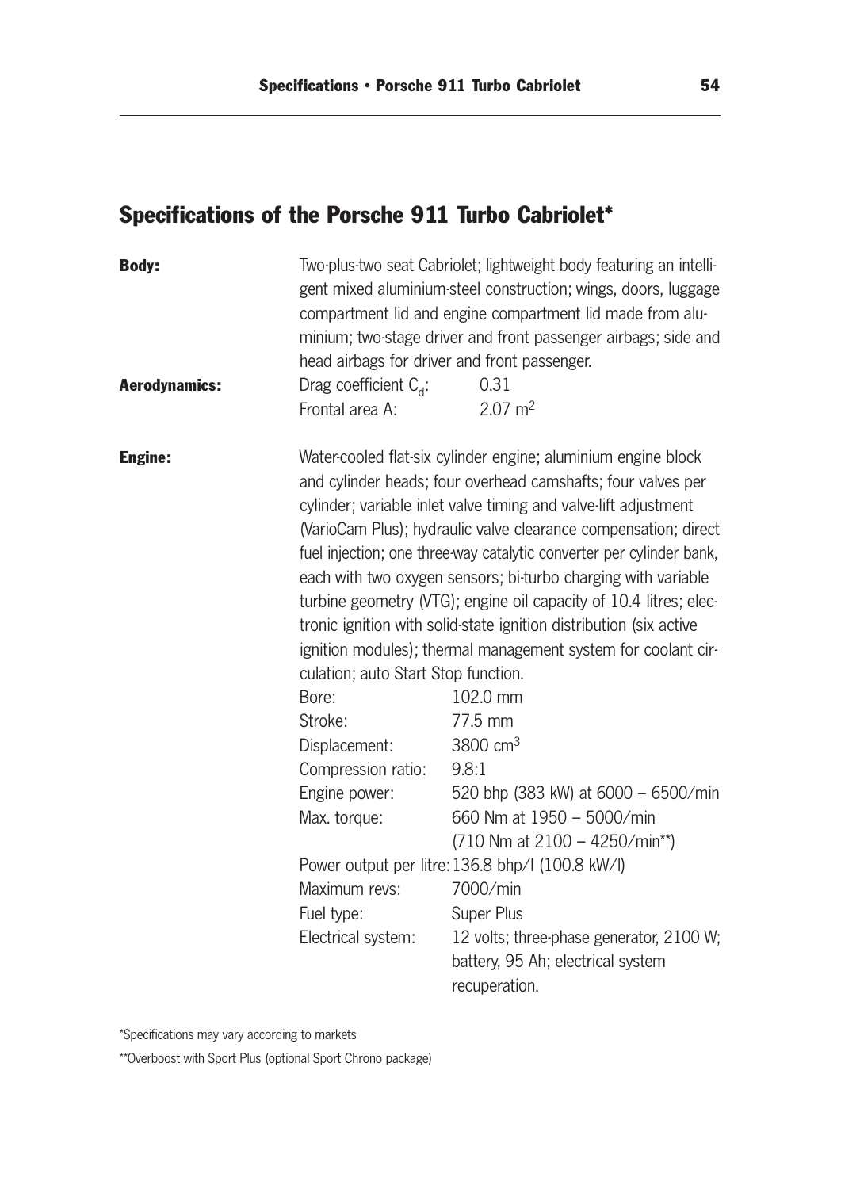## Specifications of the Porsche 911 Turbo Cabriolet*

**Body:** Two-plus-two seat Cabriolet; lightweight body featuring an intelligent mixed aluminium-steel construction; wings, doors, luggage compartment lid and engine compartment lid made from aluminium; two-stage driver and front passenger airbags; side and head airbags for driver and front passenger.

**Aerodynamics:**

| | |
|---|---|
| Drag coefficient $C_d$: | 0.31 |
| Frontal area A: | 2.07 $m^2$ |

**Engine:** Water-cooled flat-six cylinder engine; aluminium engine block and cylinder heads; four overhead camshafts; four valves per cylinder; variable inlet valve timing and valve-lift adjustment (VarioCam Plus); hydraulic valve clearance compensation; direct fuel injection; one three-way catalytic converter per cylinder bank, each with two oxygen sensors; bi-turbo charging with variable turbine geometry (VTG); engine oil capacity of 10.4 litres; electronic ignition with solid-state ignition distribution (six active ignition modules); thermal management system for coolant circulation; auto Start Stop function.

| | |
|---|---|
| Bore: | 102.0 mm |
| Stroke: | 77.5 mm |
| Displacement: | 3800 $cm^3$ |
| Compression ratio: | 9.8:1 |
| Engine power: | 520 bhp (383 kW) at 6000 – 6500/min |
| Max. torque: | 660 Nm at 1950 – 5000/min (710 Nm at 2100 – 4250/min**) |
| Power output per litre: | 136.8 bhp/l (100.8 kW/l) |
| Maximum revs: | 7000/min |
| Fuel type: | Super Plus |
| Electrical system: | 12 volts; three-phase generator, 2100 W; battery, 95 Ah; electrical system recuperation. |

*Specifications may vary according to markets

**Overboost with Sport Plus (optional Sport Chrono package)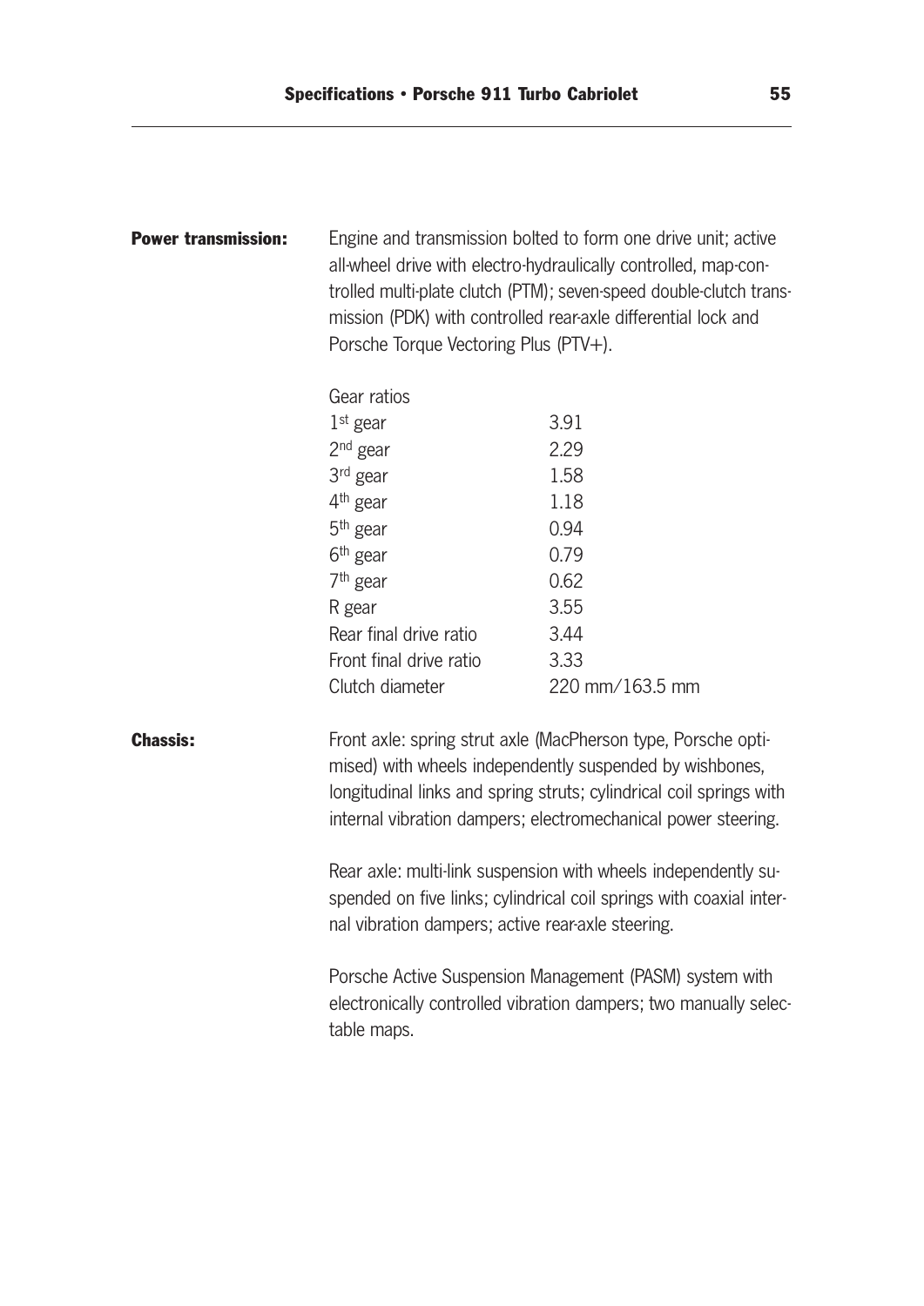**Power transmission:** Engine and transmission bolted to form one drive unit; active all-wheel drive with electro-hydraulically controlled, map-controlled multi-plate clutch (PTM); seven-speed double-clutch transmission (PDK) with controlled rear-axle differential lock and Porsche Torque Vectoring Plus (PTV+).

| Gear ratios | |
|---|---|
| 1st gear | 3.91 |
| 2nd gear | 2.29 |
| 3rd gear | 1.58 |
| 4th gear | 1.18 |
| 5th gear | 0.94 |
| 6th gear | 0.79 |
| 7th gear | 0.62 |
| R gear | 3.55 |
| Rear final drive ratio | 3.44 |
| Front final drive ratio | 3.33 |
| Clutch diameter | 220 mm/163.5 mm |

**Chassis:** Front axle: spring strut axle (MacPherson type, Porsche optimised) with wheels independently suspended by wishbones, longitudinal links and spring struts; cylindrical coil springs with internal vibration dampers; electromechanical power steering.

Rear axle: multi-link suspension with wheels independently suspended on five links; cylindrical coil springs with coaxial internal vibration dampers; active rear-axle steering.

Porsche Active Suspension Management (PASM) system with electronically controlled vibration dampers; two manually selectable maps.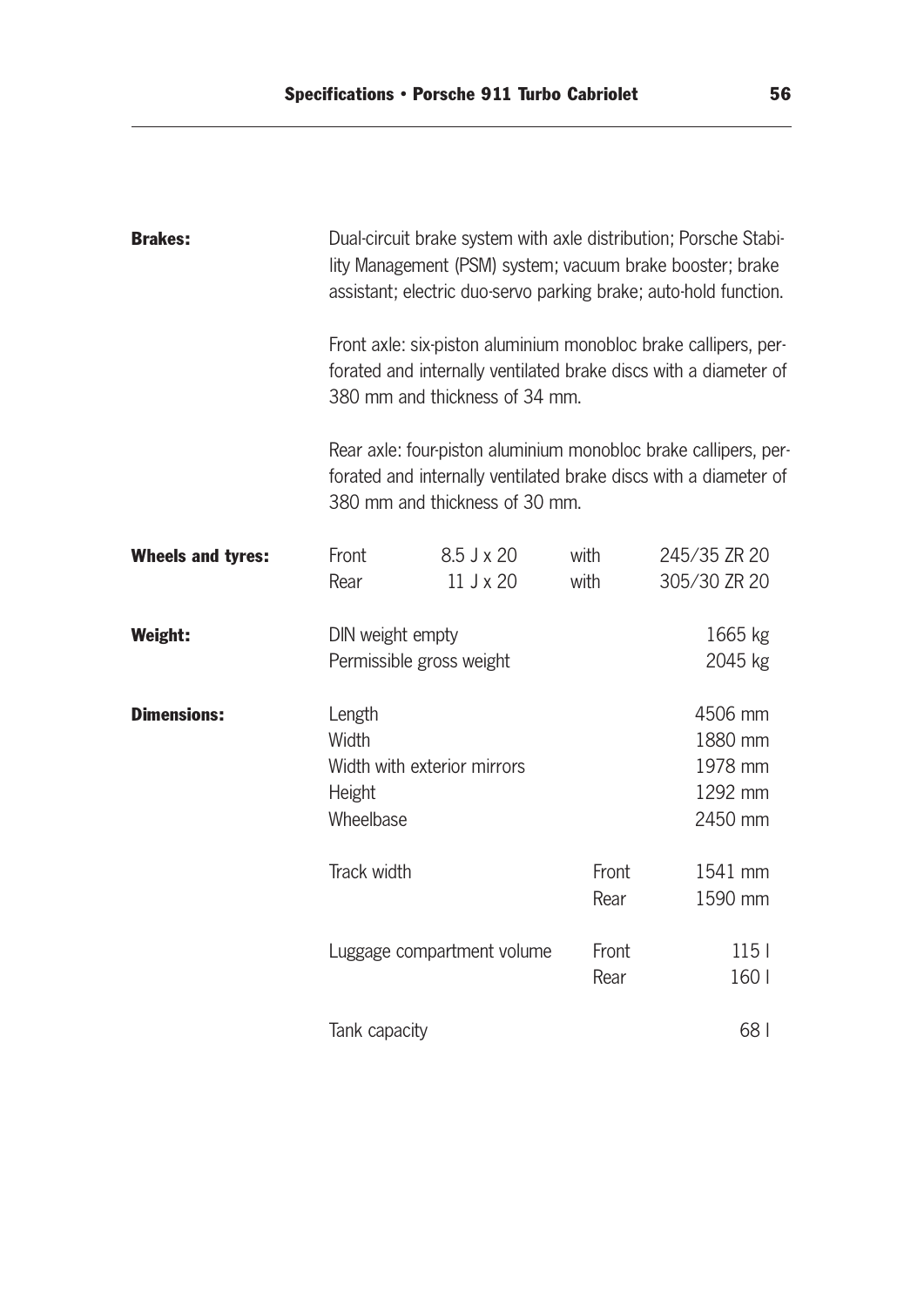**Brakes:**

Dual-circuit brake system with axle distribution; Porsche Stability Management (PSM) system; vacuum brake booster; brake assistant; electric duo-servo parking brake; auto-hold function.

Front axle: six-piston aluminium monobloc brake callipers, perforated and internally ventilated brake discs with a diameter of 380 mm and thickness of 34 mm.

Rear axle: four-piston aluminium monobloc brake callipers, perforated and internally ventilated brake discs with a diameter of 380 mm and thickness of 30 mm.

| | | | | |
|---|---|---|---|---|
| **Wheels and tyres:** | Front | 8.5 J x 20 | with | 245/35 ZR 20 |
| | Rear | 11 J x 20 | with | 305/30 ZR 20 |
| **Weight:** | DIN weight empty | | | 1665 kg |
| | Permissible gross weight | | | 2045 kg |
| **Dimensions:** | Length | | | 4506 mm |
| | Width | | | 1880 mm |
| | Width with exterior mirrors | | | 1978 mm |
| | Height | | | 1292 mm |
| | Wheelbase | | | 2450 mm |
| | Track width | | Front | 1541 mm |
| | | | Rear | 1590 mm |
| | Luggage compartment volume | | Front | 115 l |
| | | | Rear | 160 l |
| | Tank capacity | | | 68 l |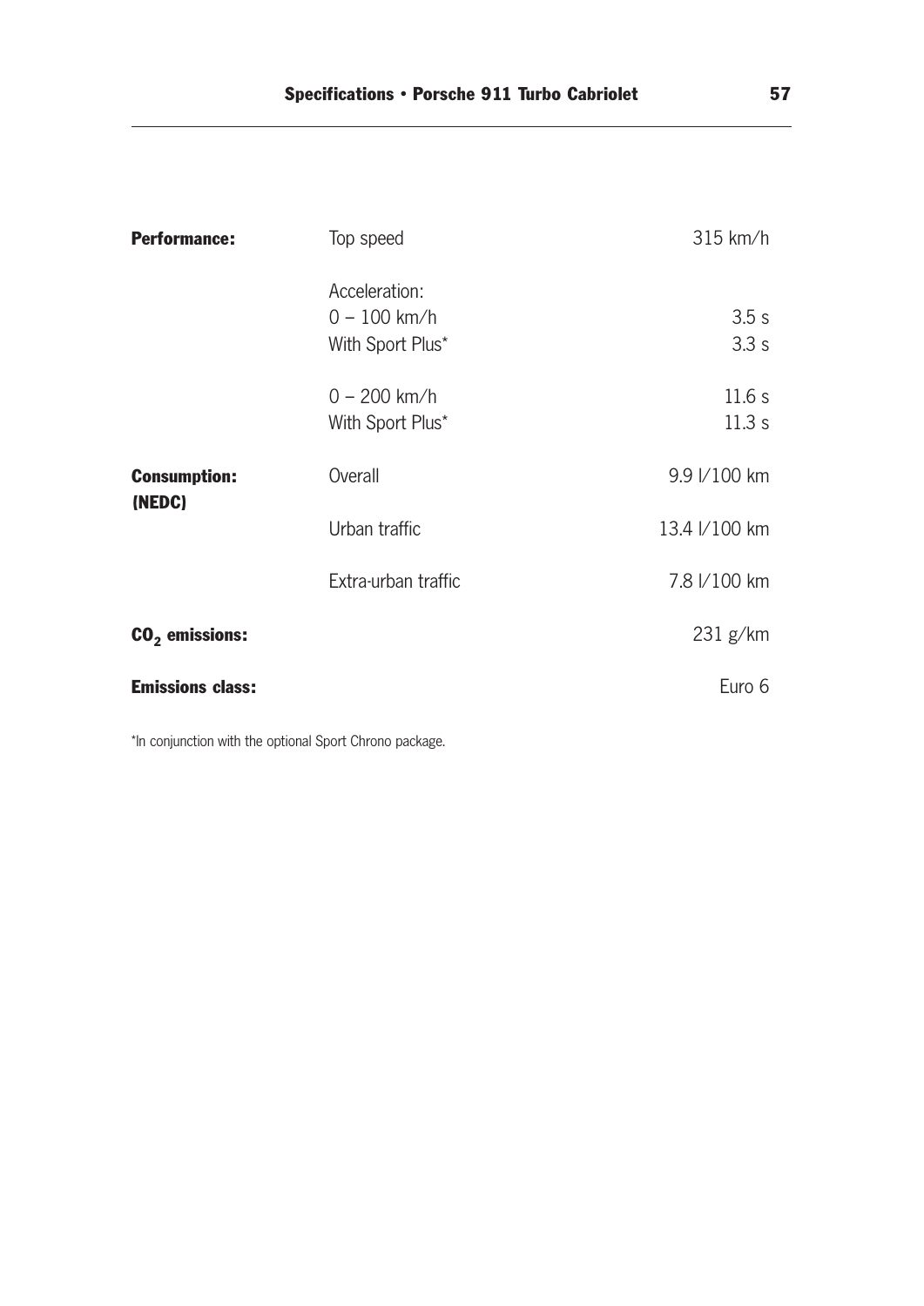| | | |
|---|---|---|
| **Performance:** | Top speed | 315 km/h |
| | Acceleration: | |
| | 0 – 100 km/h | 3.5 s |
| | With Sport Plus* | 3.3 s |
| | 0 – 200 km/h | 11.6 s |
| | With Sport Plus* | 11.3 s |
| **Consumption: (NEDC)** | Overall | 9.9 l/100 km |
| | Urban traffic | 13.4 l/100 km |
| | Extra-urban traffic | 7.8 l/100 km |
| **$CO_2$ emissions:** | | 231 g/km |
| **Emissions class:** | | Euro 6 |

*In conjunction with the optional Sport Chrono package.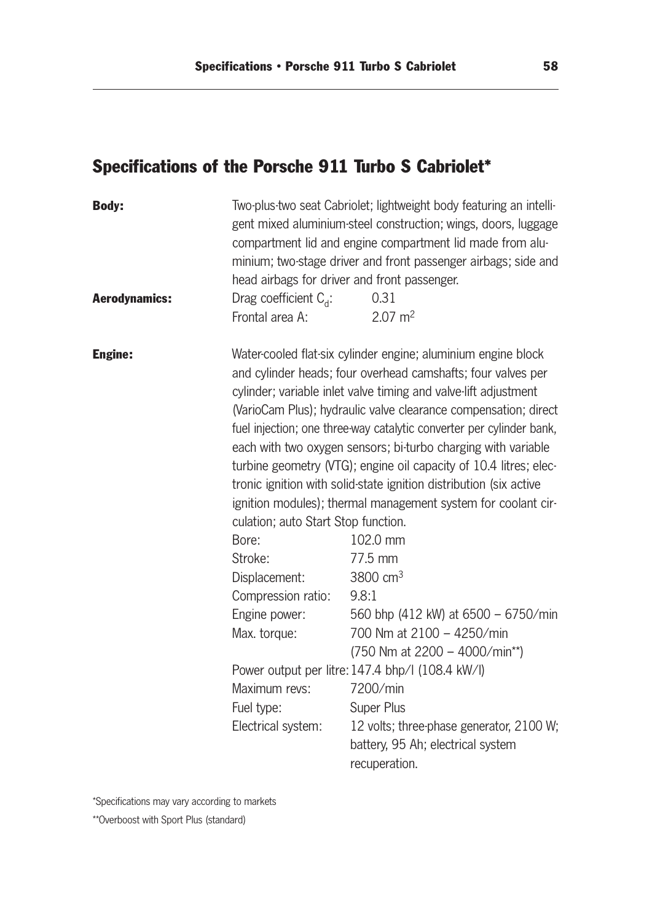## Specifications of the Porsche 911 Turbo S Cabriolet*

**Body:** Two-plus-two seat Cabriolet; lightweight body featuring an intelligent mixed aluminium-steel construction; wings, doors, luggage compartment lid and engine compartment lid made from aluminium; two-stage driver and front passenger airbags; side and head airbags for driver and front passenger.

**Aerodynamics:**

| | |
|---|---|
| Drag coefficient $C_d$: | 0.31 |
| Frontal area A: | 2.07 $m^2$ |

**Engine:** Water-cooled flat-six cylinder engine; aluminium engine block and cylinder heads; four overhead camshafts; four valves per cylinder; variable inlet valve timing and valve-lift adjustment (VarioCam Plus); hydraulic valve clearance compensation; direct fuel injection; one three-way catalytic converter per cylinder bank, each with two oxygen sensors; bi-turbo charging with variable turbine geometry (VTG); engine oil capacity of 10.4 litres; electronic ignition with solid-state ignition distribution (six active ignition modules); thermal management system for coolant circulation; auto Start Stop function.

| | |
|---|---|
| Bore: | 102.0 mm |
| Stroke: | 77.5 mm |
| Displacement: | 3800 $cm^3$ |
| Compression ratio: | 9.8:1 |
| Engine power: | 560 bhp (412 kW) at 6500 – 6750/min |
| Max. torque: | 700 Nm at 2100 – 4250/min (750 Nm at 2200 – 4000/min**) |
| Power output per litre: | 147.4 bhp/l (108.4 kW/l) |
| Maximum revs: | 7200/min |
| Fuel type: | Super Plus |
| Electrical system: | 12 volts; three-phase generator, 2100 W; battery, 95 Ah; electrical system recuperation. |

*Specifications may vary according to markets

**Overboost with Sport Plus (standard)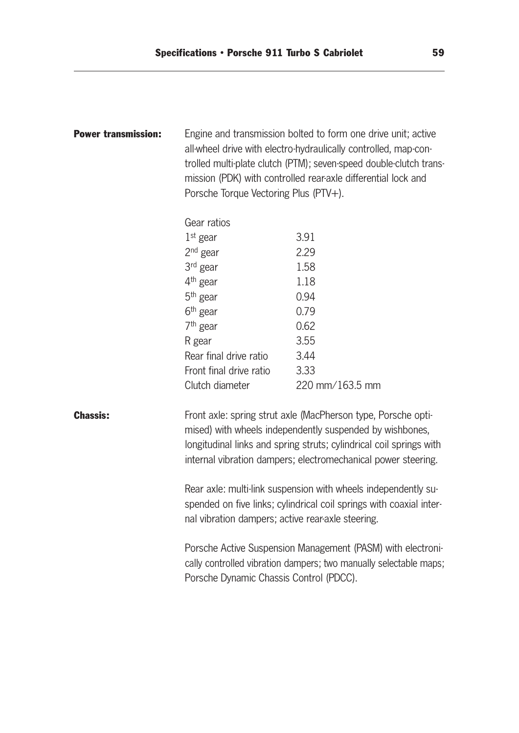**Power transmission:** Engine and transmission bolted to form one drive unit; active all-wheel drive with electro-hydraulically controlled, map-controlled multi-plate clutch (PTM); seven-speed double-clutch transmission (PDK) with controlled rear-axle differential lock and Porsche Torque Vectoring Plus (PTV+).

| Gear ratios | |
|---|---|
| 1st gear | 3.91 |
| 2nd gear | 2.29 |
| 3rd gear | 1.58 |
| 4th gear | 1.18 |
| 5th gear | 0.94 |
| 6th gear | 0.79 |
| 7th gear | 0.62 |
| R gear | 3.55 |
| Rear final drive ratio | 3.44 |
| Front final drive ratio | 3.33 |
| Clutch diameter | 220 mm/163.5 mm |

**Chassis:** Front axle: spring strut axle (MacPherson type, Porsche optimised) with wheels independently suspended by wishbones, longitudinal links and spring struts; cylindrical coil springs with internal vibration dampers; electromechanical power steering.

Rear axle: multi-link suspension with wheels independently suspended on five links; cylindrical coil springs with coaxial internal vibration dampers; active rear-axle steering.

Porsche Active Suspension Management (PASM) with electronically controlled vibration dampers; two manually selectable maps; Porsche Dynamic Chassis Control (PDCC).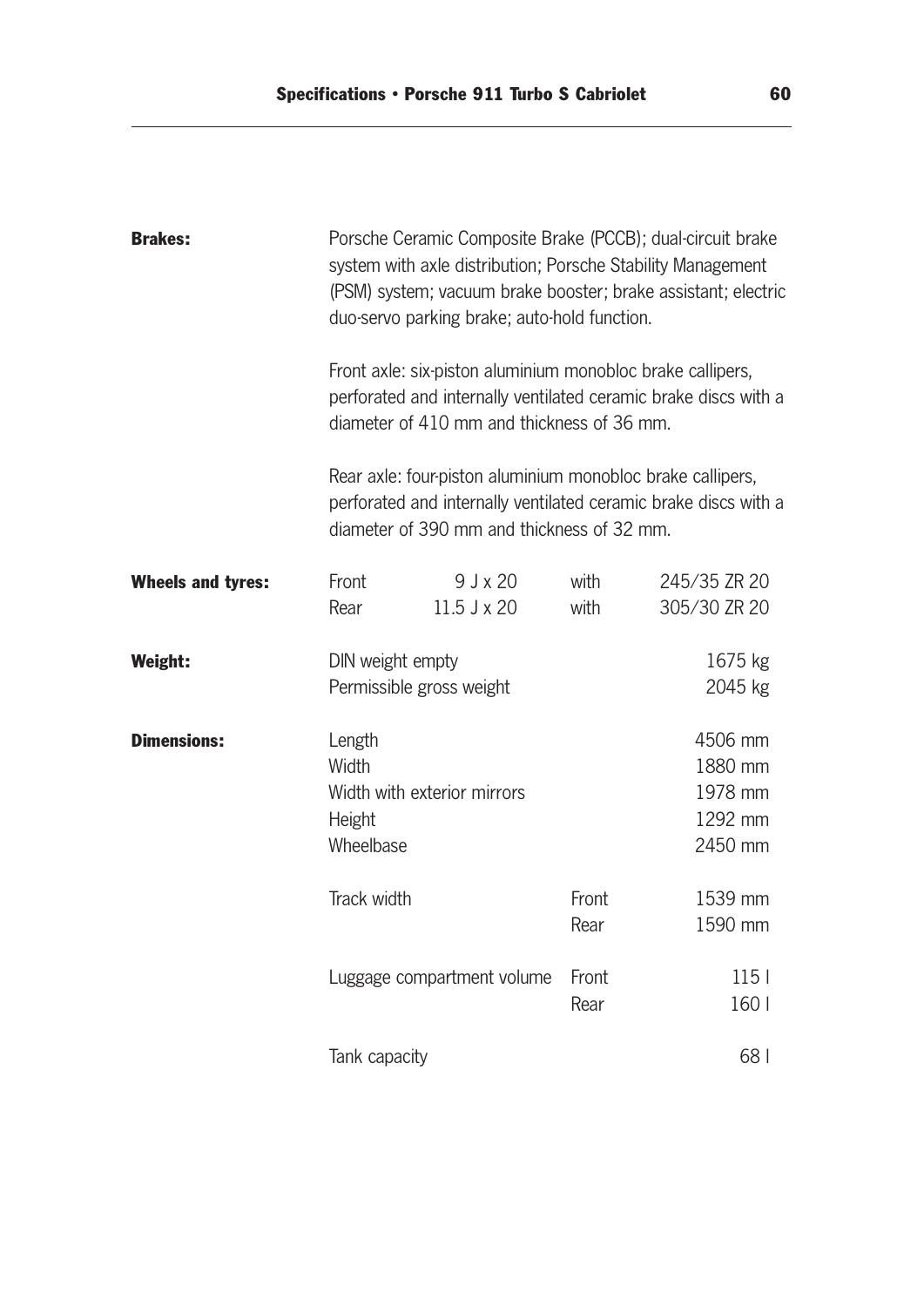**Brakes:**

Porsche Ceramic Composite Brake (PCCB); dual-circuit brake system with axle distribution; Porsche Stability Management (PSM) system; vacuum brake booster; brake assistant; electric duo-servo parking brake; auto-hold function.

Front axle: six-piston aluminium monobloc brake callipers, perforated and internally ventilated ceramic brake discs with a diameter of 410 mm and thickness of 36 mm.

Rear axle: four-piston aluminium monobloc brake callipers, perforated and internally ventilated ceramic brake discs with a diameter of 390 mm and thickness of 32 mm.

**Wheels and tyres:**

| | | | |
|---|---|---|---|
| Front | 9 J x 20 | with | 245/35 ZR 20 |
| Rear | 11.5 J x 20 | with | 305/30 ZR 20 |

**Weight:**

| | |
|---|---|
| DIN weight empty | 1675 kg |
| Permissible gross weight | 2045 kg |

**Dimensions:**

| | | |
|---|---|---|
| Length | | 4506 mm |
| Width | | 1880 mm |
| Width with exterior mirrors | | 1978 mm |
| Height | | 1292 mm |
| Wheelbase | | 2450 mm |
| Track width | Front | 1539 mm |
| | Rear | 1590 mm |
| Luggage compartment volume | Front | 115 l |
| | Rear | 160 l |
| Tank capacity | | 68 l |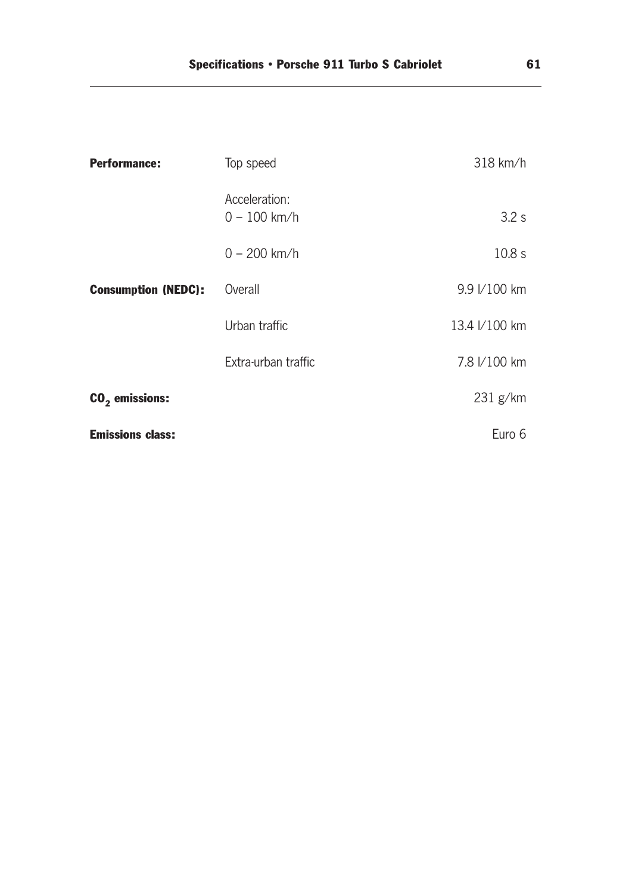| | | |
|---|---|---|
| **Performance:** | Top speed | 318 km/h |
| | Acceleration:<br>0 – 100 km/h | 3.2 s |
| | 0 – 200 km/h | 10.8 s |
| **Consumption (NEDC):** | Overall | 9.9 l/100 km |
| | Urban traffic | 13.4 l/100 km |
| | Extra-urban traffic | 7.8 l/100 km |
| **$CO_2$ emissions:** | | 231 g/km |
| **Emissions class:** | | Euro 6 |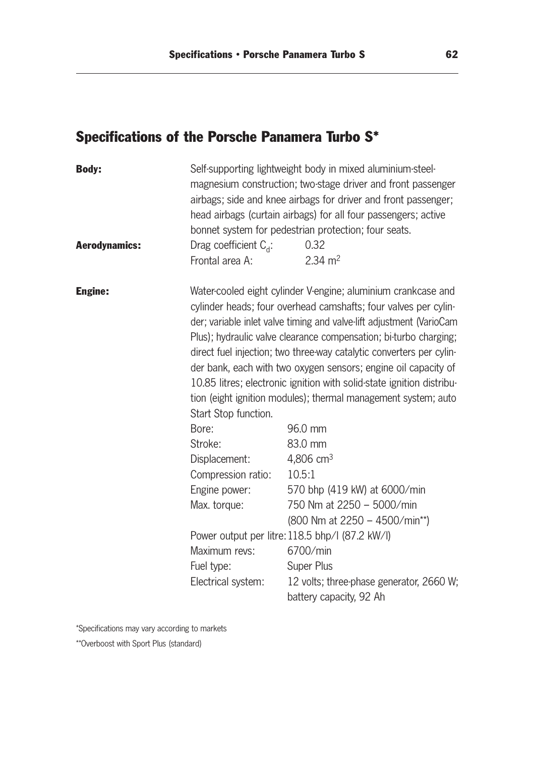## Specifications of the Porsche Panamera Turbo S*

**Body:** Self-supporting lightweight body in mixed aluminium-steel-magnesium construction; two-stage driver and front passenger airbags; side and knee airbags for driver and front passenger; head airbags (curtain airbags) for all four passengers; active bonnet system for pedestrian protection; four seats.

**Aerodynamics:**

| | |
|---|---|
| Drag coefficient $C_d$: | 0.32 |
| Frontal area A: | 2.34 m$^2$ |

**Engine:** Water-cooled eight cylinder V-engine; aluminium crankcase and cylinder heads; four overhead camshafts; four valves per cylinder; variable inlet valve timing and valve-lift adjustment (VarioCam Plus); hydraulic valve clearance compensation; bi-turbo charging; direct fuel injection; two three-way catalytic converters per cylinder bank, each with two oxygen sensors; engine oil capacity of 10.85 litres; electronic ignition with solid-state ignition distribution (eight ignition modules); thermal management system; auto Start Stop function.

| | |
|---|---|
| Bore: | 96.0 mm |
| Stroke: | 83.0 mm |
| Displacement: | 4,806 cm$^3$ |
| Compression ratio: | 10.5:1 |
| Engine power: | 570 bhp (419 kW) at 6000/min |
| Max. torque: | 750 Nm at 2250 – 5000/min (800 Nm at 2250 – 4500/min**) |
| Power output per litre: | 118.5 bhp/l (87.2 kW/l) |
| Maximum revs: | 6700/min |
| Fuel type: | Super Plus |
| Electrical system: | 12 volts; three-phase generator, 2660 W; battery capacity, 92 Ah |

*Specifications may vary according to markets

**Overboost with Sport Plus (standard)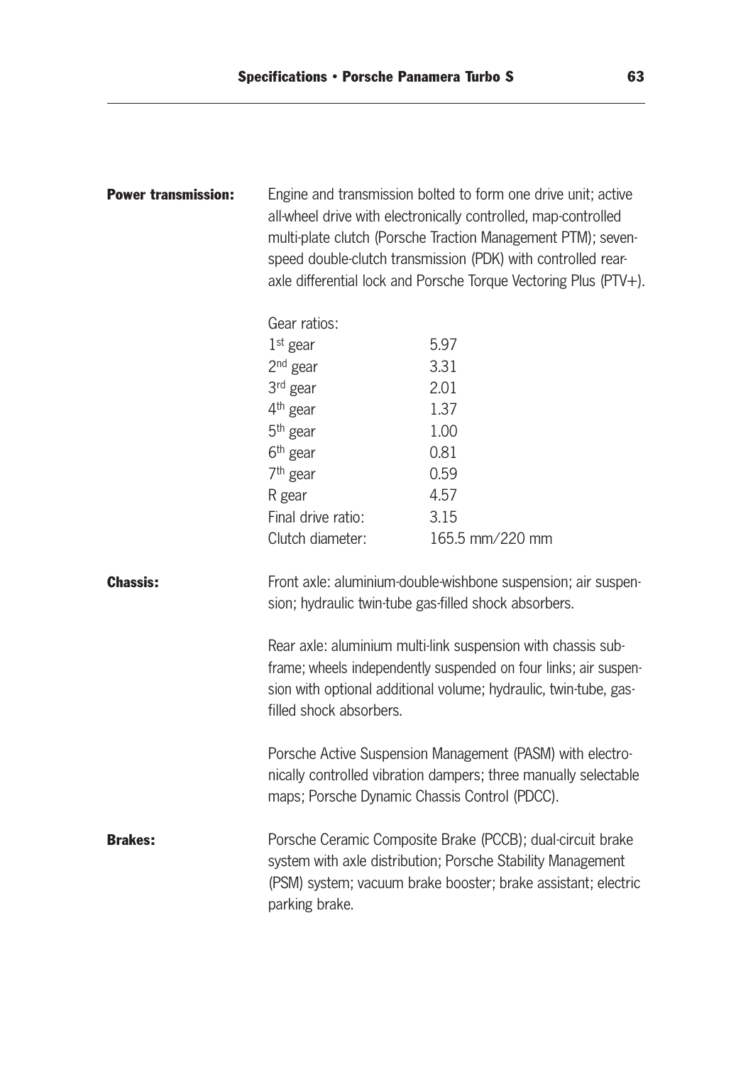**Power transmission:** Engine and transmission bolted to form one drive unit; active all-wheel drive with electronically controlled, map-controlled multi-plate clutch (Porsche Traction Management PTM); seven-speed double-clutch transmission (PDK) with controlled rear-axle differential lock and Porsche Torque Vectoring Plus (PTV+).

Gear ratios:

| | |
|---|---|
| 1st gear | 5.97 |
| 2nd gear | 3.31 |
| 3rd gear | 2.01 |
| 4th gear | 1.37 |
| 5th gear | 1.00 |
| 6th gear | 0.81 |
| 7th gear | 0.59 |
| R gear | 4.57 |
| Final drive ratio: | 3.15 |
| Clutch diameter: | 165.5 mm/220 mm |

**Chassis:** Front axle: aluminium-double-wishbone suspension; air suspension; hydraulic twin-tube gas-filled shock absorbers.

Rear axle: aluminium multi-link suspension with chassis subframe; wheels independently suspended on four links; air suspension with optional additional volume; hydraulic, twin-tube, gas-filled shock absorbers.

Porsche Active Suspension Management (PASM) with electronically controlled vibration dampers; three manually selectable maps; Porsche Dynamic Chassis Control (PDCC).

**Brakes:** Porsche Ceramic Composite Brake (PCCB); dual-circuit brake system with axle distribution; Porsche Stability Management (PSM) system; vacuum brake booster; brake assistant; electric parking brake.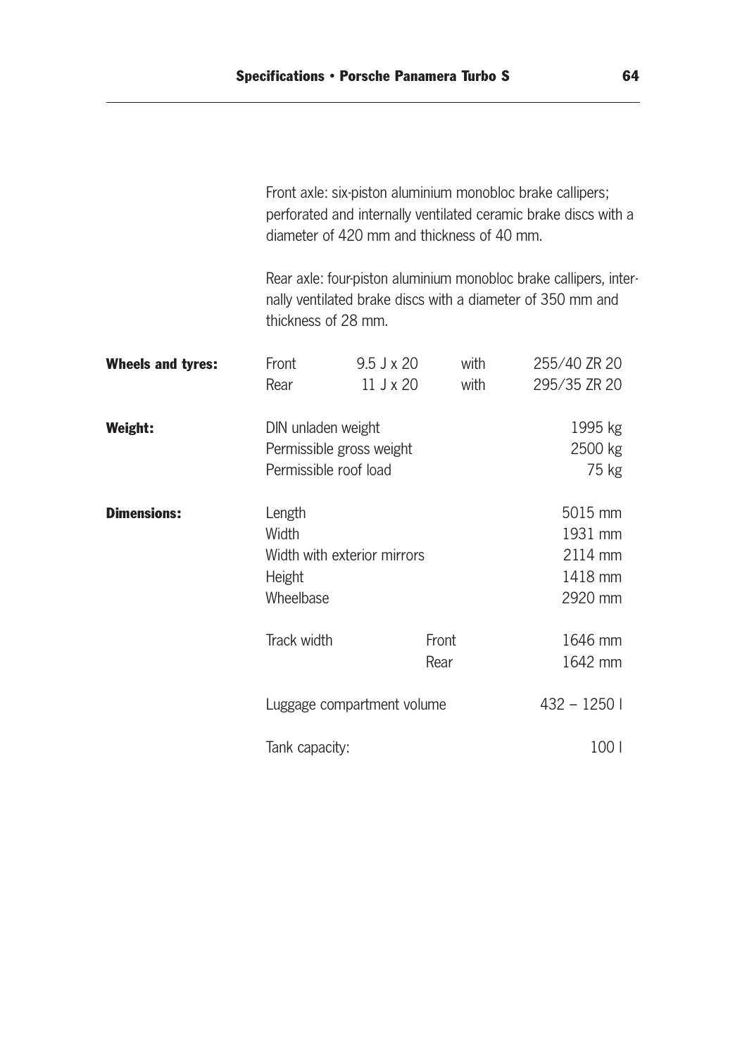Front axle: six-piston aluminium monobloc brake callipers; perforated and internally ventilated ceramic brake discs with a diameter of 420 mm and thickness of 40 mm.

Rear axle: four-piston aluminium monobloc brake callipers, internally ventilated brake discs with a diameter of 350 mm and thickness of 28 mm.

**Wheels and tyres:**

| | | | |
|---|---|---|---|
| Front | 9.5 J x 20 | with | 255/40 ZR 20 |
| Rear | 11 J x 20 | with | 295/35 ZR 20 |

**Weight:**

| | |
|---|---|
| DIN unladen weight | 1995 kg |
| Permissible gross weight | 2500 kg |
| Permissible roof load | 75 kg |

**Dimensions:**

| | | |
|---|---|---|
| Length | | 5015 mm |
| Width | | 1931 mm |
| Width with exterior mirrors | | 2114 mm |
| Height | | 1418 mm |
| Wheelbase | | 2920 mm |
| Track width | Front | 1646 mm |
| | Rear | 1642 mm |
| Luggage compartment volume | | 432 – 1250 l |
| Tank capacity: | | 100 l |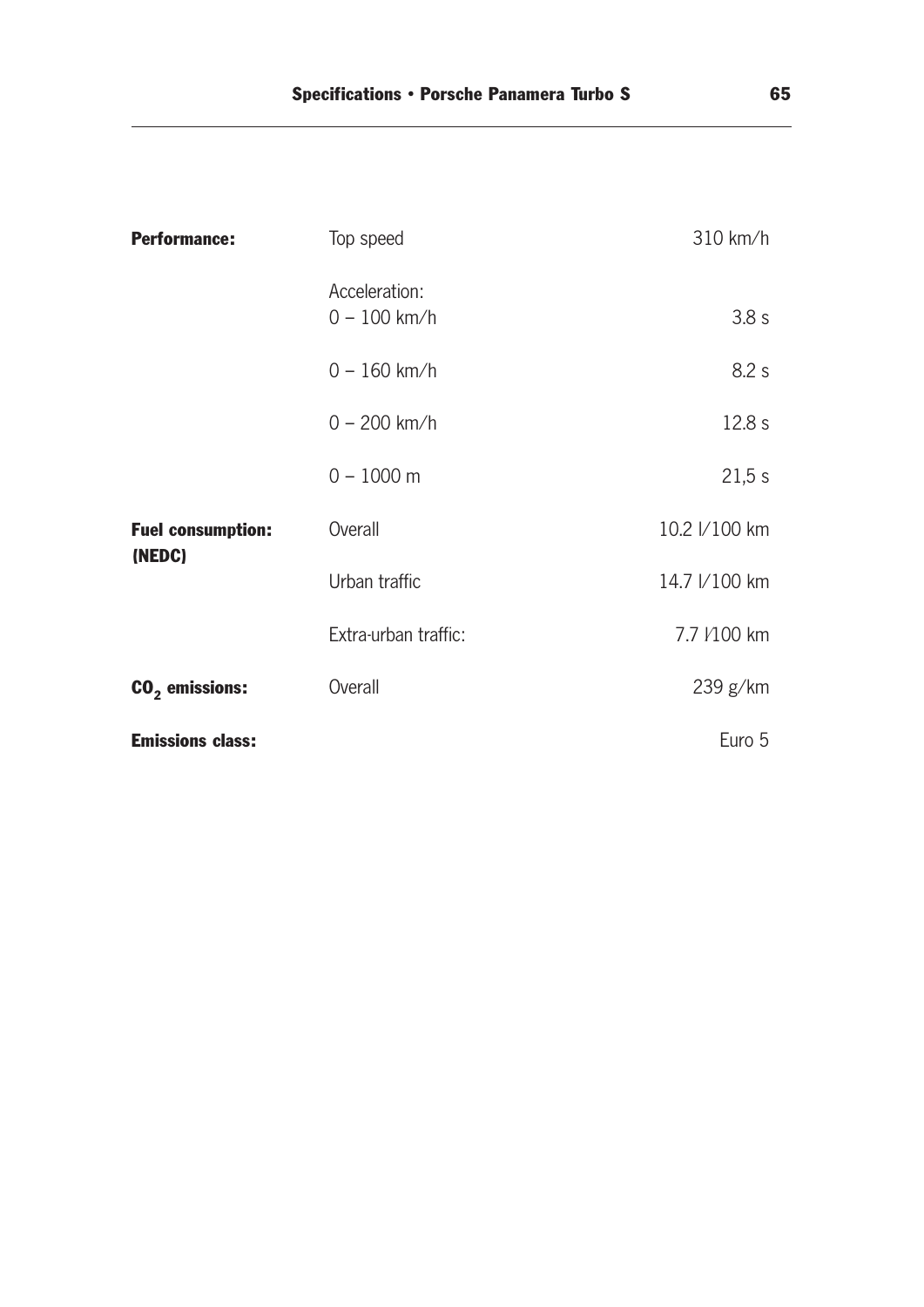| | | |
|---|---|---|
| **Performance:** | Top speed | 310 km/h |
| | Acceleration: 0 – 100 km/h | 3.8 s |
| | 0 – 160 km/h | 8.2 s |
| | 0 – 200 km/h | 12.8 s |
| | 0 – 1000 m | 21,5 s |
| **Fuel consumption: (NEDC)** | Overall | 10.2 l/100 km |
| | Urban traffic | 14.7 l/100 km |
| | Extra-urban traffic: | 7.7 l/100 km |
| **$CO_2$ emissions:** | Overall | 239 g/km |
| **Emissions class:** | | Euro 5 |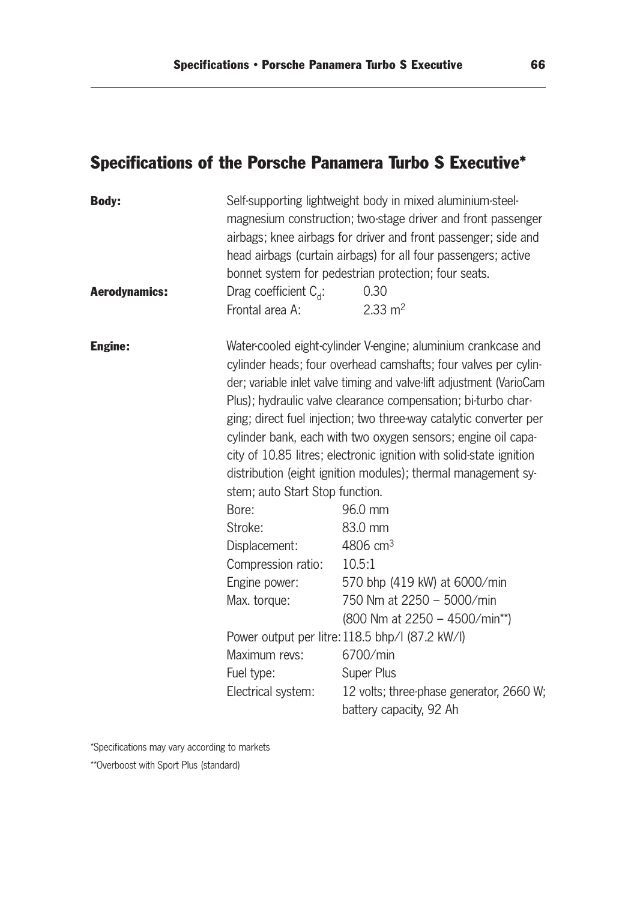## Specifications of the Porsche Panamera Turbo S Executive*

**Body:** Self-supporting lightweight body in mixed aluminium-steel-magnesium construction; two-stage driver and front passenger airbags; knee airbags for driver and front passenger; side and head airbags (curtain airbags) for all four passengers; active bonnet system for pedestrian protection; four seats.

**Aerodynamics:**

| | |
|---|---|
| Drag coefficient $C_d$: | 0.30 |
| Frontal area A: | 2.33 m$^2$ |

**Engine:** Water-cooled eight-cylinder V-engine; aluminium crankcase and cylinder heads; four overhead camshafts; four valves per cylinder; variable inlet valve timing and valve-lift adjustment (VarioCam Plus); hydraulic valve clearance compensation; bi-turbo charging; direct fuel injection; two three-way catalytic converter per cylinder bank, each with two oxygen sensors; engine oil capacity of 10.85 litres; electronic ignition with solid-state ignition distribution (eight ignition modules); thermal management system; auto Start Stop function.

| | |
|---|---|
| Bore: | 96.0 mm |
| Stroke: | 83.0 mm |
| Displacement: | 4806 cm$^3$ |
| Compression ratio: | 10.5:1 |
| Engine power: | 570 bhp (419 kW) at 6000/min |
| Max. torque: | 750 Nm at 2250 – 5000/min (800 Nm at 2250 – 4500/min**) |
| Power output per litre: | 118.5 bhp/l (87.2 kW/l) |
| Maximum revs: | 6700/min |
| Fuel type: | Super Plus |
| Electrical system: | 12 volts; three-phase generator, 2660 W; battery capacity, 92 Ah |

*Specifications may vary according to markets

**Overboost with Sport Plus (standard)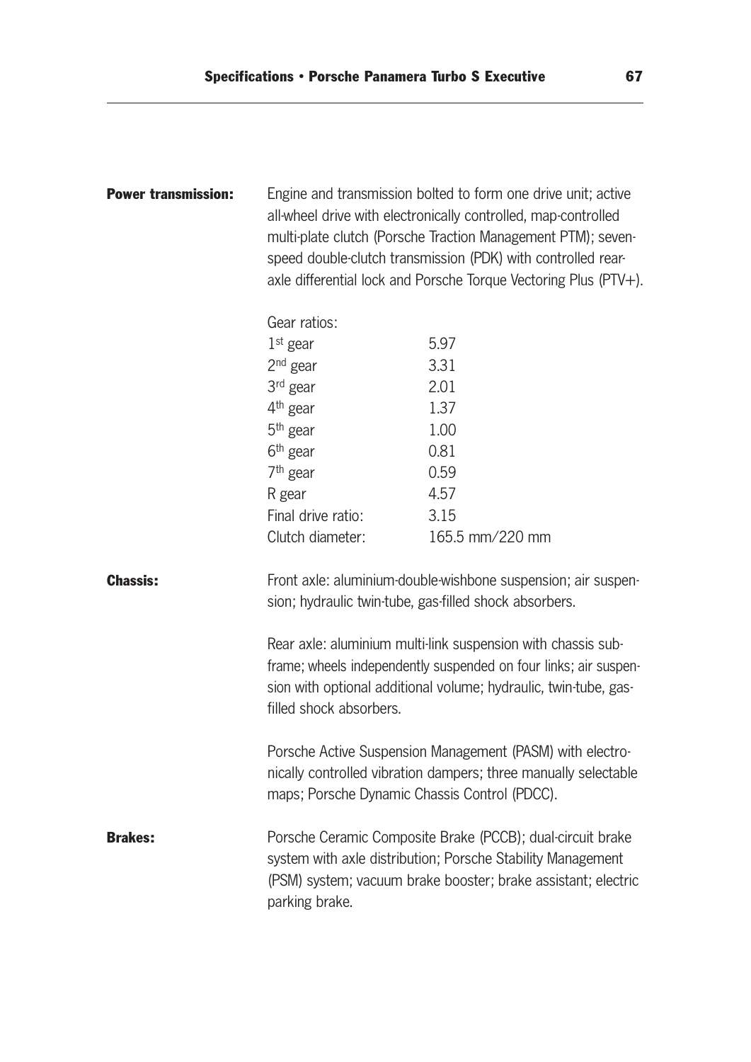**Power transmission:** Engine and transmission bolted to form one drive unit; active all-wheel drive with electronically controlled, map-controlled multi-plate clutch (Porsche Traction Management PTM); seven-speed double-clutch transmission (PDK) with controlled rear-axle differential lock and Porsche Torque Vectoring Plus (PTV+).

| Gear ratios: | |
|---|---|
| 1st gear | 5.97 |
| 2nd gear | 3.31 |
| 3rd gear | 2.01 |
| 4th gear | 1.37 |
| 5th gear | 1.00 |
| 6th gear | 0.81 |
| 7th gear | 0.59 |
| R gear | 4.57 |
| Final drive ratio: | 3.15 |
| Clutch diameter: | 165.5 mm/220 mm |

**Chassis:** Front axle: aluminium-double-wishbone suspension; air suspension; hydraulic twin-tube, gas-filled shock absorbers.

Rear axle: aluminium multi-link suspension with chassis subframe; wheels independently suspended on four links; air suspension with optional additional volume; hydraulic, twin-tube, gas-filled shock absorbers.

Porsche Active Suspension Management (PASM) with electronically controlled vibration dampers; three manually selectable maps; Porsche Dynamic Chassis Control (PDCC).

**Brakes:** Porsche Ceramic Composite Brake (PCCB); dual-circuit brake system with axle distribution; Porsche Stability Management (PSM) system; vacuum brake booster; brake assistant; electric parking brake.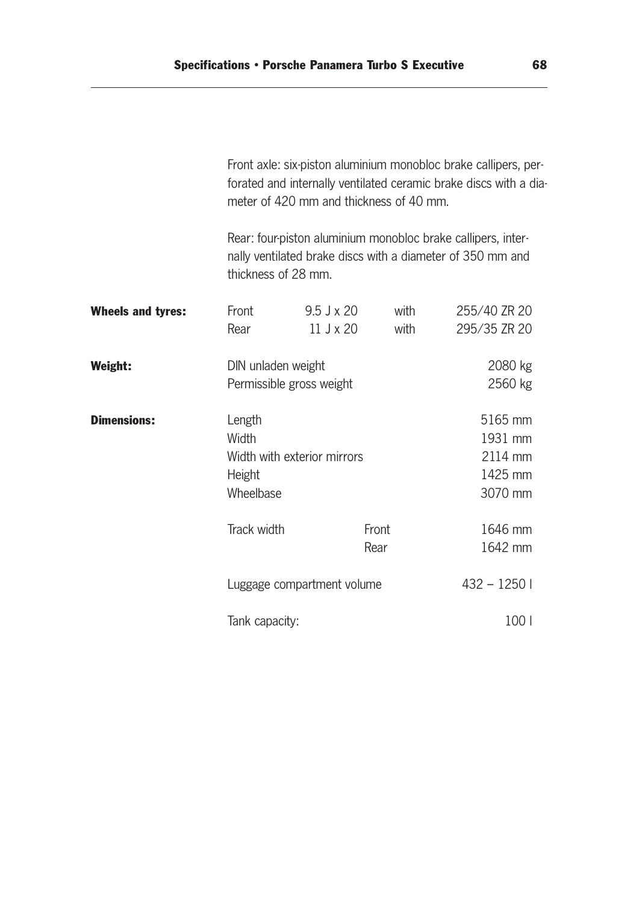Front axle: six-piston aluminium monobloc brake callipers, perforated and internally ventilated ceramic brake discs with a diameter of 420 mm and thickness of 40 mm.

Rear: four-piston aluminium monobloc brake callipers, internally ventilated brake discs with a diameter of 350 mm and thickness of 28 mm.

| | | | | |
|---|---|---|---|---|
| **Wheels and tyres:** | Front | 9.5 J x 20 | with | 255/40 ZR 20 |
| | Rear | 11 J x 20 | with | 295/35 ZR 20 |
| **Weight:** | DIN unladen weight | | | 2080 kg |
| | Permissible gross weight | | | 2560 kg |
| **Dimensions:** | Length | | | 5165 mm |
| | Width | | | 1931 mm |
| | Width with exterior mirrors | | | 2114 mm |
| | Height | | | 1425 mm |
| | Wheelbase | | | 3070 mm |
| | Track width | | Front | 1646 mm |
| | | | Rear | 1642 mm |
| | Luggage compartment volume | | | 432 – 1250 l |
| | Tank capacity: | | | 100 l |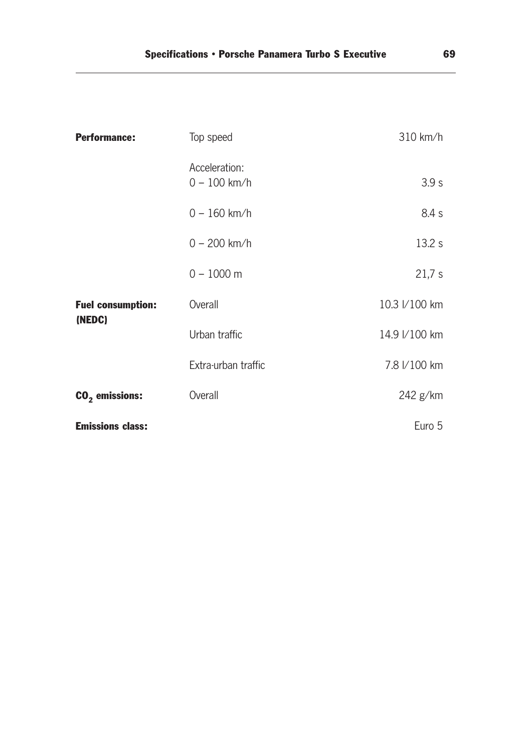| | | |
|---|---|---|
| **Performance:** | Top speed | 310 km/h |
| | Acceleration:<br>0 – 100 km/h | 3.9 s |
| | 0 – 160 km/h | 8.4 s |
| | 0 – 200 km/h | 13.2 s |
| | 0 – 1000 m | 21,7 s |
| **Fuel consumption: (NEDC)** | Overall | 10.3 l/100 km |
| | Urban traffic | 14.9 l/100 km |
| | Extra-urban traffic | 7.8 l/100 km |
| **$CO_2$ emissions:** | Overall | 242 g/km |
| **Emissions class:** | | Euro 5 |